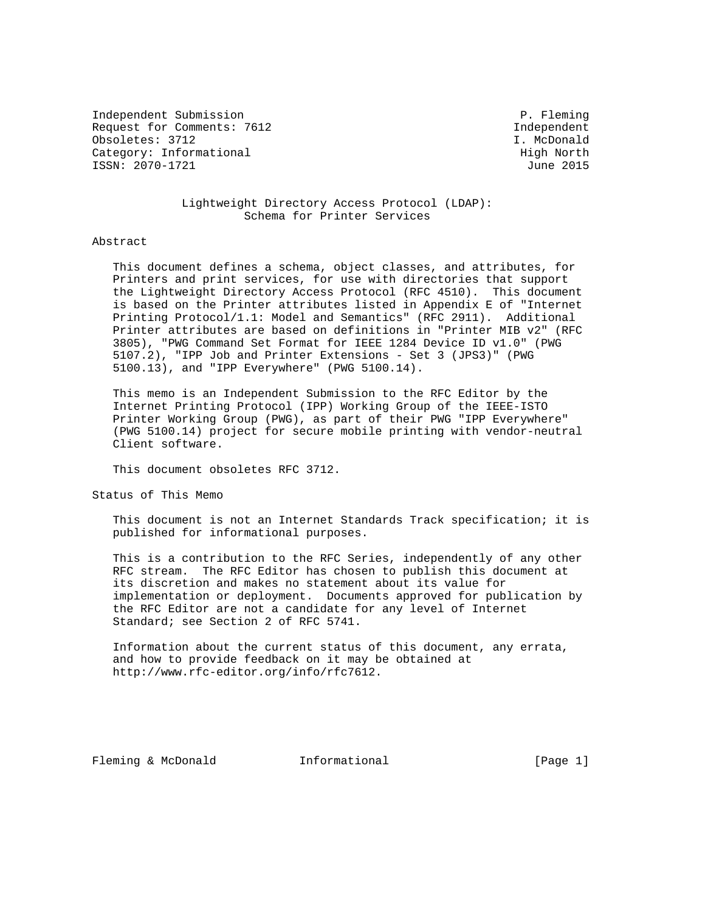Independent Submission P. Fleming
Request for Comments: 7612 Independent
Obsoletes: 3712 I. McDonald
Category: Informational High North
ISSN: 2070-1721 June 2015

# Lightweight Directory Access Protocol (LDAP): Schema for Printer Services

## Abstract

This document defines a schema, object classes, and attributes, for Printers and print services, for use with directories that support the Lightweight Directory Access Protocol (RFC 4510). This document is based on the Printer attributes listed in Appendix E of "Internet Printing Protocol/1.1: Model and Semantics" (RFC 2911). Additional Printer attributes are based on definitions in "Printer MIB v2" (RFC 3805), "PWG Command Set Format for IEEE 1284 Device ID v1.0" (PWG 5107.2), "IPP Job and Printer Extensions - Set 3 (JPS3)" (PWG 5100.13), and "IPP Everywhere" (PWG 5100.14).

This memo is an Independent Submission to the RFC Editor by the Internet Printing Protocol (IPP) Working Group of the IEEE-ISTO Printer Working Group (PWG), as part of their PWG "IPP Everywhere" (PWG 5100.14) project for secure mobile printing with vendor-neutral Client software.

This document obsoletes RFC 3712.

## Status of This Memo

This document is not an Internet Standards Track specification; it is published for informational purposes.

This is a contribution to the RFC Series, independently of any other RFC stream. The RFC Editor has chosen to publish this document at its discretion and makes no statement about its value for implementation or deployment. Documents approved for publication by the RFC Editor are not a candidate for any level of Internet Standard; see Section 2 of RFC 5741.

Information about the current status of this document, any errata, and how to provide feedback on it may be obtained at http://www.rfc-editor.org/info/rfc7612.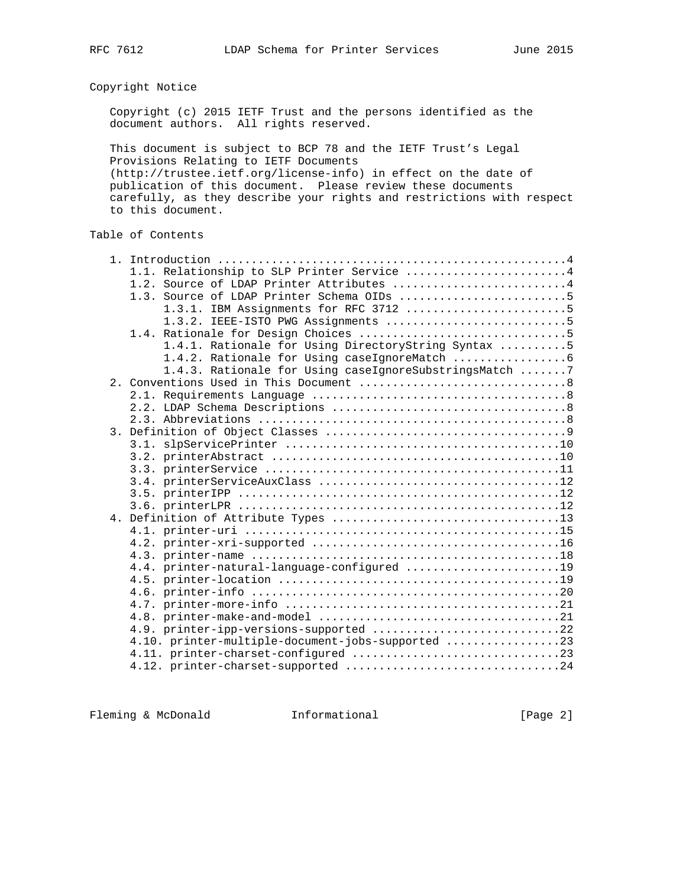## Copyright Notice

Copyright (c) 2015 IETF Trust and the persons identified as the document authors. All rights reserved.

This document is subject to BCP 78 and the IETF Trust's Legal Provisions Relating to IETF Documents (http://trustee.ietf.org/license-info) in effect on the date of publication of this document. Please review these documents carefully, as they describe your rights and restrictions with respect to this document.

## Table of Contents

```
   1. Introduction ....................................................4
      1.1. Relationship to SLP Printer Service ........................4
      1.2. Source of LDAP Printer Attributes ..........................4
      1.3. Source of LDAP Printer Schema OIDs .........................5
           1.3.1. IBM Assignments for RFC 3712 ........................5
           1.3.2. IEEE-ISTO PWG Assignments ...........................5
      1.4. Rationale for Design Choices ...............................5
           1.4.1. Rationale for Using DirectoryString Syntax ..........5
           1.4.2. Rationale for Using caseIgnoreMatch .................6
           1.4.3. Rationale for Using caseIgnoreSubstringsMatch .......7
   2. Conventions Used in This Document ...............................8
      2.1. Requirements Language ......................................8
      2.2. LDAP Schema Descriptions ...................................8
      2.3. Abbreviations ..............................................8
   3. Definition of Object Classes ....................................9
      3.1. slpServicePrinter .........................................10
      3.2. printerAbstract ...........................................10
      3.3. printerService ............................................11
      3.4. printerServiceAuxClass ....................................12
      3.5. printerIPP ................................................12
      3.6. printerLPR ................................................12
   4. Definition of Attribute Types ..................................13
      4.1. printer-uri ...............................................15
      4.2. printer-xri-supported .....................................16
      4.3. printer-name ..............................................18
      4.4. printer-natural-language-configured .......................19
      4.5. printer-location ..........................................19
      4.6. printer-info ..............................................20
      4.7. printer-more-info .........................................21
      4.8. printer-make-and-model ....................................21
      4.9. printer-ipp-versions-supported ............................22
      4.10. printer-multiple-document-jobs-supported .................23
      4.11. printer-charset-configured ...............................23
      4.12. printer-charset-supported ................................24
```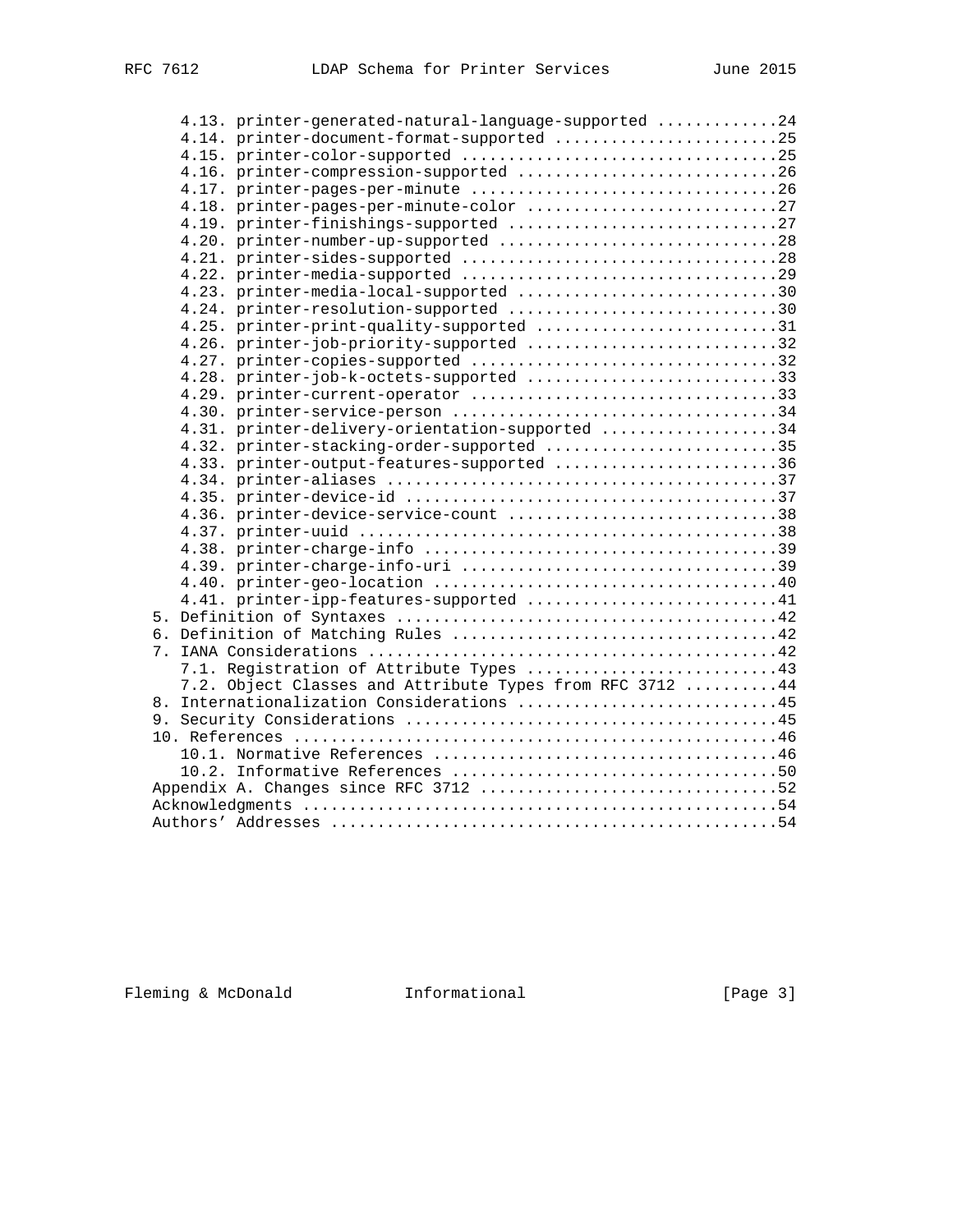```
      4.13. printer-generated-natural-language-supported .............24
      4.14. printer-document-format-supported ........................25
      4.15. printer-color-supported ..................................25
      4.16. printer-compression-supported ............................26
      4.17. printer-pages-per-minute .................................26
      4.18. printer-pages-per-minute-color ...........................27
      4.19. printer-finishings-supported .............................27
      4.20. printer-number-up-supported ..............................28
      4.21. printer-sides-supported ..................................28
      4.22. printer-media-supported ..................................29
      4.23. printer-media-local-supported ............................30
      4.24. printer-resolution-supported .............................30
      4.25. printer-print-quality-supported ..........................31
      4.26. printer-job-priority-supported ...........................32
      4.27. printer-copies-supported .................................32
      4.28. printer-job-k-octets-supported ...........................33
      4.29. printer-current-operator .................................33
      4.30. printer-service-person ...................................34
      4.31. printer-delivery-orientation-supported ...................34
      4.32. printer-stacking-order-supported .........................35
      4.33. printer-output-features-supported ........................36
      4.34. printer-aliases ..........................................37
      4.35. printer-device-id ........................................37
      4.36. printer-device-service-count .............................38
      4.37. printer-uuid .............................................38
      4.38. printer-charge-info ......................................39
      4.39. printer-charge-info-uri ..................................39
      4.40. printer-geo-location .....................................40
      4.41. printer-ipp-features-supported ...........................41
   5. Definition of Syntaxes .........................................42
   6. Definition of Matching Rules ...................................42
   7. IANA Considerations ............................................42
      7.1. Registration of Attribute Types ...........................43
      7.2. Object Classes and Attribute Types from RFC 3712 ..........44
   8. Internationalization Considerations ............................45
   9. Security Considerations ........................................45
   10. References ....................................................46
      10.1. Normative References .....................................46
      10.2. Informative References ...................................50
   Appendix A. Changes since RFC 3712 ................................52
   Acknowledgments ...................................................54
   Authors' Addresses ................................................54
```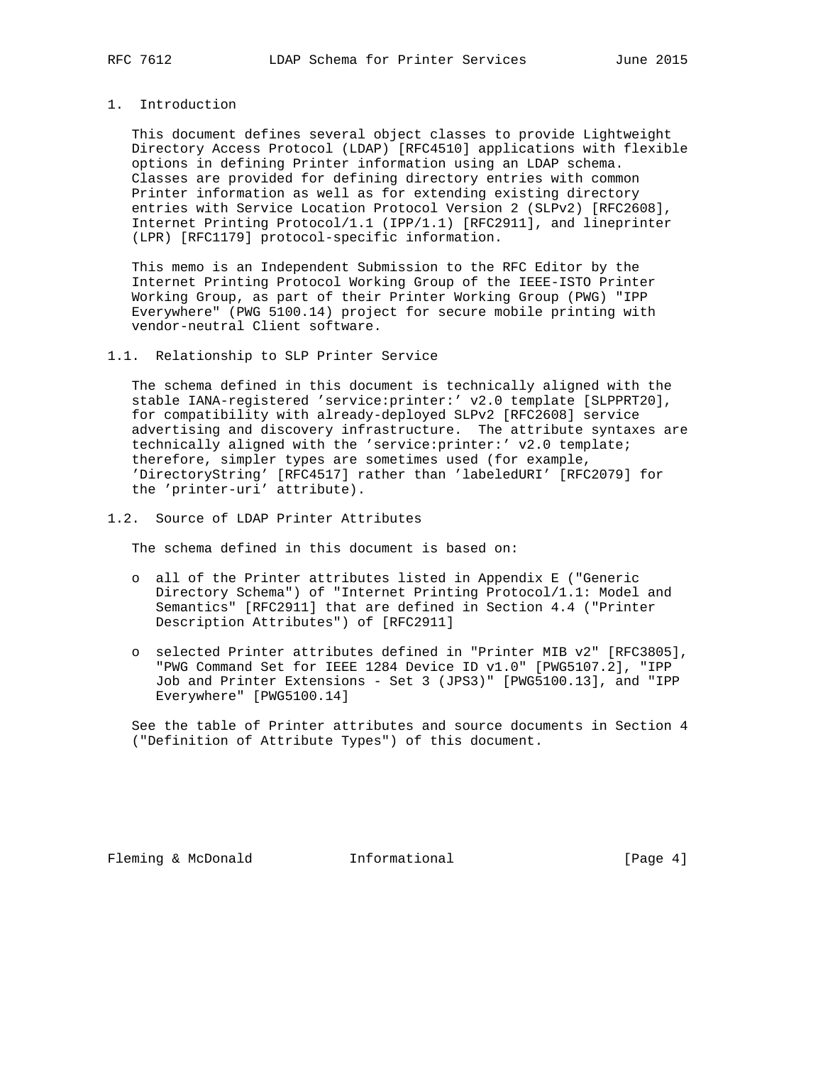# 1. Introduction

This document defines several object classes to provide Lightweight Directory Access Protocol (LDAP) [RFC4510] applications with flexible options in defining Printer information using an LDAP schema. Classes are provided for defining directory entries with common Printer information as well as for extending existing directory entries with Service Location Protocol Version 2 (SLPv2) [RFC2608], Internet Printing Protocol/1.1 (IPP/1.1) [RFC2911], and lineprinter (LPR) [RFC1179] protocol-specific information.

This memo is an Independent Submission to the RFC Editor by the Internet Printing Protocol Working Group of the IEEE-ISTO Printer Working Group, as part of their Printer Working Group (PWG) "IPP Everywhere" (PWG 5100.14) project for secure mobile printing with vendor-neutral Client software.

## 1.1. Relationship to SLP Printer Service

The schema defined in this document is technically aligned with the stable IANA-registered 'service:printer:' v2.0 template [SLPPRT20], for compatibility with already-deployed SLPv2 [RFC2608] service advertising and discovery infrastructure. The attribute syntaxes are technically aligned with the 'service:printer:' v2.0 template; therefore, simpler types are sometimes used (for example, 'DirectoryString' [RFC4517] rather than 'labeledURI' [RFC2079] for the 'printer-uri' attribute).

## 1.2. Source of LDAP Printer Attributes

The schema defined in this document is based on:

- all of the Printer attributes listed in Appendix E ("Generic Directory Schema") of "Internet Printing Protocol/1.1: Model and Semantics" [RFC2911] that are defined in Section 4.4 ("Printer Description Attributes") of [RFC2911]

- selected Printer attributes defined in "Printer MIB v2" [RFC3805], "PWG Command Set for IEEE 1284 Device ID v1.0" [PWG5107.2], "IPP Job and Printer Extensions - Set 3 (JPS3)" [PWG5100.13], and "IPP Everywhere" [PWG5100.14]

See the table of Printer attributes and source documents in Section 4 ("Definition of Attribute Types") of this document.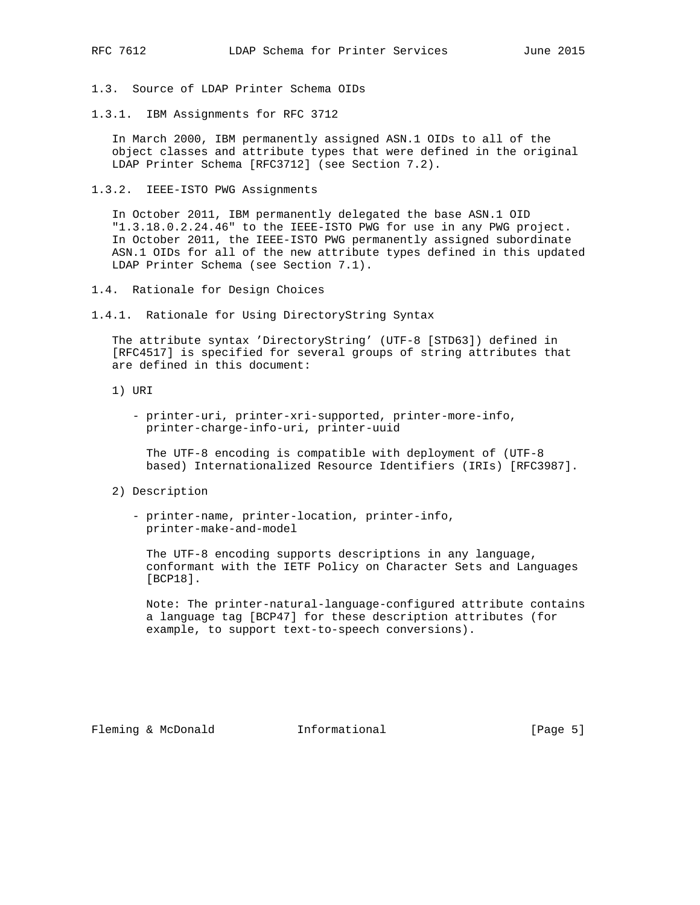### 1.3. Source of LDAP Printer Schema OIDs

#### 1.3.1. IBM Assignments for RFC 3712

In March 2000, IBM permanently assigned ASN.1 OIDs to all of the object classes and attribute types that were defined in the original LDAP Printer Schema [RFC3712] (see Section 7.2).

#### 1.3.2. IEEE-ISTO PWG Assignments

In October 2011, IBM permanently delegated the base ASN.1 OID "1.3.18.0.2.24.46" to the IEEE-ISTO PWG for use in any PWG project. In October 2011, the IEEE-ISTO PWG permanently assigned subordinate ASN.1 OIDs for all of the new attribute types defined in this updated LDAP Printer Schema (see Section 7.1).

### 1.4. Rationale for Design Choices

#### 1.4.1. Rationale for Using DirectoryString Syntax

The attribute syntax 'DirectoryString' (UTF-8 [STD63]) defined in [RFC4517] is specified for several groups of string attributes that are defined in this document:

1) URI

   - printer-uri, printer-xri-supported, printer-more-info, printer-charge-info-uri, printer-uuid

   The UTF-8 encoding is compatible with deployment of (UTF-8 based) Internationalized Resource Identifiers (IRIs) [RFC3987].

2) Description

   - printer-name, printer-location, printer-info, printer-make-and-model

   The UTF-8 encoding supports descriptions in any language, conformant with the IETF Policy on Character Sets and Languages [BCP18].

   Note: The printer-natural-language-configured attribute contains a language tag [BCP47] for these description attributes (for example, to support text-to-speech conversions).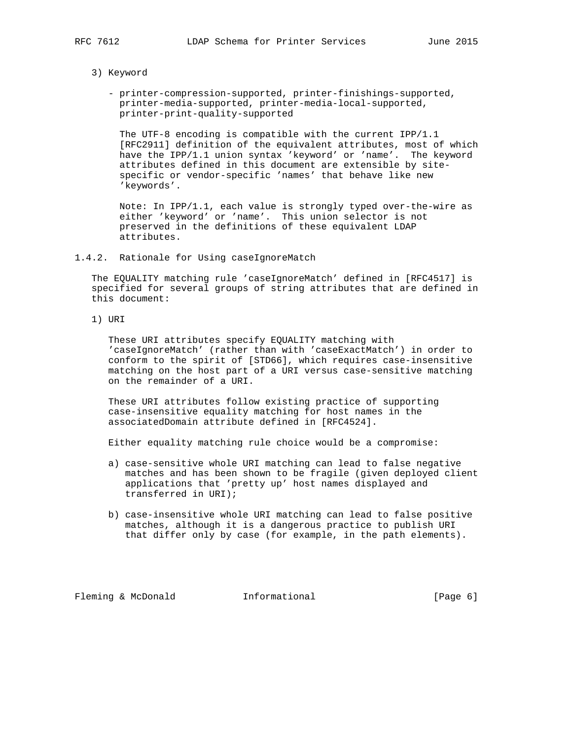3) Keyword

   - printer-compression-supported, printer-finishings-supported, printer-media-supported, printer-media-local-supported, printer-print-quality-supported

     The UTF-8 encoding is compatible with the current IPP/1.1 [RFC2911] definition of the equivalent attributes, most of which have the IPP/1.1 union syntax 'keyword' or 'name'. The keyword attributes defined in this document are extensible by site-specific or vendor-specific 'names' that behave like new 'keywords'.

     Note: In IPP/1.1, each value is strongly typed over-the-wire as either 'keyword' or 'name'. This union selector is not preserved in the definitions of these equivalent LDAP attributes.

### 1.4.2. Rationale for Using caseIgnoreMatch

The EQUALITY matching rule 'caseIgnoreMatch' defined in [RFC4517] is specified for several groups of string attributes that are defined in this document:

1) URI

   These URI attributes specify EQUALITY matching with 'caseIgnoreMatch' (rather than with 'caseExactMatch') in order to conform to the spirit of [STD66], which requires case-insensitive matching on the host part of a URI versus case-sensitive matching on the remainder of a URI.

   These URI attributes follow existing practice of supporting case-insensitive equality matching for host names in the associatedDomain attribute defined in [RFC4524].

   Either equality matching rule choice would be a compromise:

   a) case-sensitive whole URI matching can lead to false negative matches and has been shown to be fragile (given deployed client applications that 'pretty up' host names displayed and transferred in URI);

   b) case-insensitive whole URI matching can lead to false positive matches, although it is a dangerous practice to publish URI that differ only by case (for example, in the path elements).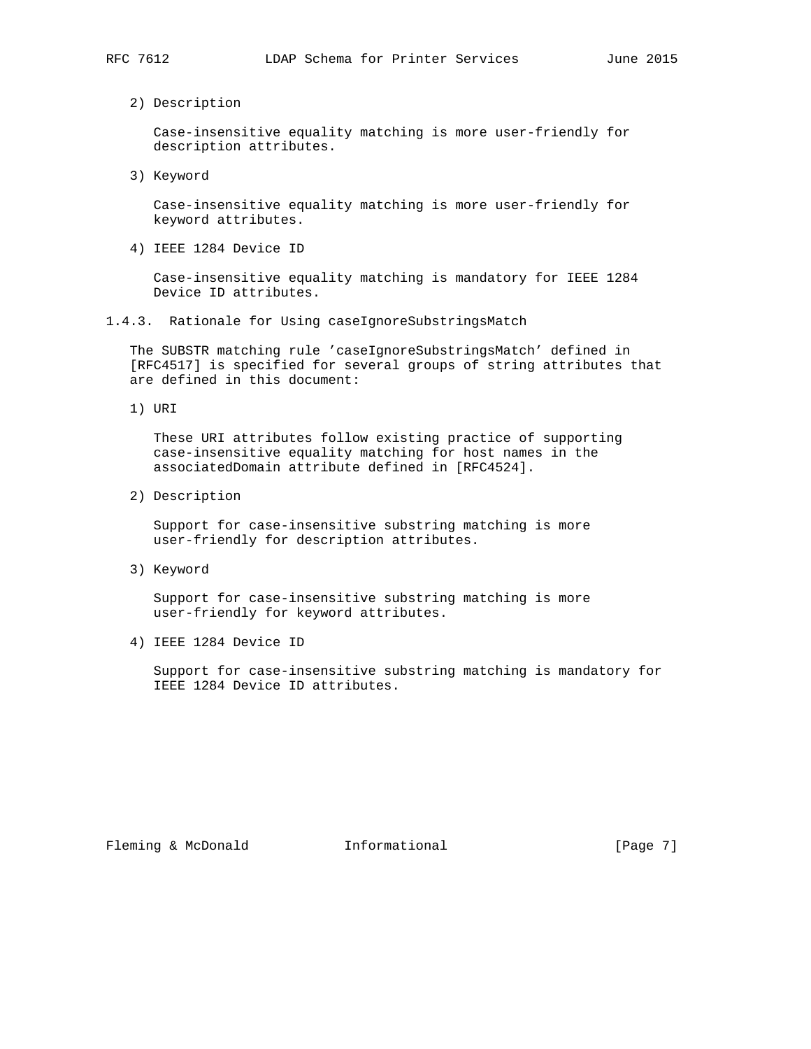2) Description

   Case-insensitive equality matching is more user-friendly for description attributes.

3) Keyword

   Case-insensitive equality matching is more user-friendly for keyword attributes.

4) IEEE 1284 Device ID

   Case-insensitive equality matching is mandatory for IEEE 1284 Device ID attributes.

### 1.4.3. Rationale for Using caseIgnoreSubstringsMatch

The SUBSTR matching rule 'caseIgnoreSubstringsMatch' defined in [RFC4517] is specified for several groups of string attributes that are defined in this document:

1) URI

   These URI attributes follow existing practice of supporting case-insensitive equality matching for host names in the associatedDomain attribute defined in [RFC4524].

2) Description

   Support for case-insensitive substring matching is more user-friendly for description attributes.

3) Keyword

   Support for case-insensitive substring matching is more user-friendly for keyword attributes.

4) IEEE 1284 Device ID

   Support for case-insensitive substring matching is mandatory for IEEE 1284 Device ID attributes.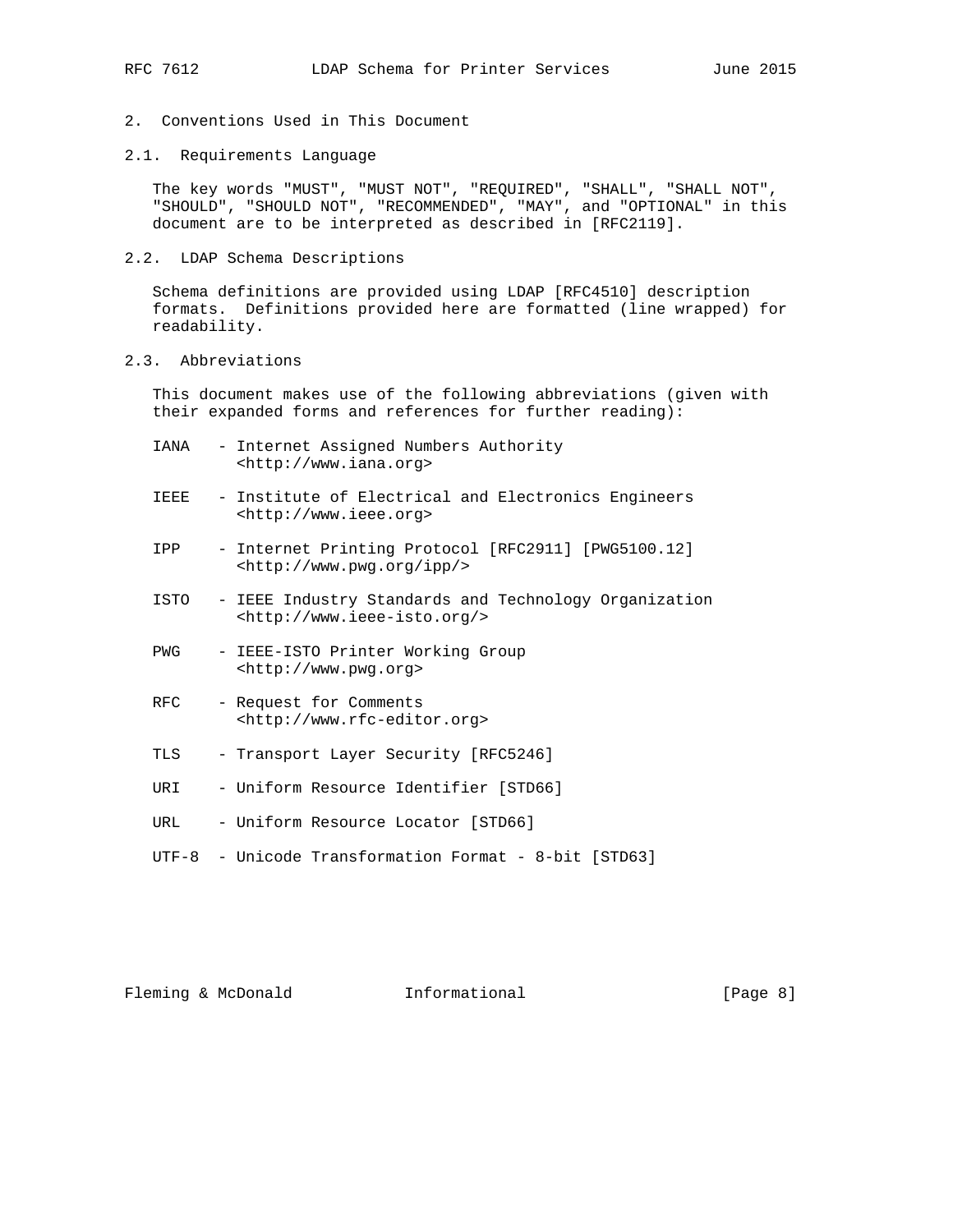## 2. Conventions Used in This Document

### 2.1. Requirements Language

The key words "MUST", "MUST NOT", "REQUIRED", "SHALL", "SHALL NOT", "SHOULD", "SHOULD NOT", "RECOMMENDED", "MAY", and "OPTIONAL" in this document are to be interpreted as described in [RFC2119].

### 2.2. LDAP Schema Descriptions

Schema definitions are provided using LDAP [RFC4510] description formats. Definitions provided here are formatted (line wrapped) for readability.

### 2.3. Abbreviations

This document makes use of the following abbreviations (given with their expanded forms and references for further reading):

- IANA - Internet Assigned Numbers Authority <http://www.iana.org>
- IEEE - Institute of Electrical and Electronics Engineers <http://www.ieee.org>
- IPP - Internet Printing Protocol [RFC2911] [PWG5100.12] <http://www.pwg.org/ipp/>
- ISTO - IEEE Industry Standards and Technology Organization <http://www.ieee-isto.org/>
- PWG - IEEE-ISTO Printer Working Group <http://www.pwg.org>
- RFC - Request for Comments <http://www.rfc-editor.org>
- TLS - Transport Layer Security [RFC5246]
- URI - Uniform Resource Identifier [STD66]
- URL - Uniform Resource Locator [STD66]
- UTF-8 - Unicode Transformation Format - 8-bit [STD63]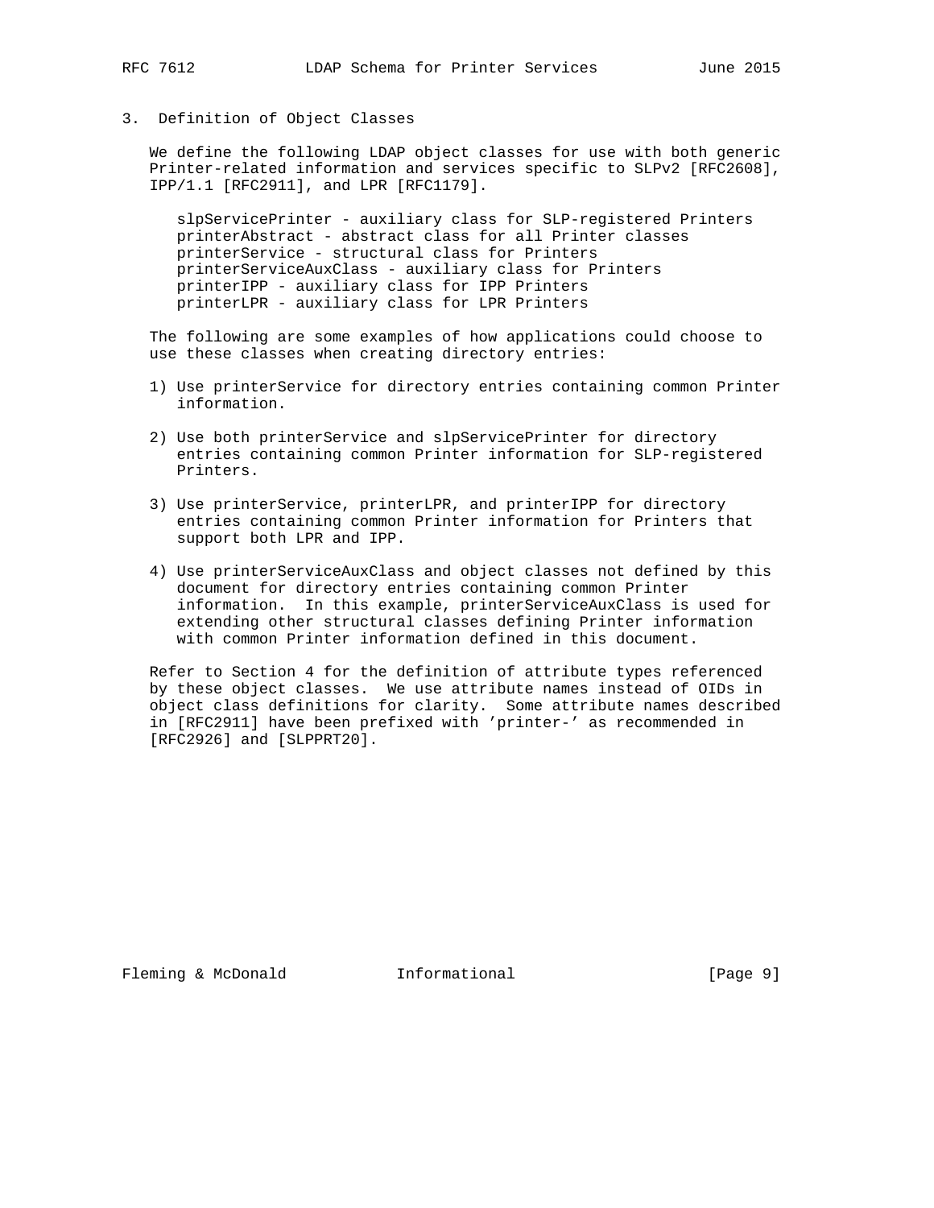## 3. Definition of Object Classes

We define the following LDAP object classes for use with both generic Printer-related information and services specific to SLPv2 [RFC2608], IPP/1.1 [RFC2911], and LPR [RFC1179].

- slpServicePrinter - auxiliary class for SLP-registered Printers
- printerAbstract - abstract class for all Printer classes
- printerService - structural class for Printers
- printerServiceAuxClass - auxiliary class for Printers
- printerIPP - auxiliary class for IPP Printers
- printerLPR - auxiliary class for LPR Printers

The following are some examples of how applications could choose to use these classes when creating directory entries:

1) Use printerService for directory entries containing common Printer information.

2) Use both printerService and slpServicePrinter for directory entries containing common Printer information for SLP-registered Printers.

3) Use printerService, printerLPR, and printerIPP for directory entries containing common Printer information for Printers that support both LPR and IPP.

4) Use printerServiceAuxClass and object classes not defined by this document for directory entries containing common Printer information. In this example, printerServiceAuxClass is used for extending other structural classes defining Printer information with common Printer information defined in this document.

Refer to Section 4 for the definition of attribute types referenced by these object classes. We use attribute names instead of OIDs in object class definitions for clarity. Some attribute names described in [RFC2911] have been prefixed with 'printer-' as recommended in [RFC2926] and [SLPPRT20].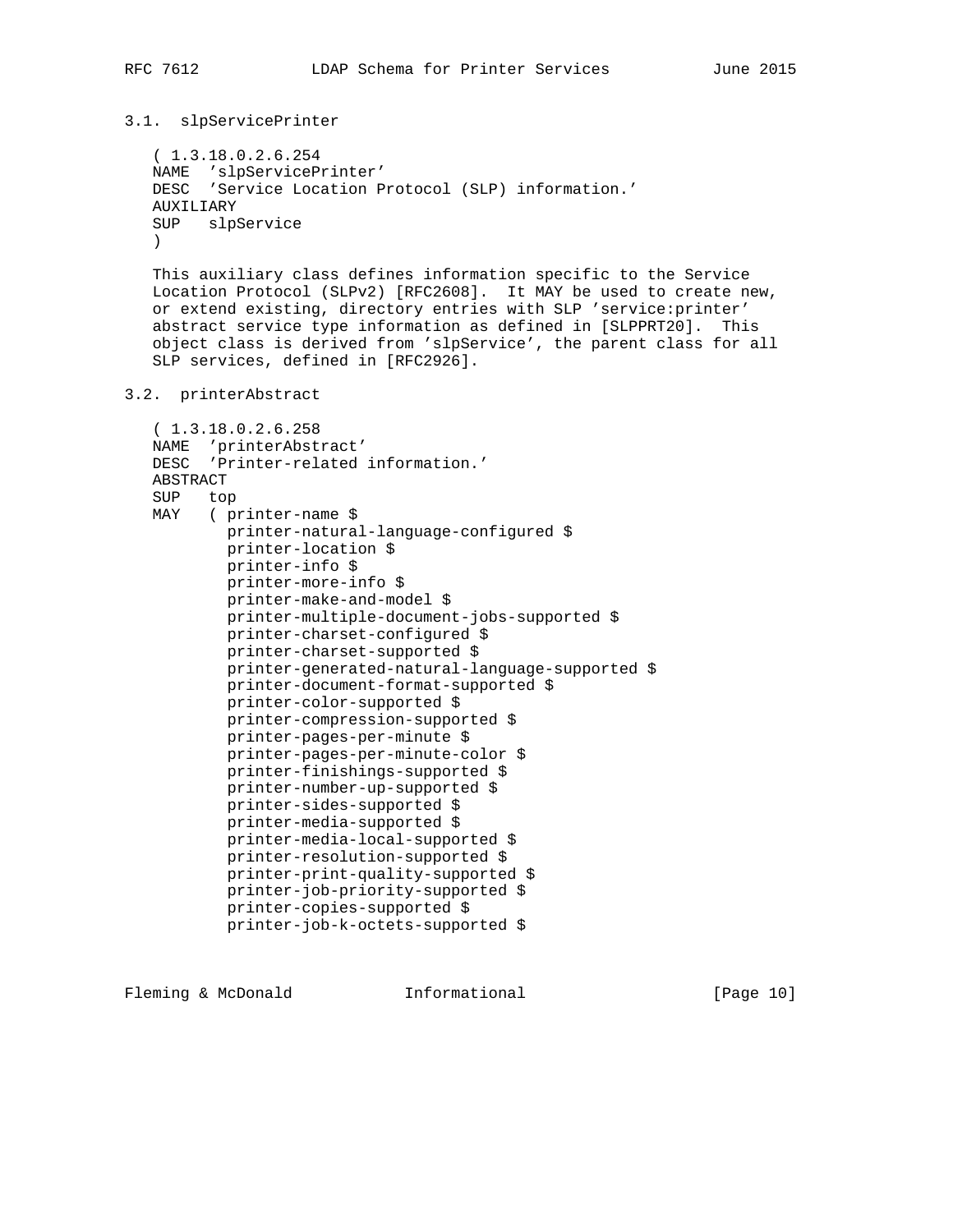### 3.1. slpServicePrinter

```
( 1.3.18.0.2.6.254
NAME  'slpServicePrinter'
DESC  'Service Location Protocol (SLP) information.'
AUXILIARY
SUP   slpService
)
```

This auxiliary class defines information specific to the Service Location Protocol (SLPv2) [RFC2608]. It MAY be used to create new, or extend existing, directory entries with SLP 'service:printer' abstract service type information as defined in [SLPPRT20]. This object class is derived from 'slpService', the parent class for all SLP services, defined in [RFC2926].

### 3.2. printerAbstract

```
( 1.3.18.0.2.6.258
NAME  'printerAbstract'
DESC  'Printer-related information.'
ABSTRACT
SUP   top
MAY   ( printer-name $
        printer-natural-language-configured $
        printer-location $
        printer-info $
        printer-more-info $
        printer-make-and-model $
        printer-multiple-document-jobs-supported $
        printer-charset-configured $
        printer-charset-supported $
        printer-generated-natural-language-supported $
        printer-document-format-supported $
        printer-color-supported $
        printer-compression-supported $
        printer-pages-per-minute $
        printer-pages-per-minute-color $
        printer-finishings-supported $
        printer-number-up-supported $
        printer-sides-supported $
        printer-media-supported $
        printer-media-local-supported $
        printer-resolution-supported $
        printer-print-quality-supported $
        printer-job-priority-supported $
        printer-copies-supported $
        printer-job-k-octets-supported $
```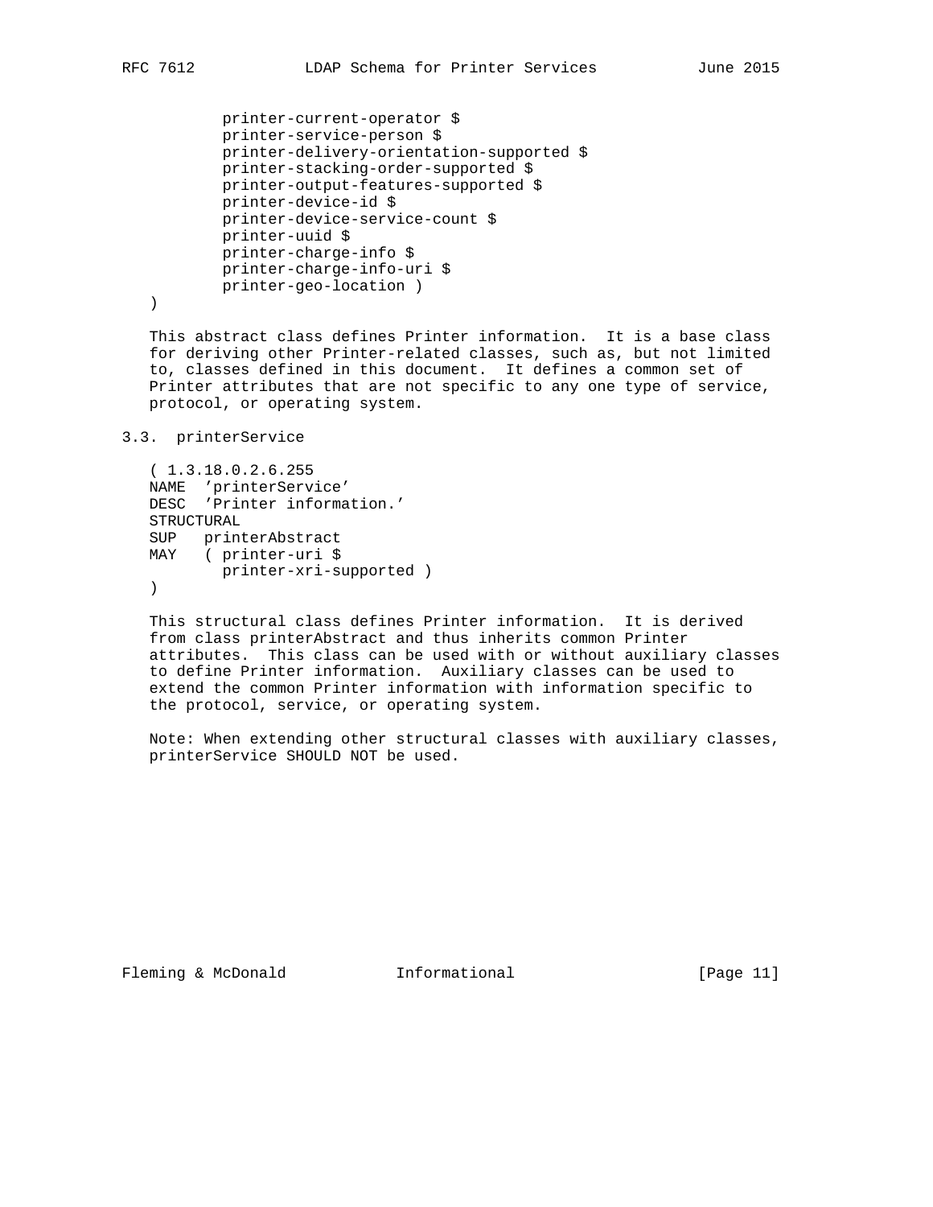```
         printer-current-operator $
         printer-service-person $
         printer-delivery-orientation-supported $
         printer-stacking-order-supported $
         printer-output-features-supported $
         printer-device-id $
         printer-device-service-count $
         printer-uuid $
         printer-charge-info $
         printer-charge-info-uri $
         printer-geo-location )
)
```

This abstract class defines Printer information. It is a base class for deriving other Printer-related classes, such as, but not limited to, classes defined in this document. It defines a common set of Printer attributes that are not specific to any one type of service, protocol, or operating system.

### 3.3. printerService

```
( 1.3.18.0.2.6.255
NAME  'printerService'
DESC  'Printer information.'
STRUCTURAL
SUP   printerAbstract
MAY   ( printer-uri $
        printer-xri-supported )
)
```

This structural class defines Printer information. It is derived from class printerAbstract and thus inherits common Printer attributes. This class can be used with or without auxiliary classes to define Printer information. Auxiliary classes can be used to extend the common Printer information with information specific to the protocol, service, or operating system.

Note: When extending other structural classes with auxiliary classes, printerService SHOULD NOT be used.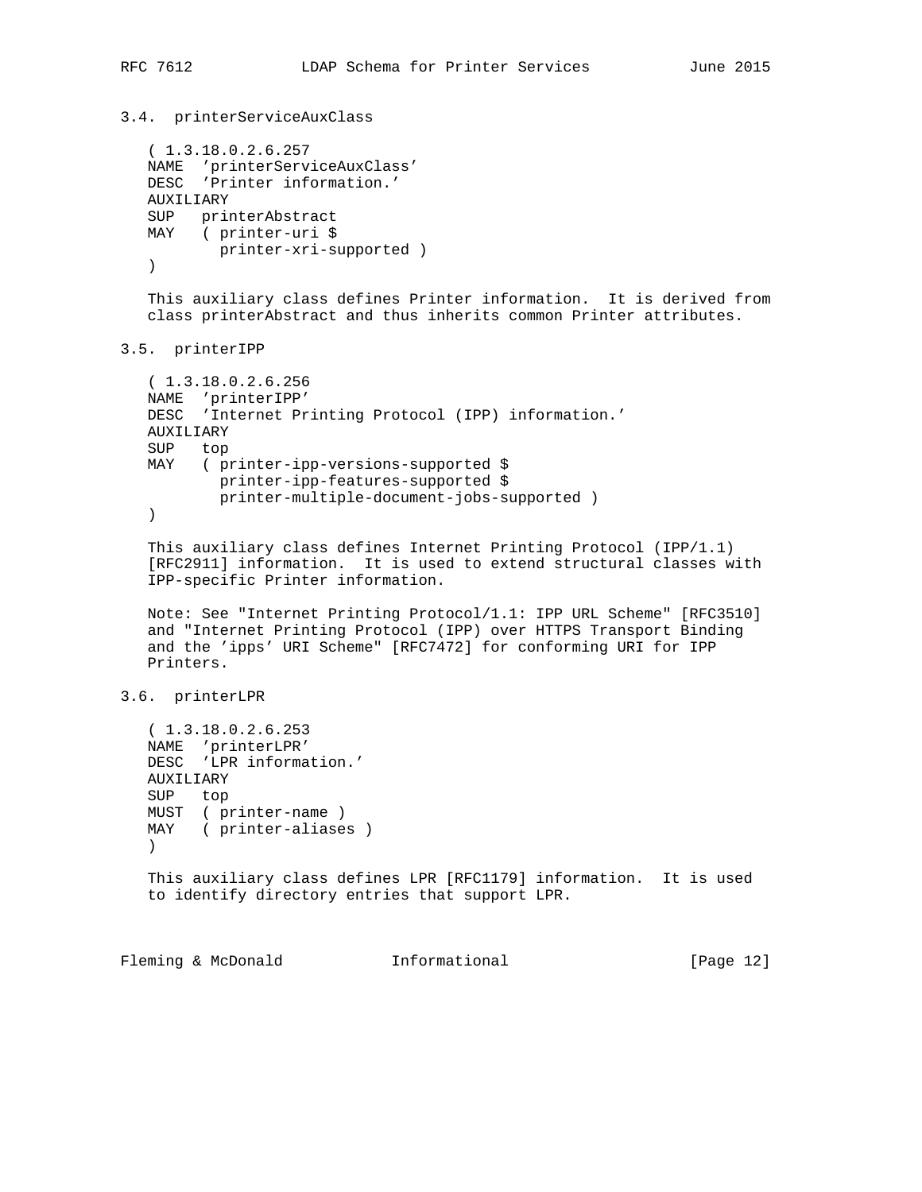### 3.4. printerServiceAuxClass

```
( 1.3.18.0.2.6.257
NAME  'printerServiceAuxClass'
DESC  'Printer information.'
AUXILIARY
SUP   printerAbstract
MAY   ( printer-uri $
        printer-xri-supported )
)
```

This auxiliary class defines Printer information. It is derived from class printerAbstract and thus inherits common Printer attributes.

### 3.5. printerIPP

```
( 1.3.18.0.2.6.256
NAME  'printerIPP'
DESC  'Internet Printing Protocol (IPP) information.'
AUXILIARY
SUP   top
MAY   ( printer-ipp-versions-supported $
        printer-ipp-features-supported $
        printer-multiple-document-jobs-supported )
)
```

This auxiliary class defines Internet Printing Protocol (IPP/1.1) [RFC2911] information. It is used to extend structural classes with IPP-specific Printer information.

Note: See "Internet Printing Protocol/1.1: IPP URL Scheme" [RFC3510] and "Internet Printing Protocol (IPP) over HTTPS Transport Binding and the 'ipps' URI Scheme" [RFC7472] for conforming URI for IPP Printers.

### 3.6. printerLPR

```
( 1.3.18.0.2.6.253
NAME  'printerLPR'
DESC  'LPR information.'
AUXILIARY
SUP   top
MUST  ( printer-name )
MAY   ( printer-aliases )
)
```

This auxiliary class defines LPR [RFC1179] information. It is used to identify directory entries that support LPR.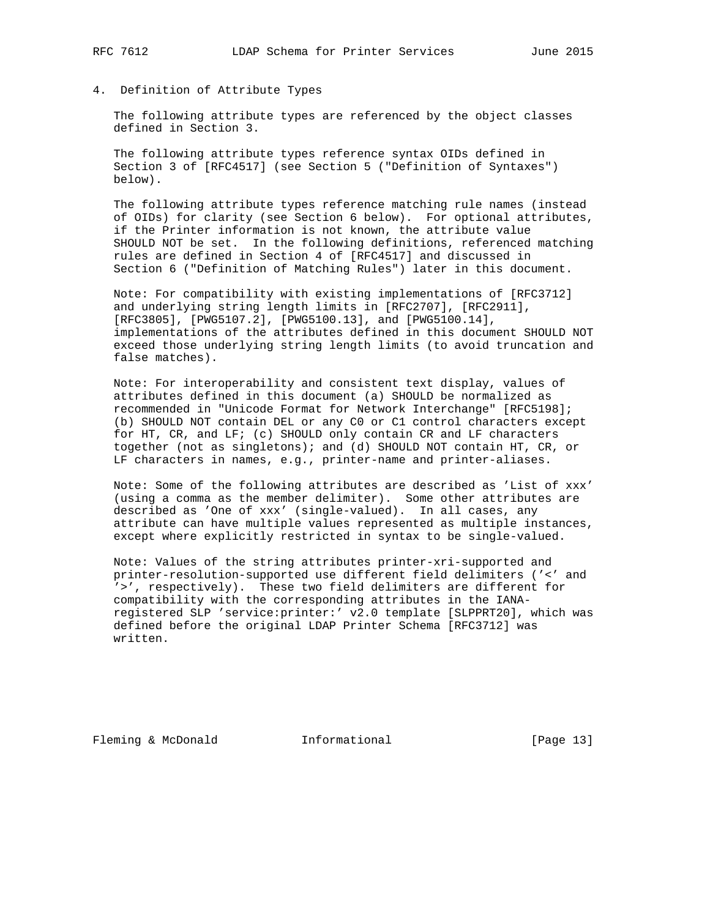## 4. Definition of Attribute Types

The following attribute types are referenced by the object classes defined in Section 3.

The following attribute types reference syntax OIDs defined in Section 3 of [RFC4517] (see Section 5 ("Definition of Syntaxes") below).

The following attribute types reference matching rule names (instead of OIDs) for clarity (see Section 6 below). For optional attributes, if the Printer information is not known, the attribute value SHOULD NOT be set. In the following definitions, referenced matching rules are defined in Section 4 of [RFC4517] and discussed in Section 6 ("Definition of Matching Rules") later in this document.

Note: For compatibility with existing implementations of [RFC3712] and underlying string length limits in [RFC2707], [RFC2911], [RFC3805], [PWG5107.2], [PWG5100.13], and [PWG5100.14], implementations of the attributes defined in this document SHOULD NOT exceed those underlying string length limits (to avoid truncation and false matches).

Note: For interoperability and consistent text display, values of attributes defined in this document (a) SHOULD be normalized as recommended in "Unicode Format for Network Interchange" [RFC5198]; (b) SHOULD NOT contain DEL or any C0 or C1 control characters except for HT, CR, and LF; (c) SHOULD only contain CR and LF characters together (not as singletons); and (d) SHOULD NOT contain HT, CR, or LF characters in names, e.g., printer-name and printer-aliases.

Note: Some of the following attributes are described as 'List of xxx' (using a comma as the member delimiter). Some other attributes are described as 'One of xxx' (single-valued). In all cases, any attribute can have multiple values represented as multiple instances, except where explicitly restricted in syntax to be single-valued.

Note: Values of the string attributes printer-xri-supported and printer-resolution-supported use different field delimiters ('<' and '>', respectively). These two field delimiters are different for compatibility with the corresponding attributes in the IANA-registered SLP 'service:printer:' v2.0 template [SLPPRT20], which was defined before the original LDAP Printer Schema [RFC3712] was written.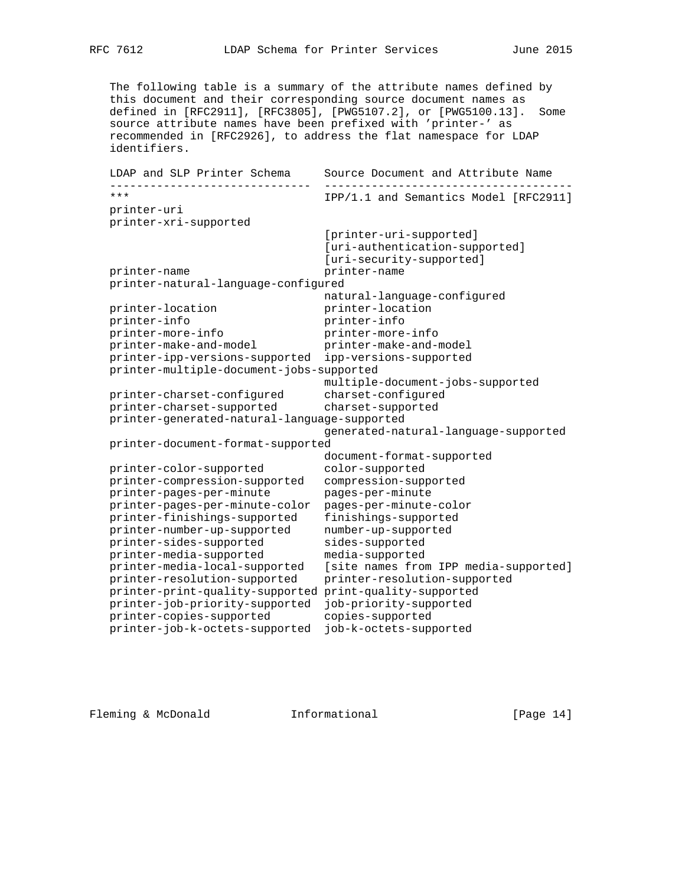The following table is a summary of the attribute names defined by this document and their corresponding source document names as defined in [RFC2911], [RFC3805], [PWG5107.2], or [PWG5100.13]. Some source attribute names have been prefixed with 'printer-' as recommended in [RFC2926], to address the flat namespace for LDAP identifiers.

| LDAP and SLP Printer Schema | Source Document and Attribute Name |
| --- | --- |
| *** | IPP/1.1 and Semantics Model [RFC2911] |
| printer-uri | |
| printer-xri-supported | [printer-uri-supported] [uri-authentication-supported] [uri-security-supported] |
| printer-name | printer-name |
| printer-natural-language-configured | natural-language-configured |
| printer-location | printer-location |
| printer-info | printer-info |
| printer-more-info | printer-more-info |
| printer-make-and-model | printer-make-and-model |
| printer-ipp-versions-supported | ipp-versions-supported |
| printer-multiple-document-jobs-supported | multiple-document-jobs-supported |
| printer-charset-configured | charset-configured |
| printer-charset-supported | charset-supported |
| printer-generated-natural-language-supported | generated-natural-language-supported |
| printer-document-format-supported | document-format-supported |
| printer-color-supported | color-supported |
| printer-compression-supported | compression-supported |
| printer-pages-per-minute | pages-per-minute |
| printer-pages-per-minute-color | pages-per-minute-color |
| printer-finishings-supported | finishings-supported |
| printer-number-up-supported | number-up-supported |
| printer-sides-supported | sides-supported |
| printer-media-supported | media-supported |
| printer-media-local-supported | [site names from IPP media-supported] |
| printer-resolution-supported | printer-resolution-supported |
| printer-print-quality-supported | print-quality-supported |
| printer-job-priority-supported | job-priority-supported |
| printer-copies-supported | copies-supported |
| printer-job-k-octets-supported | job-k-octets-supported |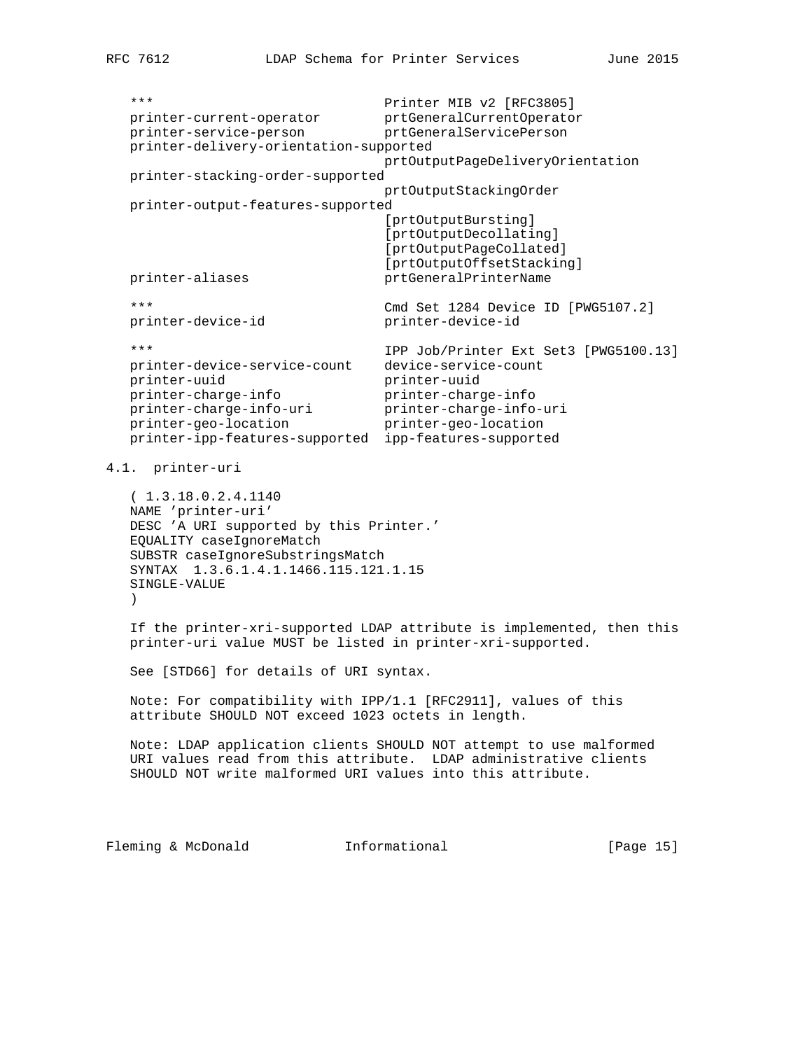```
*** Printer MIB v2 [RFC3805]
printer-current-operator        prtGeneralCurrentOperator
printer-service-person          prtGeneralServicePerson
printer-delivery-orientation-supported
                                prtOutputPageDeliveryOrientation
printer-stacking-order-supported
                                prtOutputStackingOrder
printer-output-features-supported
                                [prtOutputBursting]
                                [prtOutputDecollating]
                                [prtOutputPageCollated]
                                [prtOutputOffsetStacking]
printer-aliases                 prtGeneralPrinterName

***                             Cmd Set 1284 Device ID [PWG5107.2]
printer-device-id               printer-device-id

***                             IPP Job/Printer Ext Set3 [PWG5100.13]
printer-device-service-count    device-service-count
printer-uuid                    printer-uuid
printer-charge-info             printer-charge-info
printer-charge-info-uri         printer-charge-info-uri
printer-geo-location            printer-geo-location
printer-ipp-features-supported  ipp-features-supported
```

## 4.1. printer-uri

```
( 1.3.18.0.2.4.1140
NAME 'printer-uri'
DESC 'A URI supported by this Printer.'
EQUALITY caseIgnoreMatch
SUBSTR caseIgnoreSubstringsMatch
SYNTAX  1.3.6.1.4.1.1466.115.121.1.15
SINGLE-VALUE
)
```

If the printer-xri-supported LDAP attribute is implemented, then this printer-uri value MUST be listed in printer-xri-supported.

See [STD66] for details of URI syntax.

Note: For compatibility with IPP/1.1 [RFC2911], values of this attribute SHOULD NOT exceed 1023 octets in length.

Note: LDAP application clients SHOULD NOT attempt to use malformed URI values read from this attribute. LDAP administrative clients SHOULD NOT write malformed URI values into this attribute.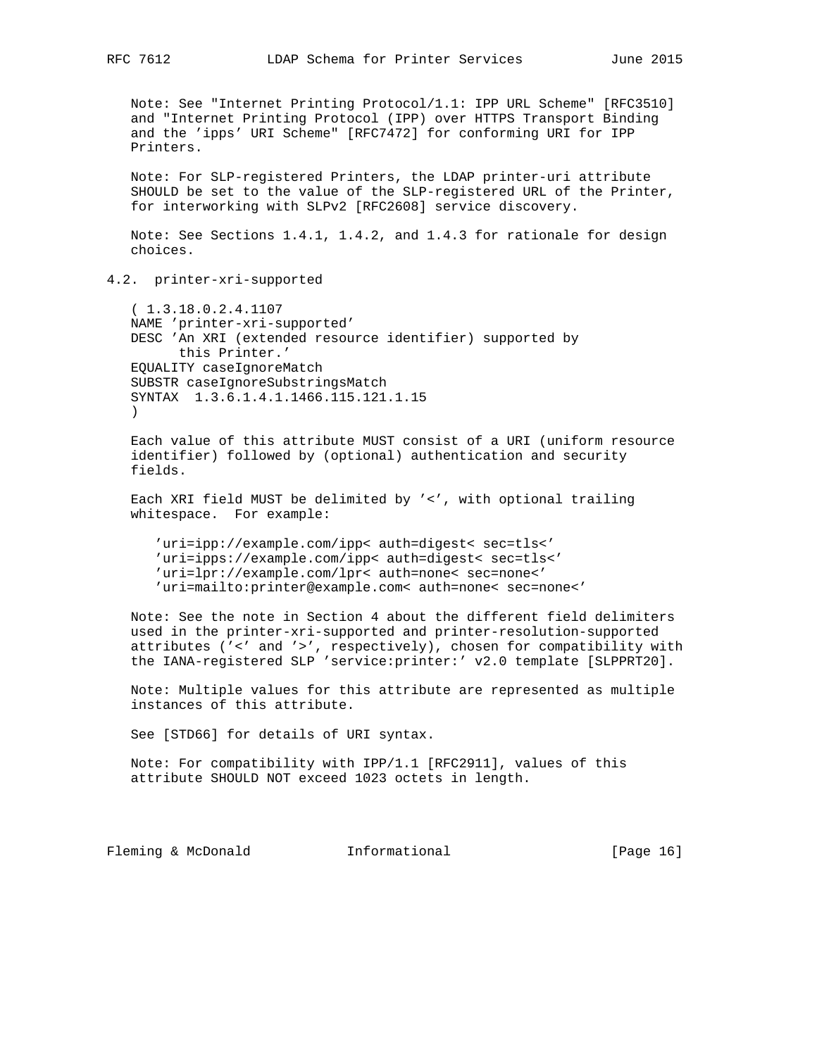Note: See "Internet Printing Protocol/1.1: IPP URL Scheme" [RFC3510] and "Internet Printing Protocol (IPP) over HTTPS Transport Binding and the 'ipps' URI Scheme" [RFC7472] for conforming URI for IPP Printers.

Note: For SLP-registered Printers, the LDAP printer-uri attribute SHOULD be set to the value of the SLP-registered URL of the Printer, for interworking with SLPv2 [RFC2608] service discovery.

Note: See Sections 1.4.1, 1.4.2, and 1.4.3 for rationale for design choices.

## 4.2. printer-xri-supported

```
( 1.3.18.0.2.4.1107
NAME 'printer-xri-supported'
DESC 'An XRI (extended resource identifier) supported by
      this Printer.'
EQUALITY caseIgnoreMatch
SUBSTR caseIgnoreSubstringsMatch
SYNTAX  1.3.6.1.4.1.1466.115.121.1.15
)
```

Each value of this attribute MUST consist of a URI (uniform resource identifier) followed by (optional) authentication and security fields.

Each XRI field MUST be delimited by '<', with optional trailing whitespace. For example:

```
'uri=ipp://example.com/ipp< auth=digest< sec=tls<'
'uri=ipps://example.com/ipp< auth=digest< sec=tls<'
'uri=lpr://example.com/lpr< auth=none< sec=none<'
'uri=mailto:printer@example.com< auth=none< sec=none<'
```

Note: See the note in Section 4 about the different field delimiters used in the printer-xri-supported and printer-resolution-supported attributes ('<' and '>', respectively), chosen for compatibility with the IANA-registered SLP 'service:printer:' v2.0 template [SLPPRT20].

Note: Multiple values for this attribute are represented as multiple instances of this attribute.

See [STD66] for details of URI syntax.

Note: For compatibility with IPP/1.1 [RFC2911], values of this attribute SHOULD NOT exceed 1023 octets in length.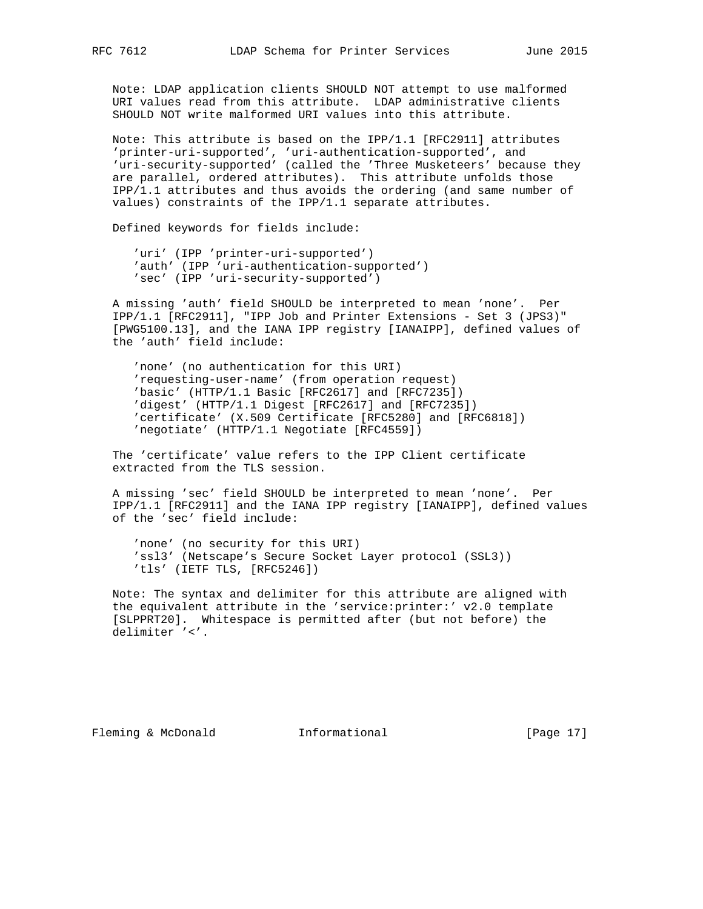Note: LDAP application clients SHOULD NOT attempt to use malformed URI values read from this attribute. LDAP administrative clients SHOULD NOT write malformed URI values into this attribute.

Note: This attribute is based on the IPP/1.1 [RFC2911] attributes 'printer-uri-supported', 'uri-authentication-supported', and 'uri-security-supported' (called the 'Three Musketeers' because they are parallel, ordered attributes). This attribute unfolds those IPP/1.1 attributes and thus avoids the ordering (and same number of values) constraints of the IPP/1.1 separate attributes.

Defined keywords for fields include:

- 'uri' (IPP 'printer-uri-supported')
- 'auth' (IPP 'uri-authentication-supported')
- 'sec' (IPP 'uri-security-supported')

A missing 'auth' field SHOULD be interpreted to mean 'none'. Per IPP/1.1 [RFC2911], "IPP Job and Printer Extensions - Set 3 (JPS3)" [PWG5100.13], and the IANA IPP registry [IANAIPP], defined values of the 'auth' field include:

- 'none' (no authentication for this URI)
- 'requesting-user-name' (from operation request)
- 'basic' (HTTP/1.1 Basic [RFC2617] and [RFC7235])
- 'digest' (HTTP/1.1 Digest [RFC2617] and [RFC7235])
- 'certificate' (X.509 Certificate [RFC5280] and [RFC6818])
- 'negotiate' (HTTP/1.1 Negotiate [RFC4559])

The 'certificate' value refers to the IPP Client certificate extracted from the TLS session.

A missing 'sec' field SHOULD be interpreted to mean 'none'. Per IPP/1.1 [RFC2911] and the IANA IPP registry [IANAIPP], defined values of the 'sec' field include:

- 'none' (no security for this URI)
- 'ssl3' (Netscape's Secure Socket Layer protocol (SSL3))
- 'tls' (IETF TLS, [RFC5246])

Note: The syntax and delimiter for this attribute are aligned with the equivalent attribute in the 'service:printer:' v2.0 template [SLPPRT20]. Whitespace is permitted after (but not before) the delimiter '<'.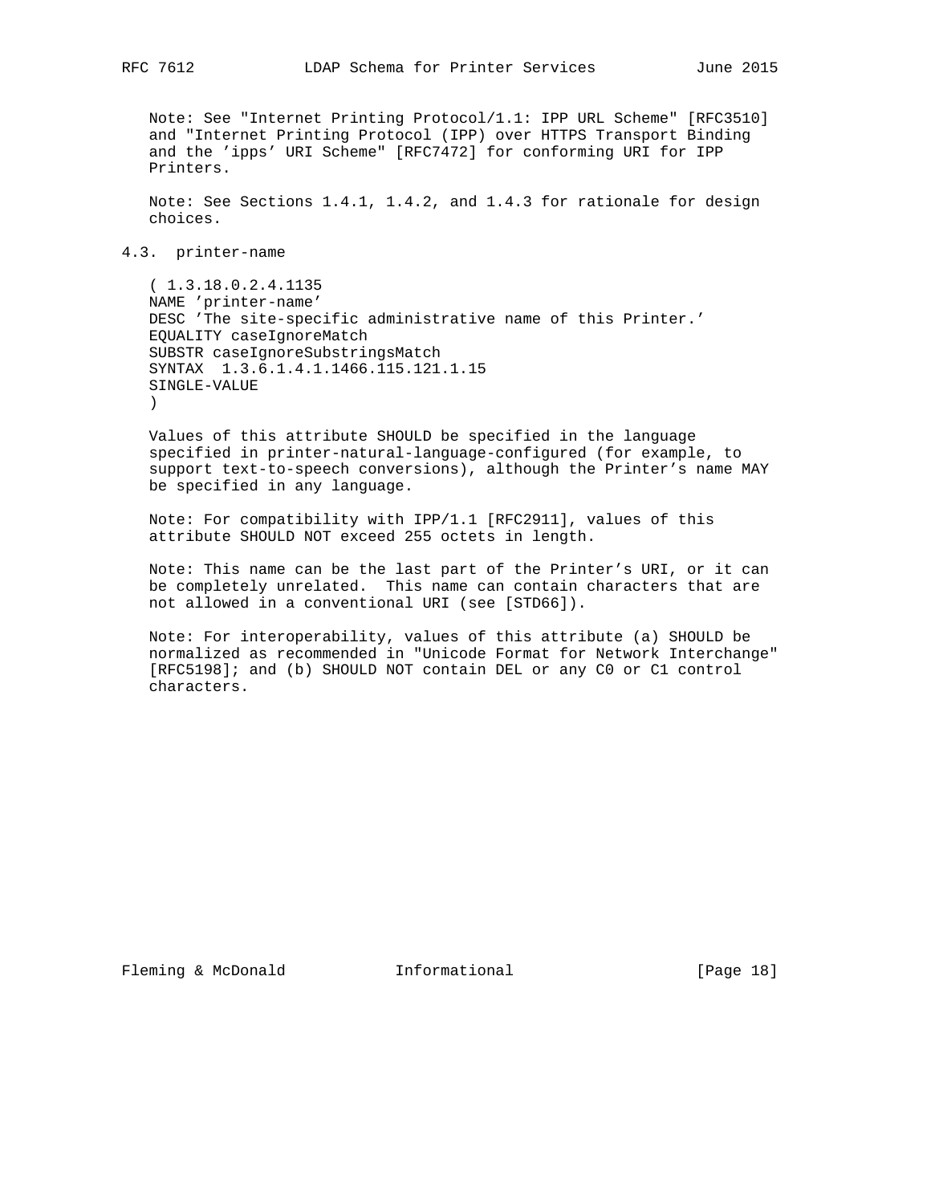Note: See "Internet Printing Protocol/1.1: IPP URL Scheme" [RFC3510] and "Internet Printing Protocol (IPP) over HTTPS Transport Binding and the 'ipps' URI Scheme" [RFC7472] for conforming URI for IPP Printers.

Note: See Sections 1.4.1, 1.4.2, and 1.4.3 for rationale for design choices.

### 4.3. printer-name

```
( 1.3.18.0.2.4.1135
NAME 'printer-name'
DESC 'The site-specific administrative name of this Printer.'
EQUALITY caseIgnoreMatch
SUBSTR caseIgnoreSubstringsMatch
SYNTAX  1.3.6.1.4.1.1466.115.121.1.15
SINGLE-VALUE
)
```

Values of this attribute SHOULD be specified in the language specified in printer-natural-language-configured (for example, to support text-to-speech conversions), although the Printer's name MAY be specified in any language.

Note: For compatibility with IPP/1.1 [RFC2911], values of this attribute SHOULD NOT exceed 255 octets in length.

Note: This name can be the last part of the Printer's URI, or it can be completely unrelated. This name can contain characters that are not allowed in a conventional URI (see [STD66]).

Note: For interoperability, values of this attribute (a) SHOULD be normalized as recommended in "Unicode Format for Network Interchange" [RFC5198]; and (b) SHOULD NOT contain DEL or any C0 or C1 control characters.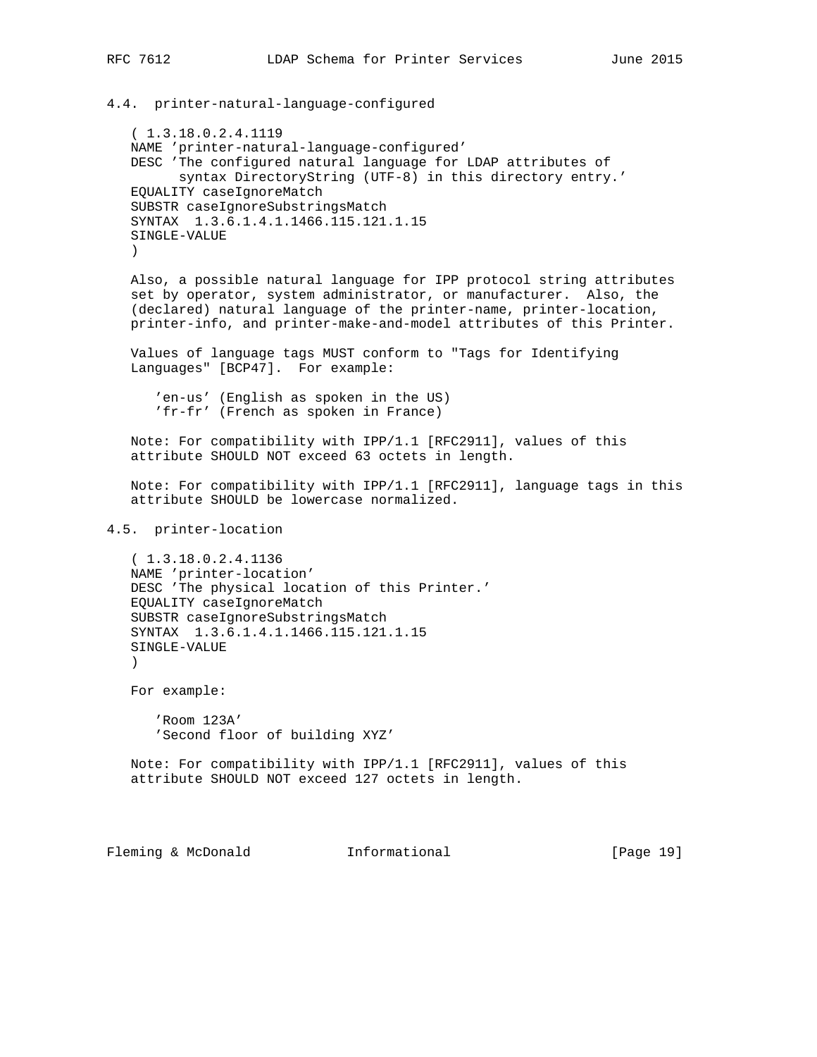### 4.4. printer-natural-language-configured

```
( 1.3.18.0.2.4.1119
NAME 'printer-natural-language-configured'
DESC 'The configured natural language for LDAP attributes of
      syntax DirectoryString (UTF-8) in this directory entry.'
EQUALITY caseIgnoreMatch
SUBSTR caseIgnoreSubstringsMatch
SYNTAX  1.3.6.1.4.1.1466.115.121.1.15
SINGLE-VALUE
)
```

Also, a possible natural language for IPP protocol string attributes set by operator, system administrator, or manufacturer. Also, the (declared) natural language of the printer-name, printer-location, printer-info, and printer-make-and-model attributes of this Printer.

Values of language tags MUST conform to "Tags for Identifying Languages" [BCP47]. For example:

```
'en-us' (English as spoken in the US)
'fr-fr' (French as spoken in France)
```

Note: For compatibility with IPP/1.1 [RFC2911], values of this attribute SHOULD NOT exceed 63 octets in length.

Note: For compatibility with IPP/1.1 [RFC2911], language tags in this attribute SHOULD be lowercase normalized.

### 4.5. printer-location

```
( 1.3.18.0.2.4.1136
NAME 'printer-location'
DESC 'The physical location of this Printer.'
EQUALITY caseIgnoreMatch
SUBSTR caseIgnoreSubstringsMatch
SYNTAX  1.3.6.1.4.1.1466.115.121.1.15
SINGLE-VALUE
)
```

For example:

```
'Room 123A'
'Second floor of building XYZ'
```

Note: For compatibility with IPP/1.1 [RFC2911], values of this attribute SHOULD NOT exceed 127 octets in length.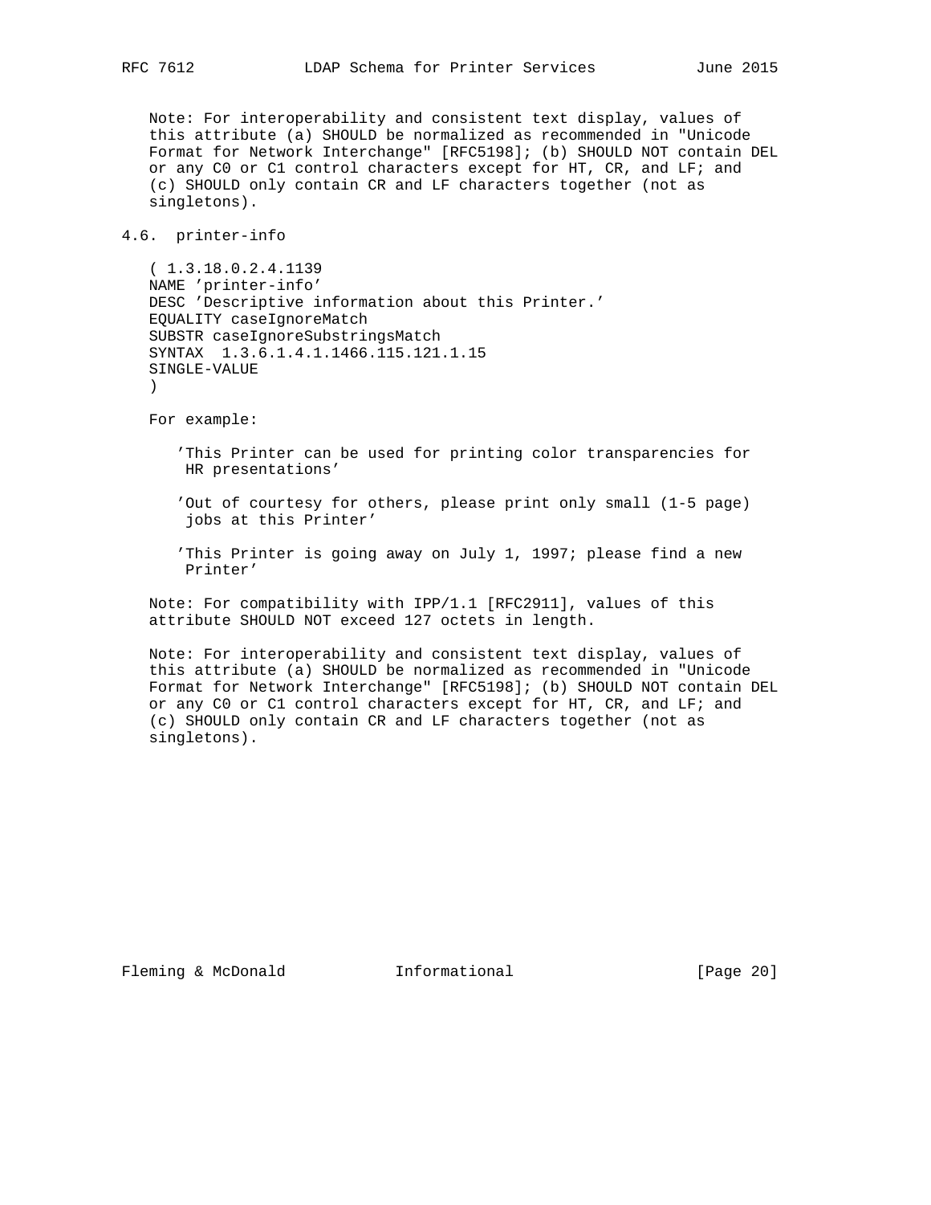Note: For interoperability and consistent text display, values of this attribute (a) SHOULD be normalized as recommended in "Unicode Format for Network Interchange" [RFC5198]; (b) SHOULD NOT contain DEL or any C0 or C1 control characters except for HT, CR, and LF; and (c) SHOULD only contain CR and LF characters together (not as singletons).

## 4.6. printer-info

```
( 1.3.18.0.2.4.1139
NAME 'printer-info'
DESC 'Descriptive information about this Printer.'
EQUALITY caseIgnoreMatch
SUBSTR caseIgnoreSubstringsMatch
SYNTAX  1.3.6.1.4.1.1466.115.121.1.15
SINGLE-VALUE
)
```

For example:

'This Printer can be used for printing color transparencies for HR presentations'

'Out of courtesy for others, please print only small (1-5 page) jobs at this Printer'

'This Printer is going away on July 1, 1997; please find a new Printer'

Note: For compatibility with IPP/1.1 [RFC2911], values of this attribute SHOULD NOT exceed 127 octets in length.

Note: For interoperability and consistent text display, values of this attribute (a) SHOULD be normalized as recommended in "Unicode Format for Network Interchange" [RFC5198]; (b) SHOULD NOT contain DEL or any C0 or C1 control characters except for HT, CR, and LF; and (c) SHOULD only contain CR and LF characters together (not as singletons).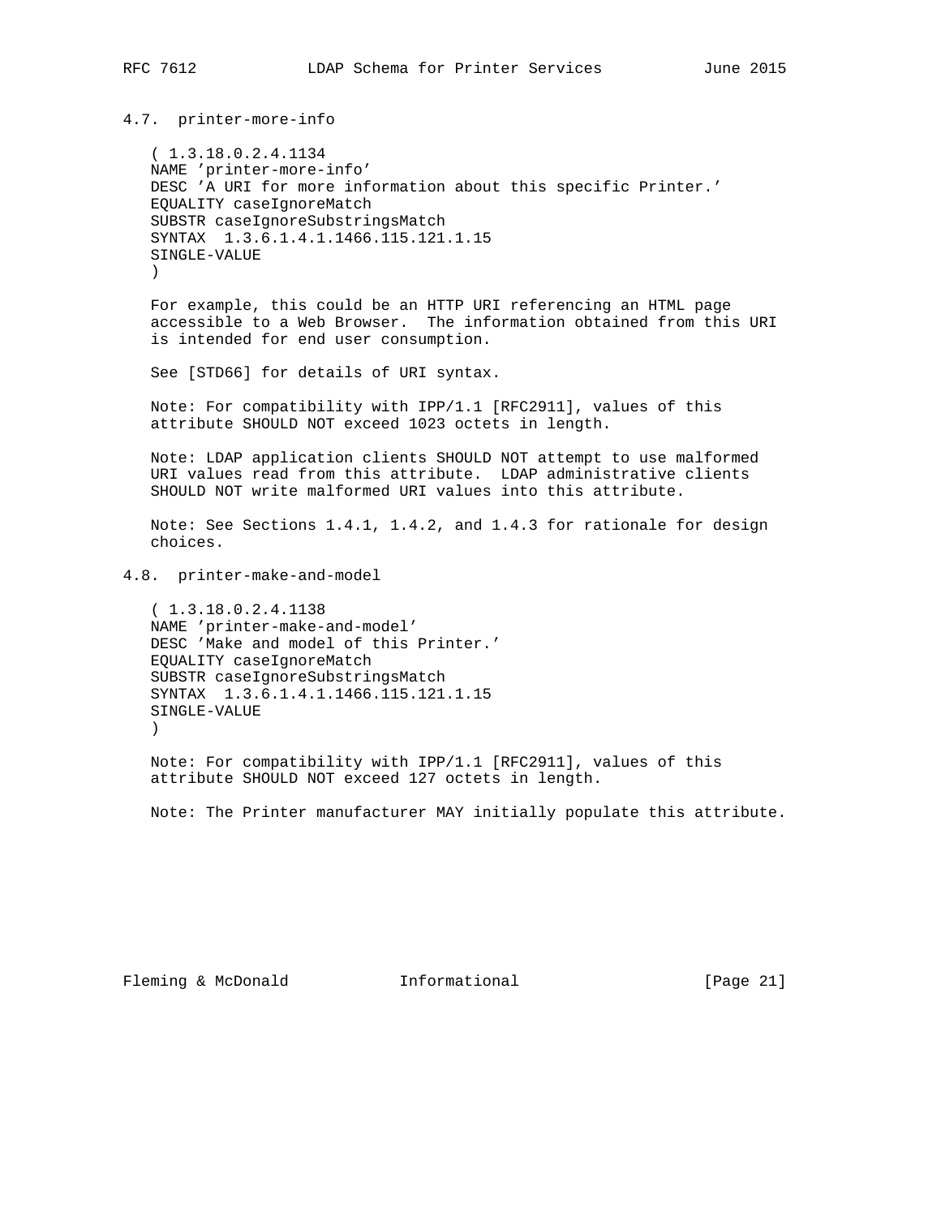### 4.7. printer-more-info

```
( 1.3.18.0.2.4.1134
NAME 'printer-more-info'
DESC 'A URI for more information about this specific Printer.'
EQUALITY caseIgnoreMatch
SUBSTR caseIgnoreSubstringsMatch
SYNTAX  1.3.6.1.4.1.1466.115.121.1.15
SINGLE-VALUE
)
```

For example, this could be an HTTP URI referencing an HTML page accessible to a Web Browser. The information obtained from this URI is intended for end user consumption.

See [STD66] for details of URI syntax.

Note: For compatibility with IPP/1.1 [RFC2911], values of this attribute SHOULD NOT exceed 1023 octets in length.

Note: LDAP application clients SHOULD NOT attempt to use malformed URI values read from this attribute. LDAP administrative clients SHOULD NOT write malformed URI values into this attribute.

Note: See Sections 1.4.1, 1.4.2, and 1.4.3 for rationale for design choices.

### 4.8. printer-make-and-model

```
( 1.3.18.0.2.4.1138
NAME 'printer-make-and-model'
DESC 'Make and model of this Printer.'
EQUALITY caseIgnoreMatch
SUBSTR caseIgnoreSubstringsMatch
SYNTAX  1.3.6.1.4.1.1466.115.121.1.15
SINGLE-VALUE
)
```

Note: For compatibility with IPP/1.1 [RFC2911], values of this attribute SHOULD NOT exceed 127 octets in length.

Note: The Printer manufacturer MAY initially populate this attribute.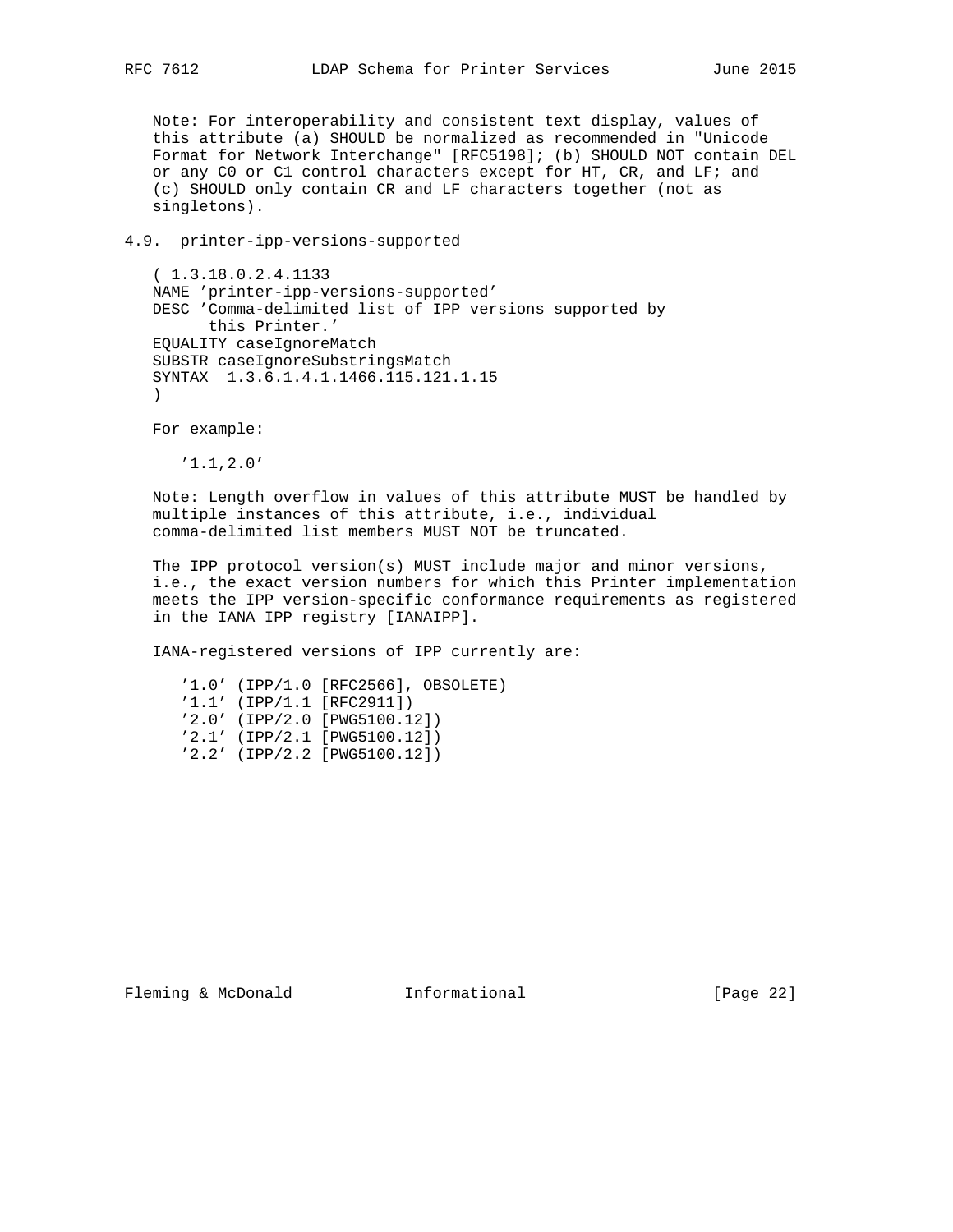Note: For interoperability and consistent text display, values of this attribute (a) SHOULD be normalized as recommended in "Unicode Format for Network Interchange" [RFC5198]; (b) SHOULD NOT contain DEL or any C0 or C1 control characters except for HT, CR, and LF; and (c) SHOULD only contain CR and LF characters together (not as singletons).

### 4.9. printer-ipp-versions-supported

```
( 1.3.18.0.2.4.1133
NAME 'printer-ipp-versions-supported'
DESC 'Comma-delimited list of IPP versions supported by
      this Printer.'
EQUALITY caseIgnoreMatch
SUBSTR caseIgnoreSubstringsMatch
SYNTAX  1.3.6.1.4.1.1466.115.121.1.15
)
```

For example:

```
'1.1,2.0'
```

Note: Length overflow in values of this attribute MUST be handled by multiple instances of this attribute, i.e., individual comma-delimited list members MUST NOT be truncated.

The IPP protocol version(s) MUST include major and minor versions, i.e., the exact version numbers for which this Printer implementation meets the IPP version-specific conformance requirements as registered in the IANA IPP registry [IANAIPP].

IANA-registered versions of IPP currently are:

```
'1.0' (IPP/1.0 [RFC2566], OBSOLETE)
'1.1' (IPP/1.1 [RFC2911])
'2.0' (IPP/2.0 [PWG5100.12])
'2.1' (IPP/2.1 [PWG5100.12])
'2.2' (IPP/2.2 [PWG5100.12])
```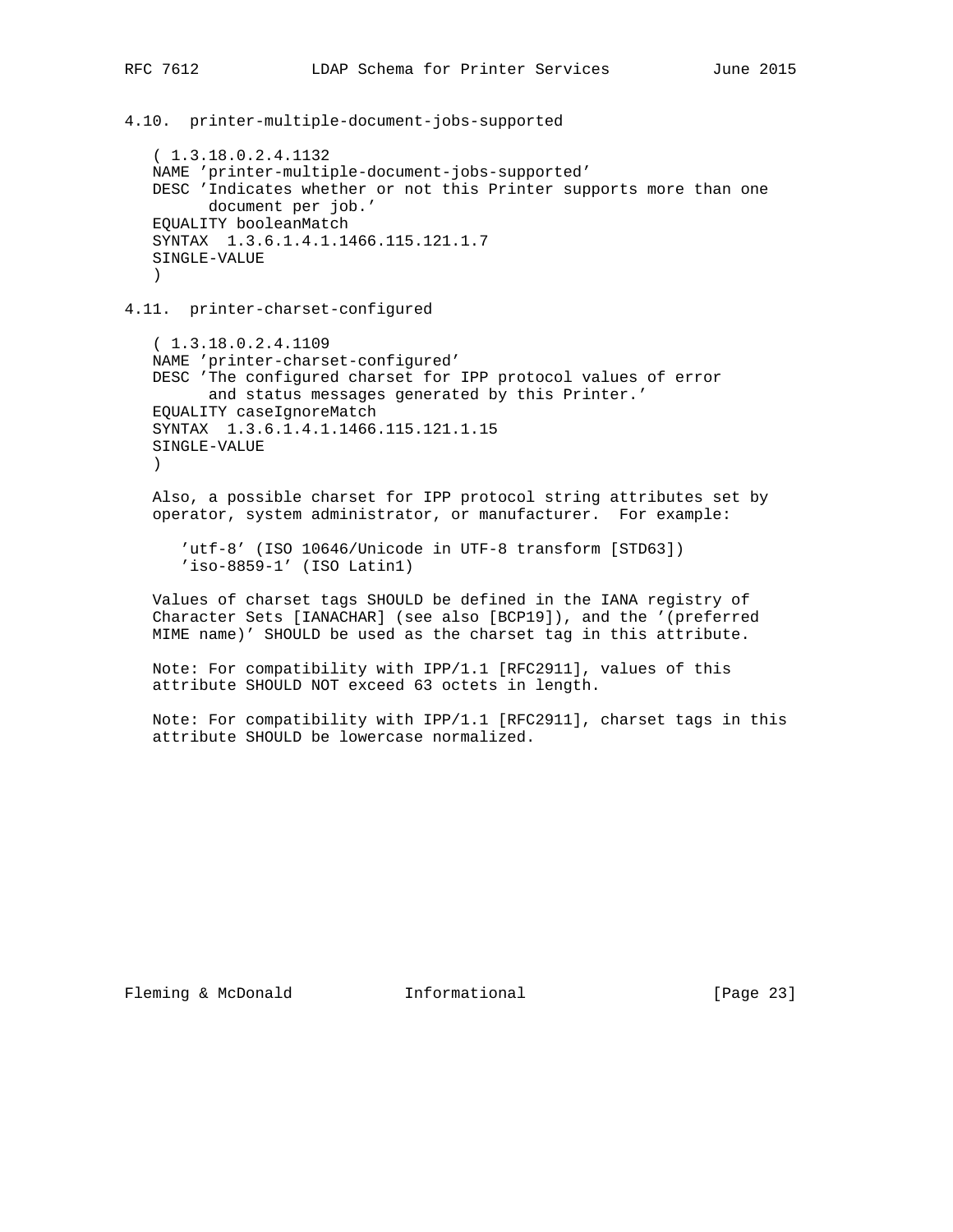### 4.10. printer-multiple-document-jobs-supported

```
( 1.3.18.0.2.4.1132
NAME 'printer-multiple-document-jobs-supported'
DESC 'Indicates whether or not this Printer supports more than one
      document per job.'
EQUALITY booleanMatch
SYNTAX  1.3.6.1.4.1.1466.115.121.1.7
SINGLE-VALUE
)
```

### 4.11. printer-charset-configured

```
( 1.3.18.0.2.4.1109
NAME 'printer-charset-configured'
DESC 'The configured charset for IPP protocol values of error
      and status messages generated by this Printer.'
EQUALITY caseIgnoreMatch
SYNTAX  1.3.6.1.4.1.1466.115.121.1.15
SINGLE-VALUE
)
```

Also, a possible charset for IPP protocol string attributes set by operator, system administrator, or manufacturer. For example:

```
'utf-8' (ISO 10646/Unicode in UTF-8 transform [STD63])
'iso-8859-1' (ISO Latin1)
```

Values of charset tags SHOULD be defined in the IANA registry of Character Sets [IANACHAR] (see also [BCP19]), and the '(preferred MIME name)' SHOULD be used as the charset tag in this attribute.

Note: For compatibility with IPP/1.1 [RFC2911], values of this attribute SHOULD NOT exceed 63 octets in length.

Note: For compatibility with IPP/1.1 [RFC2911], charset tags in this attribute SHOULD be lowercase normalized.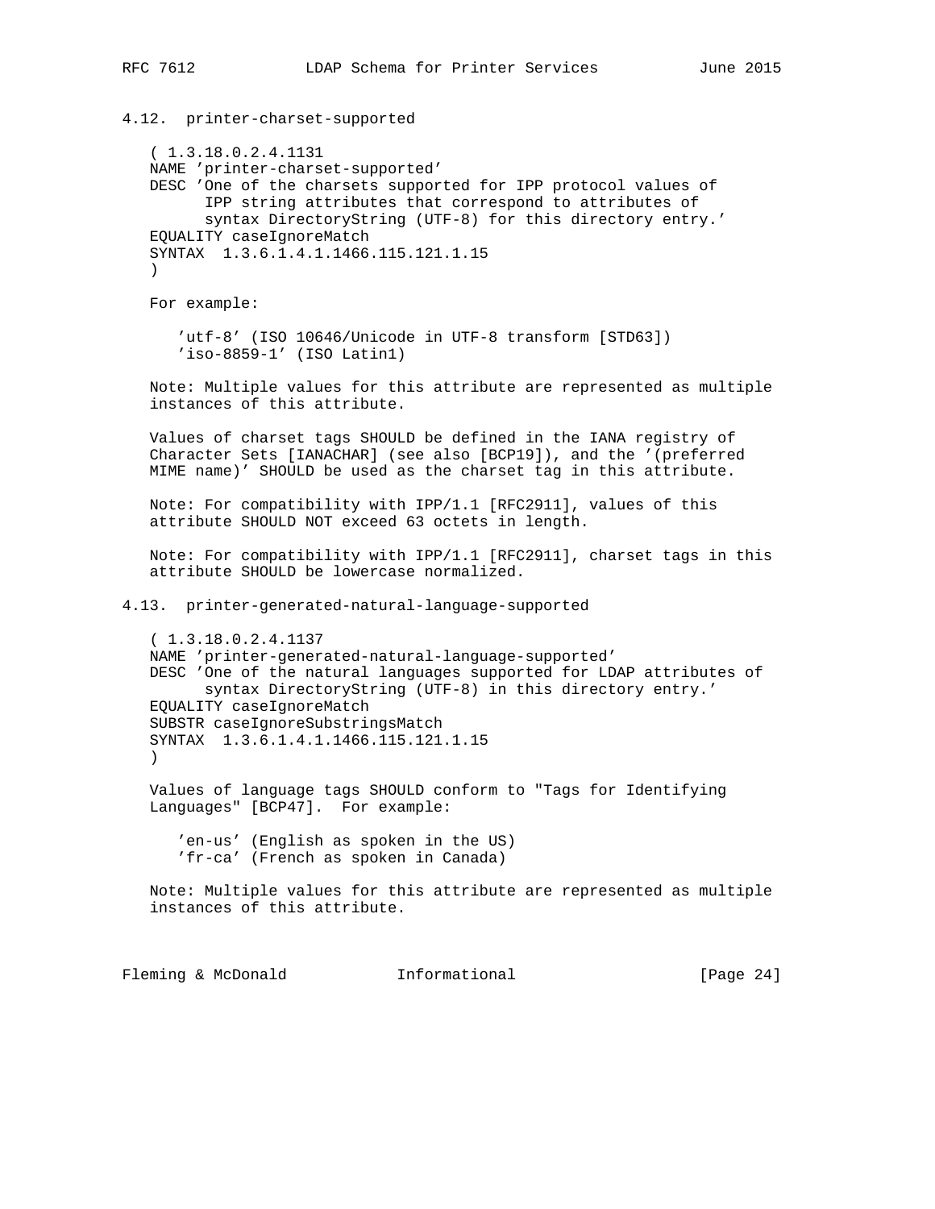### 4.12. printer-charset-supported

```
( 1.3.18.0.2.4.1131
NAME 'printer-charset-supported'
DESC 'One of the charsets supported for IPP protocol values of
      IPP string attributes that correspond to attributes of
      syntax DirectoryString (UTF-8) for this directory entry.'
EQUALITY caseIgnoreMatch
SYNTAX  1.3.6.1.4.1.1466.115.121.1.15
)
```

For example:

```
'utf-8' (ISO 10646/Unicode in UTF-8 transform [STD63])
'iso-8859-1' (ISO Latin1)
```

Note: Multiple values for this attribute are represented as multiple instances of this attribute.

Values of charset tags SHOULD be defined in the IANA registry of Character Sets [IANACHAR] (see also [BCP19]), and the '(preferred MIME name)' SHOULD be used as the charset tag in this attribute.

Note: For compatibility with IPP/1.1 [RFC2911], values of this attribute SHOULD NOT exceed 63 octets in length.

Note: For compatibility with IPP/1.1 [RFC2911], charset tags in this attribute SHOULD be lowercase normalized.

### 4.13. printer-generated-natural-language-supported

```
( 1.3.18.0.2.4.1137
NAME 'printer-generated-natural-language-supported'
DESC 'One of the natural languages supported for LDAP attributes of
      syntax DirectoryString (UTF-8) in this directory entry.'
EQUALITY caseIgnoreMatch
SUBSTR caseIgnoreSubstringsMatch
SYNTAX  1.3.6.1.4.1.1466.115.121.1.15
)
```

Values of language tags SHOULD conform to "Tags for Identifying Languages" [BCP47]. For example:

```
'en-us' (English as spoken in the US)
'fr-ca' (French as spoken in Canada)
```

Note: Multiple values for this attribute are represented as multiple instances of this attribute.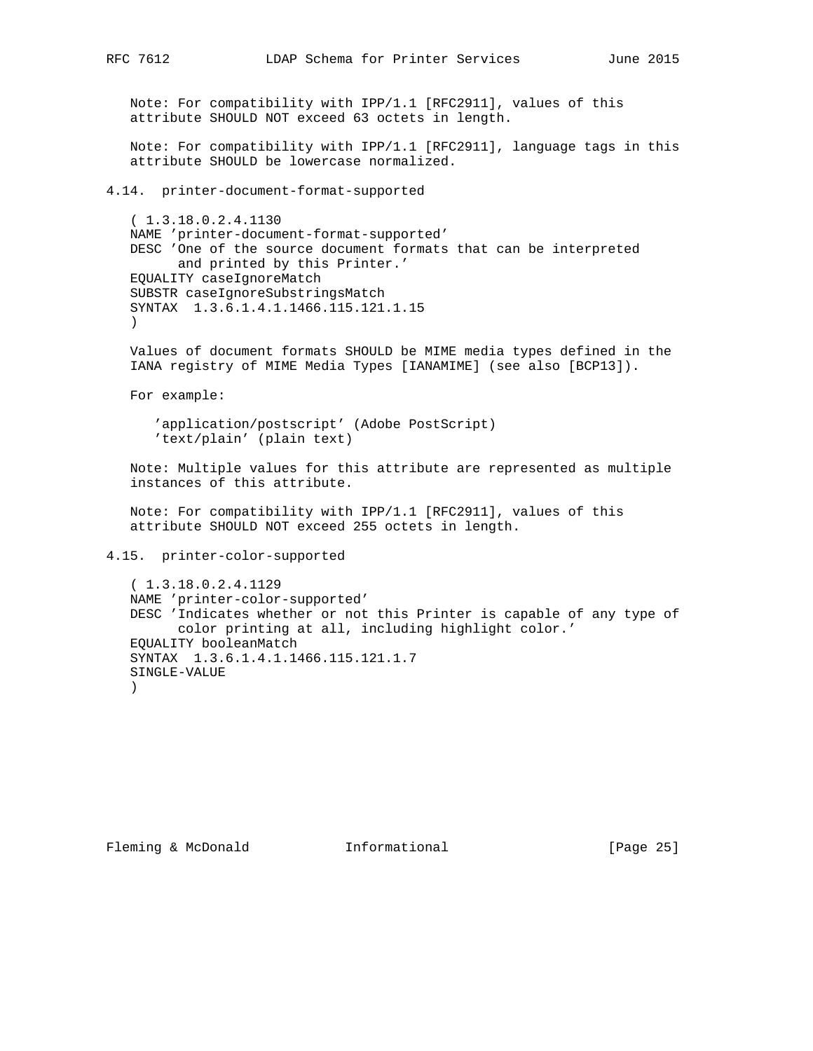Note: For compatibility with IPP/1.1 [RFC2911], values of this attribute SHOULD NOT exceed 63 octets in length.

Note: For compatibility with IPP/1.1 [RFC2911], language tags in this attribute SHOULD be lowercase normalized.

### 4.14. printer-document-format-supported

```
( 1.3.18.0.2.4.1130
NAME 'printer-document-format-supported'
DESC 'One of the source document formats that can be interpreted
      and printed by this Printer.'
EQUALITY caseIgnoreMatch
SUBSTR caseIgnoreSubstringsMatch
SYNTAX  1.3.6.1.4.1.1466.115.121.1.15
)
```

Values of document formats SHOULD be MIME media types defined in the IANA registry of MIME Media Types [IANAMIME] (see also [BCP13]).

For example:

```
'application/postscript' (Adobe PostScript)
'text/plain' (plain text)
```

Note: Multiple values for this attribute are represented as multiple instances of this attribute.

Note: For compatibility with IPP/1.1 [RFC2911], values of this attribute SHOULD NOT exceed 255 octets in length.

### 4.15. printer-color-supported

```
( 1.3.18.0.2.4.1129
NAME 'printer-color-supported'
DESC 'Indicates whether or not this Printer is capable of any type of
      color printing at all, including highlight color.'
EQUALITY booleanMatch
SYNTAX  1.3.6.1.4.1.1466.115.121.1.7
SINGLE-VALUE
)
```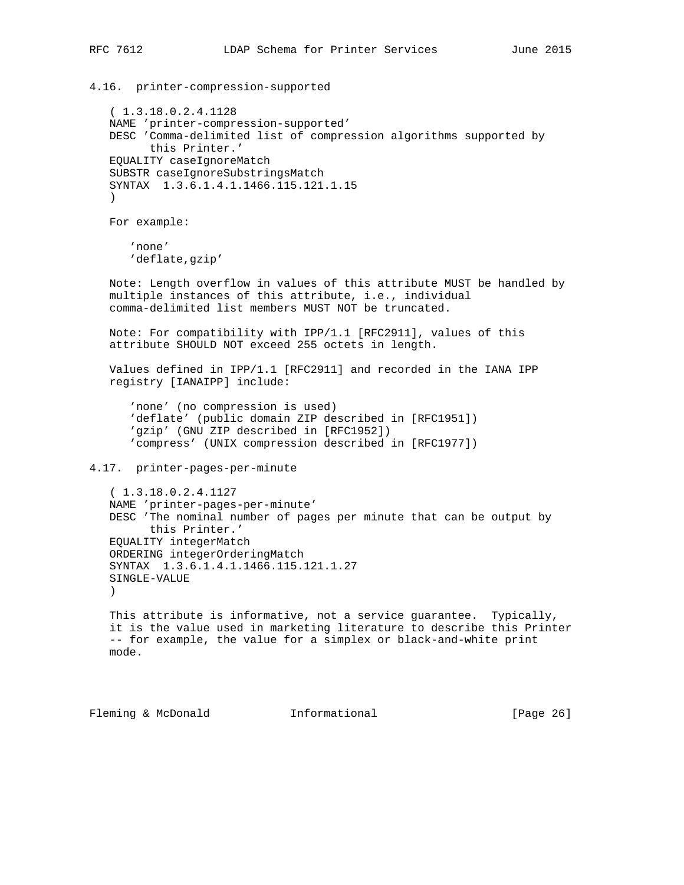### 4.16. printer-compression-supported

```
( 1.3.18.0.2.4.1128
NAME 'printer-compression-supported'
DESC 'Comma-delimited list of compression algorithms supported by
      this Printer.'
EQUALITY caseIgnoreMatch
SUBSTR caseIgnoreSubstringsMatch
SYNTAX  1.3.6.1.4.1.1466.115.121.1.15
)
```

For example:

```
'none'
'deflate,gzip'
```

Note: Length overflow in values of this attribute MUST be handled by multiple instances of this attribute, i.e., individual comma-delimited list members MUST NOT be truncated.

Note: For compatibility with IPP/1.1 [RFC2911], values of this attribute SHOULD NOT exceed 255 octets in length.

Values defined in IPP/1.1 [RFC2911] and recorded in the IANA IPP registry [IANAIPP] include:

```
'none' (no compression is used)
'deflate' (public domain ZIP described in [RFC1951])
'gzip' (GNU ZIP described in [RFC1952])
'compress' (UNIX compression described in [RFC1977])
```

### 4.17. printer-pages-per-minute

```
( 1.3.18.0.2.4.1127
NAME 'printer-pages-per-minute'
DESC 'The nominal number of pages per minute that can be output by
      this Printer.'
EQUALITY integerMatch
ORDERING integerOrderingMatch
SYNTAX  1.3.6.1.4.1.1466.115.121.1.27
SINGLE-VALUE
)
```

This attribute is informative, not a service guarantee. Typically, it is the value used in marketing literature to describe this Printer -- for example, the value for a simplex or black-and-white print mode.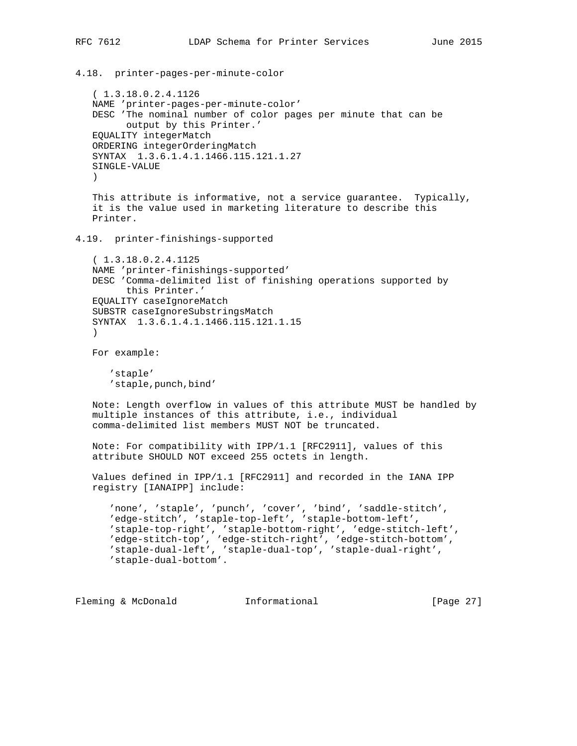### 4.18. printer-pages-per-minute-color

```
( 1.3.18.0.2.4.1126
NAME 'printer-pages-per-minute-color'
DESC 'The nominal number of color pages per minute that can be
      output by this Printer.'
EQUALITY integerMatch
ORDERING integerOrderingMatch
SYNTAX  1.3.6.1.4.1.1466.115.121.1.27
SINGLE-VALUE
)
```

This attribute is informative, not a service guarantee. Typically, it is the value used in marketing literature to describe this Printer.

### 4.19. printer-finishings-supported

```
( 1.3.18.0.2.4.1125
NAME 'printer-finishings-supported'
DESC 'Comma-delimited list of finishing operations supported by
      this Printer.'
EQUALITY caseIgnoreMatch
SUBSTR caseIgnoreSubstringsMatch
SYNTAX  1.3.6.1.4.1.1466.115.121.1.15
)
```

For example:

```
'staple'
'staple,punch,bind'
```

Note: Length overflow in values of this attribute MUST be handled by multiple instances of this attribute, i.e., individual comma-delimited list members MUST NOT be truncated.

Note: For compatibility with IPP/1.1 [RFC2911], values of this attribute SHOULD NOT exceed 255 octets in length.

Values defined in IPP/1.1 [RFC2911] and recorded in the IANA IPP registry [IANAIPP] include:

```
'none', 'staple', 'punch', 'cover', 'bind', 'saddle-stitch',
'edge-stitch', 'staple-top-left', 'staple-bottom-left',
'staple-top-right', 'staple-bottom-right', 'edge-stitch-left',
'edge-stitch-top', 'edge-stitch-right', 'edge-stitch-bottom',
'staple-dual-left', 'staple-dual-top', 'staple-dual-right',
'staple-dual-bottom'.
```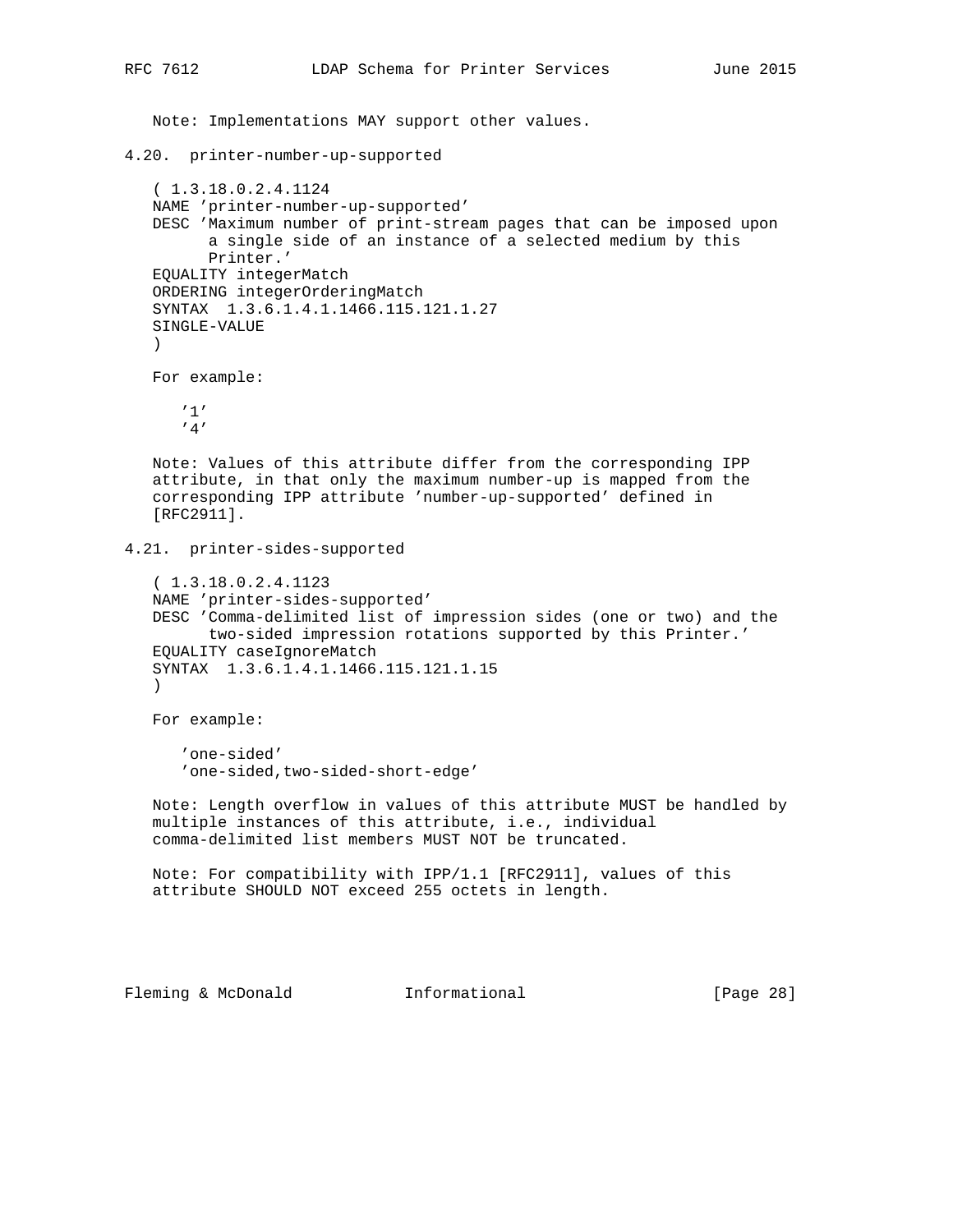Note: Implementations MAY support other values.

### 4.20. printer-number-up-supported

```
( 1.3.18.0.2.4.1124
NAME 'printer-number-up-supported'
DESC 'Maximum number of print-stream pages that can be imposed upon
      a single side of an instance of a selected medium by this
      Printer.'
EQUALITY integerMatch
ORDERING integerOrderingMatch
SYNTAX  1.3.6.1.4.1.1466.115.121.1.27
SINGLE-VALUE
)
```

For example:

```
'1'
'4'
```

Note: Values of this attribute differ from the corresponding IPP attribute, in that only the maximum number-up is mapped from the corresponding IPP attribute 'number-up-supported' defined in [RFC2911].

### 4.21. printer-sides-supported

```
( 1.3.18.0.2.4.1123
NAME 'printer-sides-supported'
DESC 'Comma-delimited list of impression sides (one or two) and the
      two-sided impression rotations supported by this Printer.'
EQUALITY caseIgnoreMatch
SYNTAX  1.3.6.1.4.1.1466.115.121.1.15
)
```

For example:

```
'one-sided'
'one-sided,two-sided-short-edge'
```

Note: Length overflow in values of this attribute MUST be handled by multiple instances of this attribute, i.e., individual comma-delimited list members MUST NOT be truncated.

Note: For compatibility with IPP/1.1 [RFC2911], values of this attribute SHOULD NOT exceed 255 octets in length.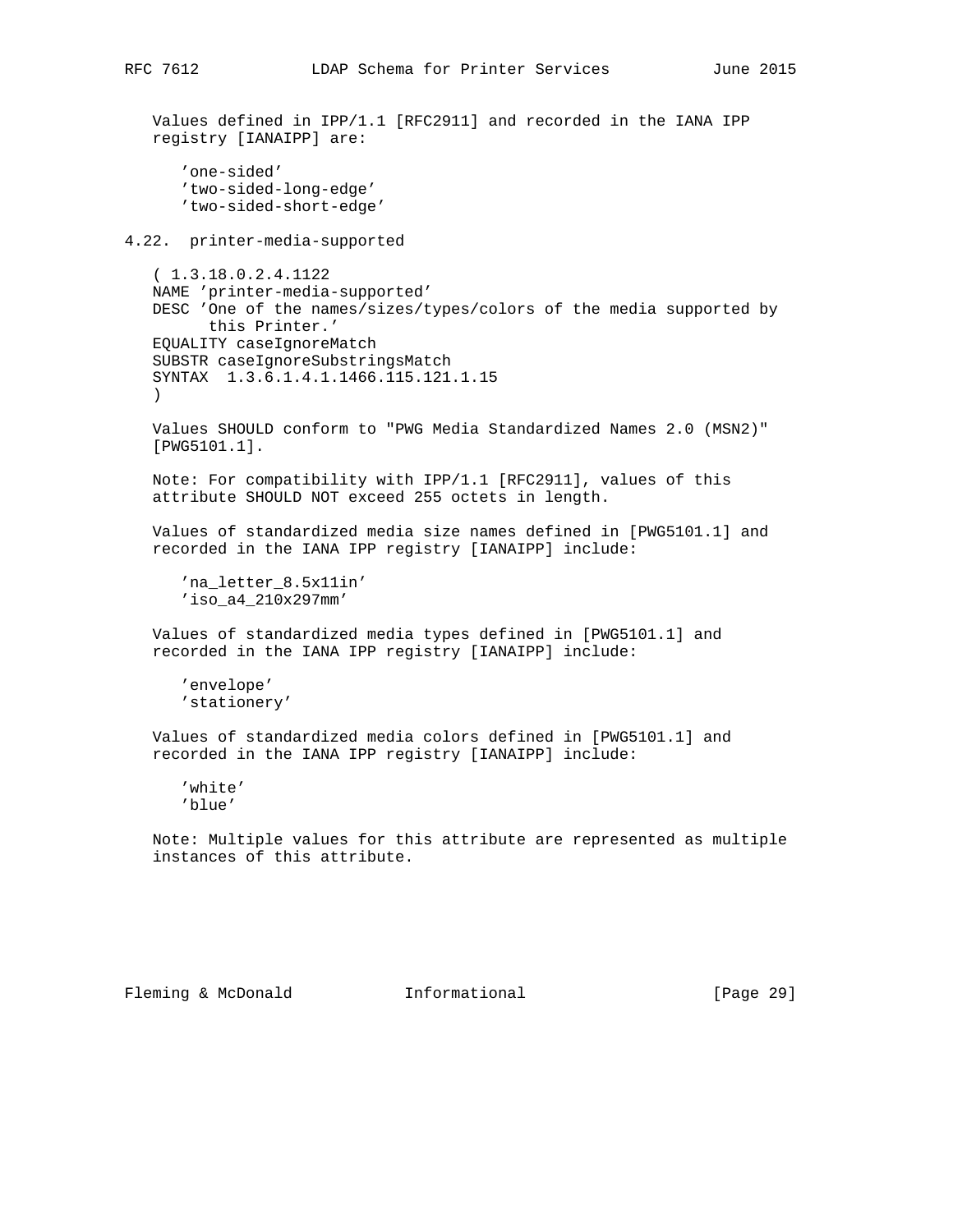Values defined in IPP/1.1 [RFC2911] and recorded in the IANA IPP registry [IANAIPP] are:

```
'one-sided'
'two-sided-long-edge'
'two-sided-short-edge'
```

### 4.22. printer-media-supported

```
( 1.3.18.0.2.4.1122
NAME 'printer-media-supported'
DESC 'One of the names/sizes/types/colors of the media supported by
      this Printer.'
EQUALITY caseIgnoreMatch
SUBSTR caseIgnoreSubstringsMatch
SYNTAX  1.3.6.1.4.1.1466.115.121.1.15
)
```

Values SHOULD conform to "PWG Media Standardized Names 2.0 (MSN2)" [PWG5101.1].

Note: For compatibility with IPP/1.1 [RFC2911], values of this attribute SHOULD NOT exceed 255 octets in length.

Values of standardized media size names defined in [PWG5101.1] and recorded in the IANA IPP registry [IANAIPP] include:

```
'na_letter_8.5x11in'
'iso_a4_210x297mm'
```

Values of standardized media types defined in [PWG5101.1] and recorded in the IANA IPP registry [IANAIPP] include:

```
'envelope'
'stationery'
```

Values of standardized media colors defined in [PWG5101.1] and recorded in the IANA IPP registry [IANAIPP] include:

```
'white'
'blue'
```

Note: Multiple values for this attribute are represented as multiple instances of this attribute.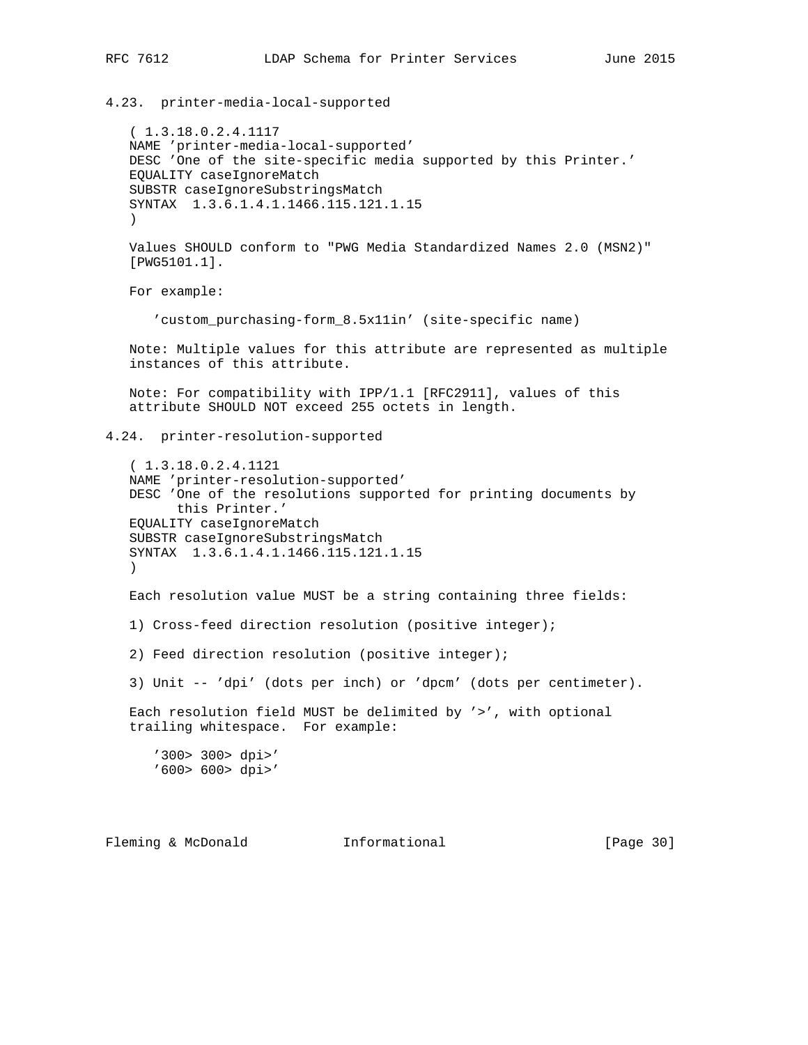## 4.23. printer-media-local-supported

```
( 1.3.18.0.2.4.1117
NAME 'printer-media-local-supported'
DESC 'One of the site-specific media supported by this Printer.'
EQUALITY caseIgnoreMatch
SUBSTR caseIgnoreSubstringsMatch
SYNTAX  1.3.6.1.4.1.1466.115.121.1.15
)
```

Values SHOULD conform to "PWG Media Standardized Names 2.0 (MSN2)" [PWG5101.1].

For example:

```
'custom_purchasing-form_8.5x11in' (site-specific name)
```

Note: Multiple values for this attribute are represented as multiple instances of this attribute.

Note: For compatibility with IPP/1.1 [RFC2911], values of this attribute SHOULD NOT exceed 255 octets in length.

## 4.24. printer-resolution-supported

```
( 1.3.18.0.2.4.1121
NAME 'printer-resolution-supported'
DESC 'One of the resolutions supported for printing documents by
      this Printer.'
EQUALITY caseIgnoreMatch
SUBSTR caseIgnoreSubstringsMatch
SYNTAX  1.3.6.1.4.1.1466.115.121.1.15
)
```

Each resolution value MUST be a string containing three fields:

1) Cross-feed direction resolution (positive integer);

2) Feed direction resolution (positive integer);

3) Unit -- 'dpi' (dots per inch) or 'dpcm' (dots per centimeter).

Each resolution field MUST be delimited by '>', with optional trailing whitespace. For example:

```
'300> 300> dpi>'
'600> 600> dpi>'
```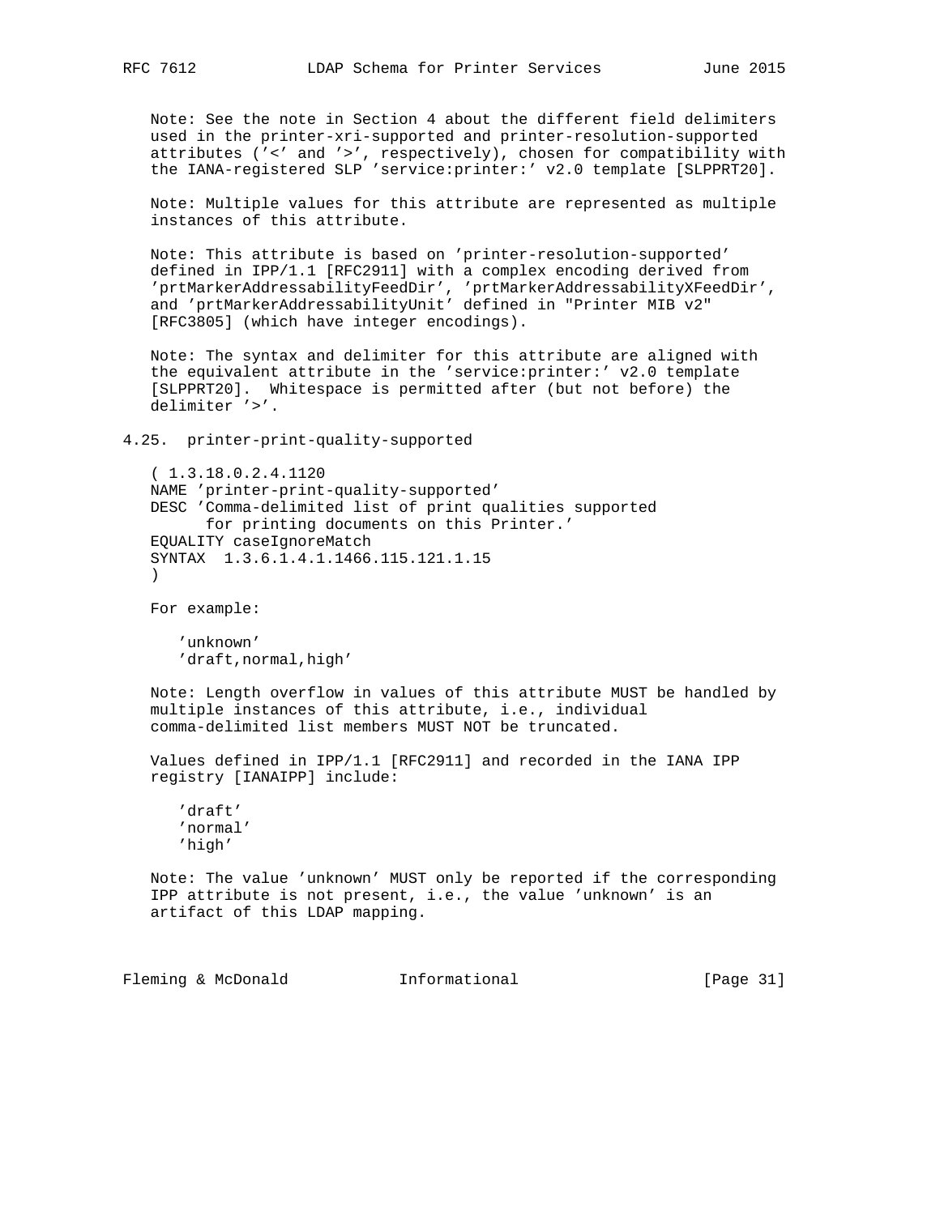Note: See the note in Section 4 about the different field delimiters used in the printer-xri-supported and printer-resolution-supported attributes ('<' and '>', respectively), chosen for compatibility with the IANA-registered SLP 'service:printer:' v2.0 template [SLPPRT20].

Note: Multiple values for this attribute are represented as multiple instances of this attribute.

Note: This attribute is based on 'printer-resolution-supported' defined in IPP/1.1 [RFC2911] with a complex encoding derived from 'prtMarkerAddressabilityFeedDir', 'prtMarkerAddressabilityXFeedDir', and 'prtMarkerAddressabilityUnit' defined in "Printer MIB v2" [RFC3805] (which have integer encodings).

Note: The syntax and delimiter for this attribute are aligned with the equivalent attribute in the 'service:printer:' v2.0 template [SLPPRT20]. Whitespace is permitted after (but not before) the delimiter '>'.

## 4.25. printer-print-quality-supported

```
( 1.3.18.0.2.4.1120
NAME 'printer-print-quality-supported'
DESC 'Comma-delimited list of print qualities supported
      for printing documents on this Printer.'
EQUALITY caseIgnoreMatch
SYNTAX  1.3.6.1.4.1.1466.115.121.1.15
)
```

For example:

```
'unknown'
'draft,normal,high'
```

Note: Length overflow in values of this attribute MUST be handled by multiple instances of this attribute, i.e., individual comma-delimited list members MUST NOT be truncated.

Values defined in IPP/1.1 [RFC2911] and recorded in the IANA IPP registry [IANAIPP] include:

```
'draft'
'normal'
'high'
```

Note: The value 'unknown' MUST only be reported if the corresponding IPP attribute is not present, i.e., the value 'unknown' is an artifact of this LDAP mapping.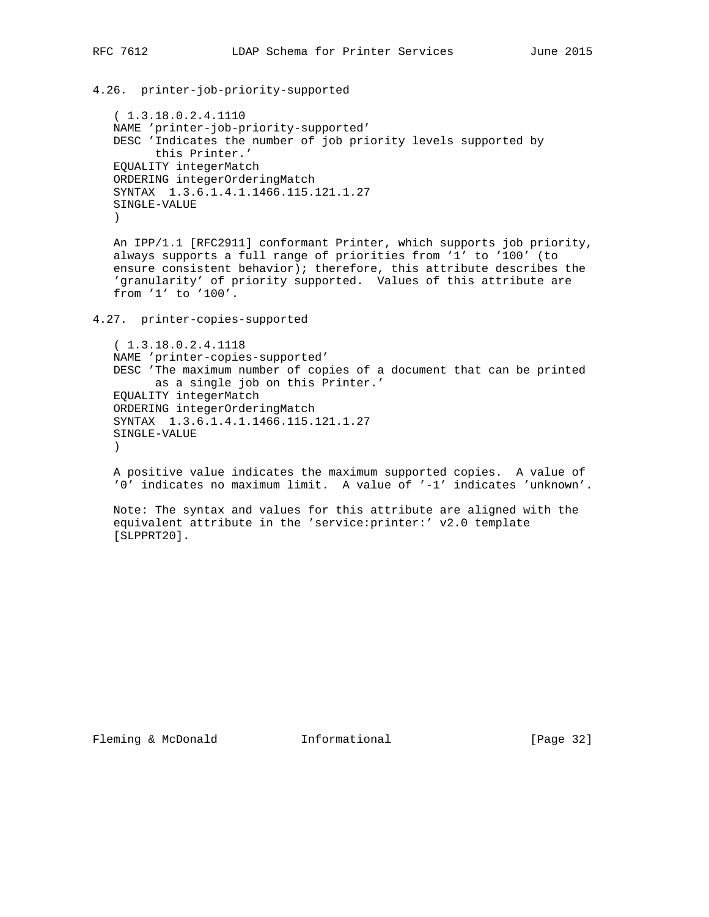### 4.26. printer-job-priority-supported

```
( 1.3.18.0.2.4.1110
NAME 'printer-job-priority-supported'
DESC 'Indicates the number of job priority levels supported by
      this Printer.'
EQUALITY integerMatch
ORDERING integerOrderingMatch
SYNTAX  1.3.6.1.4.1.1466.115.121.1.27
SINGLE-VALUE
)
```

An IPP/1.1 [RFC2911] conformant Printer, which supports job priority, always supports a full range of priorities from '1' to '100' (to ensure consistent behavior); therefore, this attribute describes the 'granularity' of priority supported. Values of this attribute are from '1' to '100'.

### 4.27. printer-copies-supported

```
( 1.3.18.0.2.4.1118
NAME 'printer-copies-supported'
DESC 'The maximum number of copies of a document that can be printed
      as a single job on this Printer.'
EQUALITY integerMatch
ORDERING integerOrderingMatch
SYNTAX  1.3.6.1.4.1.1466.115.121.1.27
SINGLE-VALUE
)
```

A positive value indicates the maximum supported copies. A value of '0' indicates no maximum limit. A value of '-1' indicates 'unknown'.

Note: The syntax and values for this attribute are aligned with the equivalent attribute in the 'service:printer:' v2.0 template [SLPPRT20].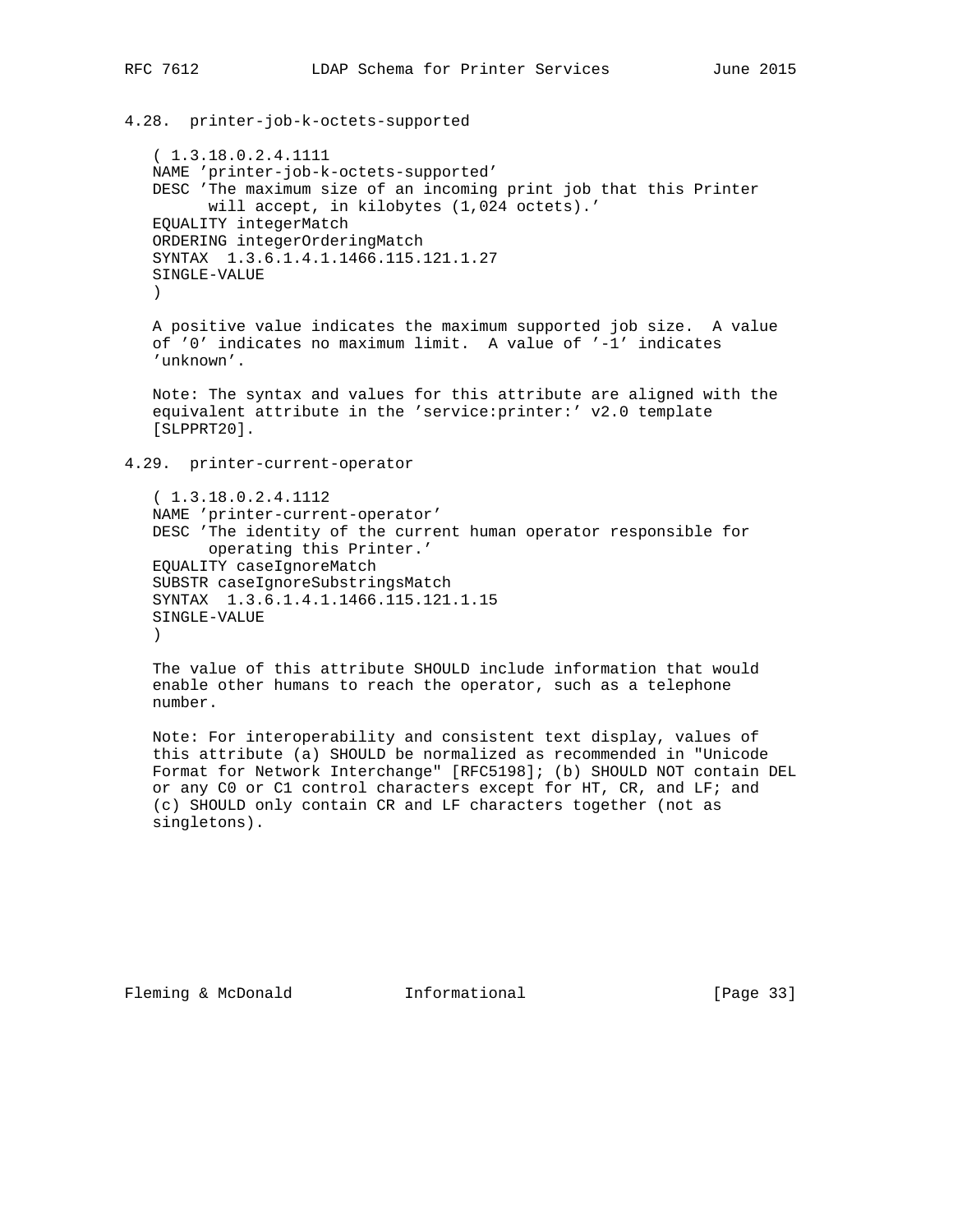### 4.28. printer-job-k-octets-supported

```
( 1.3.18.0.2.4.1111
NAME 'printer-job-k-octets-supported'
DESC 'The maximum size of an incoming print job that this Printer
      will accept, in kilobytes (1,024 octets).'
EQUALITY integerMatch
ORDERING integerOrderingMatch
SYNTAX  1.3.6.1.4.1.1466.115.121.1.27
SINGLE-VALUE
)
```

A positive value indicates the maximum supported job size. A value of '0' indicates no maximum limit. A value of '-1' indicates 'unknown'.

Note: The syntax and values for this attribute are aligned with the equivalent attribute in the 'service:printer:' v2.0 template [SLPPRT20].

### 4.29. printer-current-operator

```
( 1.3.18.0.2.4.1112
NAME 'printer-current-operator'
DESC 'The identity of the current human operator responsible for
      operating this Printer.'
EQUALITY caseIgnoreMatch
SUBSTR caseIgnoreSubstringsMatch
SYNTAX  1.3.6.1.4.1.1466.115.121.1.15
SINGLE-VALUE
)
```

The value of this attribute SHOULD include information that would enable other humans to reach the operator, such as a telephone number.

Note: For interoperability and consistent text display, values of this attribute (a) SHOULD be normalized as recommended in "Unicode Format for Network Interchange" [RFC5198]; (b) SHOULD NOT contain DEL or any C0 or C1 control characters except for HT, CR, and LF; and (c) SHOULD only contain CR and LF characters together (not as singletons).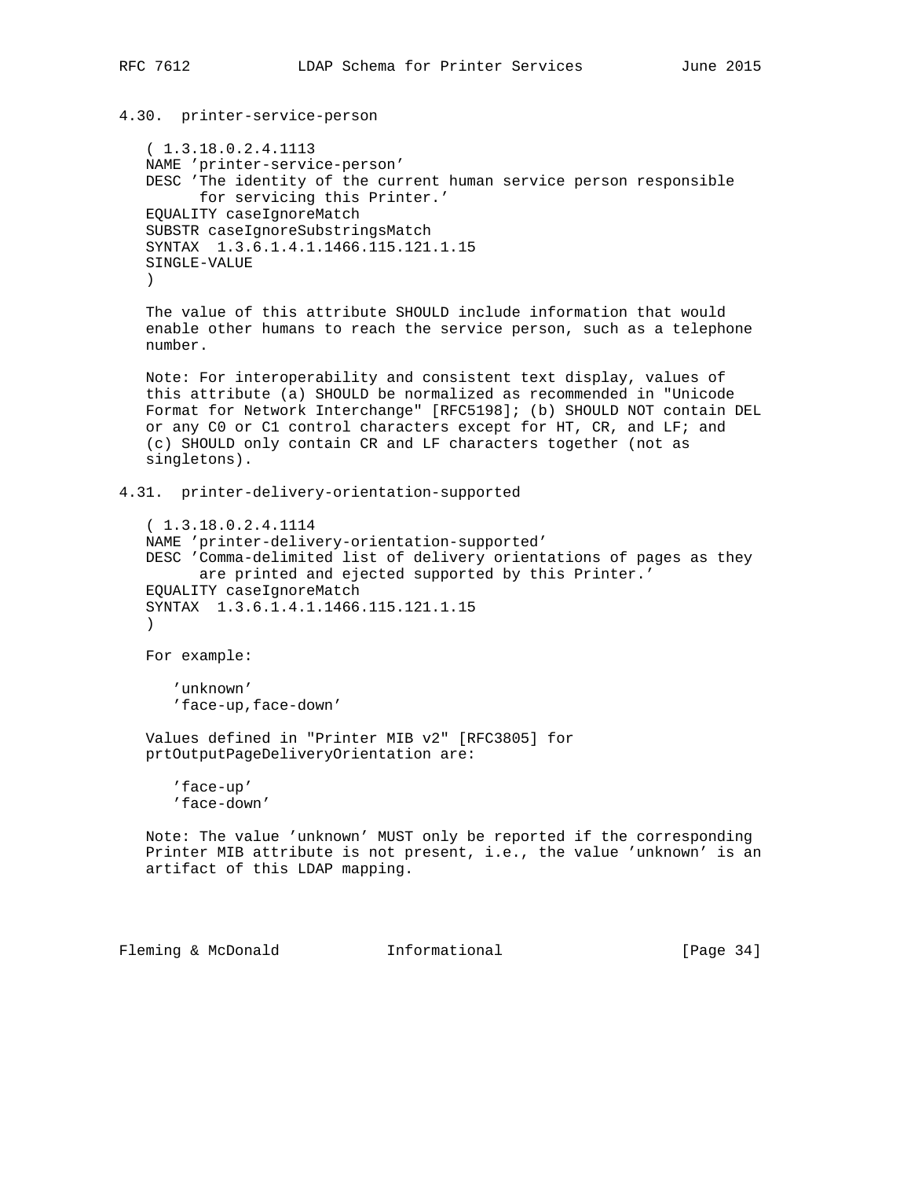### 4.30. printer-service-person

```
( 1.3.18.0.2.4.1113
NAME 'printer-service-person'
DESC 'The identity of the current human service person responsible
      for servicing this Printer.'
EQUALITY caseIgnoreMatch
SUBSTR caseIgnoreSubstringsMatch
SYNTAX  1.3.6.1.4.1.1466.115.121.1.15
SINGLE-VALUE
)
```

The value of this attribute SHOULD include information that would enable other humans to reach the service person, such as a telephone number.

Note: For interoperability and consistent text display, values of this attribute (a) SHOULD be normalized as recommended in "Unicode Format for Network Interchange" [RFC5198]; (b) SHOULD NOT contain DEL or any C0 or C1 control characters except for HT, CR, and LF; and (c) SHOULD only contain CR and LF characters together (not as singletons).

### 4.31. printer-delivery-orientation-supported

```
( 1.3.18.0.2.4.1114
NAME 'printer-delivery-orientation-supported'
DESC 'Comma-delimited list of delivery orientations of pages as they
      are printed and ejected supported by this Printer.'
EQUALITY caseIgnoreMatch
SYNTAX  1.3.6.1.4.1.1466.115.121.1.15
)
```

For example:

```
'unknown'
'face-up,face-down'
```

Values defined in "Printer MIB v2" [RFC3805] for prtOutputPageDeliveryOrientation are:

```
'face-up'
'face-down'
```

Note: The value 'unknown' MUST only be reported if the corresponding Printer MIB attribute is not present, i.e., the value 'unknown' is an artifact of this LDAP mapping.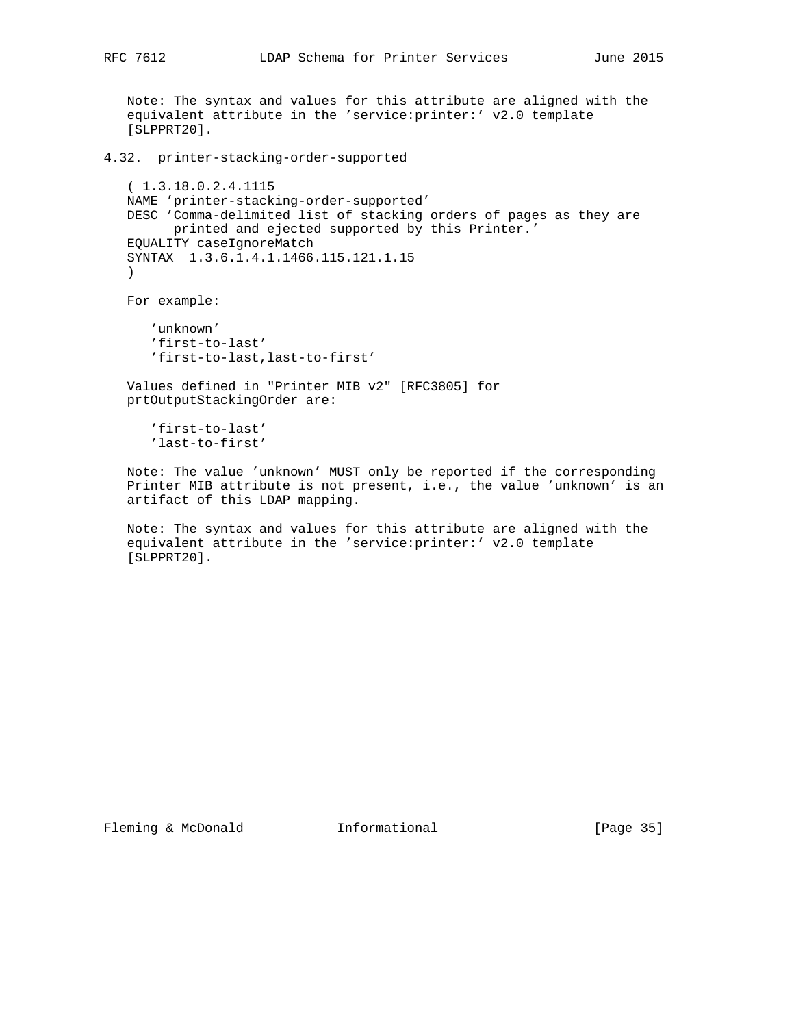Note: The syntax and values for this attribute are aligned with the equivalent attribute in the 'service:printer:' v2.0 template [SLPPRT20].

### 4.32. printer-stacking-order-supported

```
( 1.3.18.0.2.4.1115
NAME 'printer-stacking-order-supported'
DESC 'Comma-delimited list of stacking orders of pages as they are
     printed and ejected supported by this Printer.'
EQUALITY caseIgnoreMatch
SYNTAX  1.3.6.1.4.1.1466.115.121.1.15
)
```

For example:

```
'unknown'
'first-to-last'
'first-to-last,last-to-first'
```

Values defined in "Printer MIB v2" [RFC3805] for prtOutputStackingOrder are:

```
'first-to-last'
'last-to-first'
```

Note: The value 'unknown' MUST only be reported if the corresponding Printer MIB attribute is not present, i.e., the value 'unknown' is an artifact of this LDAP mapping.

Note: The syntax and values for this attribute are aligned with the equivalent attribute in the 'service:printer:' v2.0 template [SLPPRT20].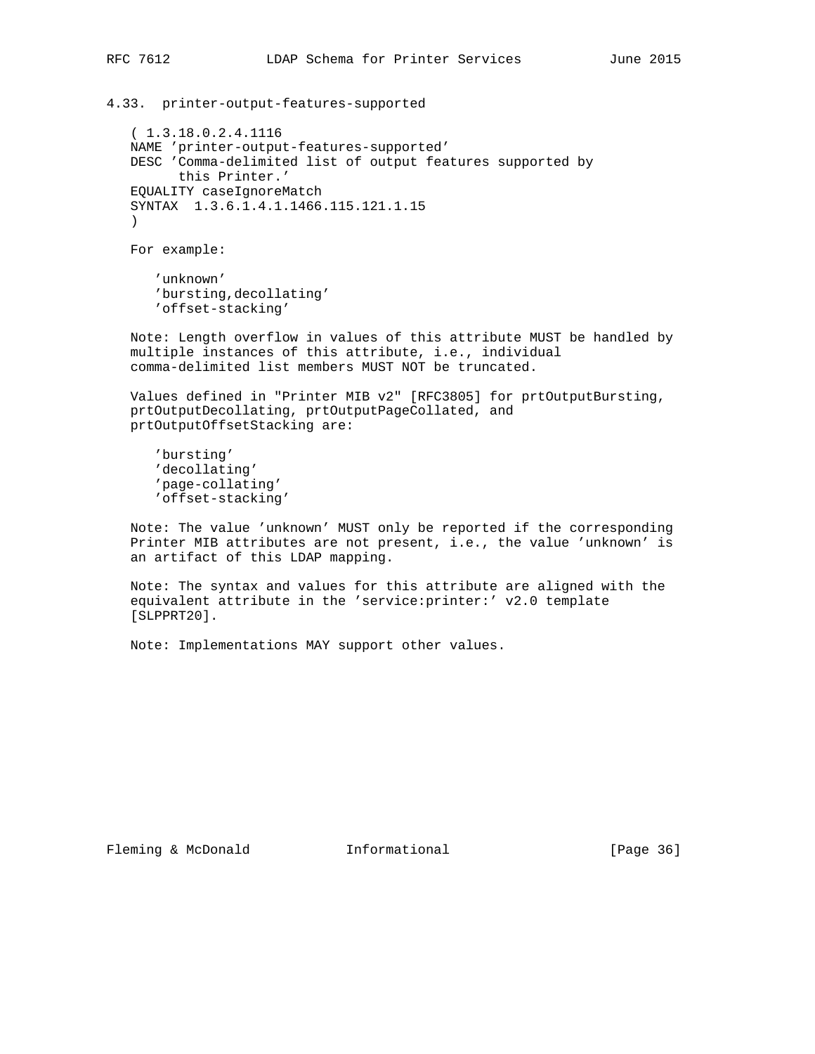### 4.33. printer-output-features-supported

```
( 1.3.18.0.2.4.1116
NAME 'printer-output-features-supported'
DESC 'Comma-delimited list of output features supported by
      this Printer.'
EQUALITY caseIgnoreMatch
SYNTAX  1.3.6.1.4.1.1466.115.121.1.15
)
```

For example:

```
'unknown'
'bursting,decollating'
'offset-stacking'
```

Note: Length overflow in values of this attribute MUST be handled by multiple instances of this attribute, i.e., individual comma-delimited list members MUST NOT be truncated.

Values defined in "Printer MIB v2" [RFC3805] for prtOutputBursting, prtOutputDecollating, prtOutputPageCollated, and prtOutputOffsetStacking are:

```
'bursting'
'decollating'
'page-collating'
'offset-stacking'
```

Note: The value 'unknown' MUST only be reported if the corresponding Printer MIB attributes are not present, i.e., the value 'unknown' is an artifact of this LDAP mapping.

Note: The syntax and values for this attribute are aligned with the equivalent attribute in the 'service:printer:' v2.0 template [SLPPRT20].

Note: Implementations MAY support other values.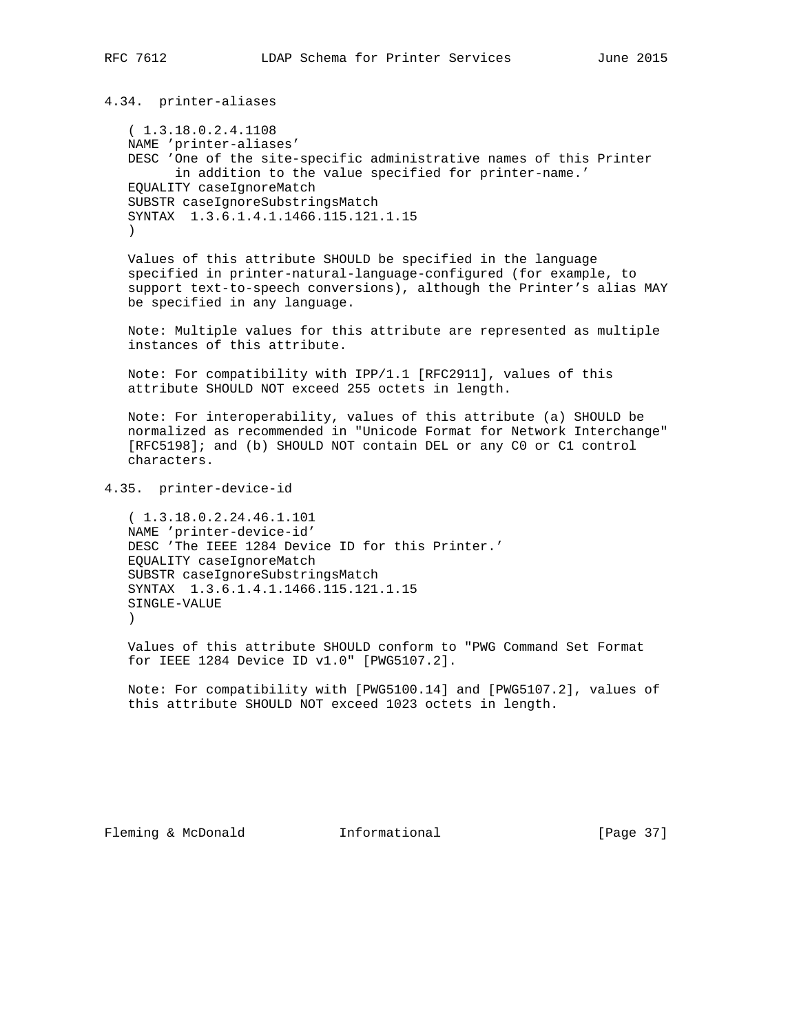### 4.34. printer-aliases

```
( 1.3.18.0.2.4.1108
NAME 'printer-aliases'
DESC 'One of the site-specific administrative names of this Printer
      in addition to the value specified for printer-name.'
EQUALITY caseIgnoreMatch
SUBSTR caseIgnoreSubstringsMatch
SYNTAX  1.3.6.1.4.1.1466.115.121.1.15
)
```

Values of this attribute SHOULD be specified in the language specified in printer-natural-language-configured (for example, to support text-to-speech conversions), although the Printer's alias MAY be specified in any language.

Note: Multiple values for this attribute are represented as multiple instances of this attribute.

Note: For compatibility with IPP/1.1 [RFC2911], values of this attribute SHOULD NOT exceed 255 octets in length.

Note: For interoperability, values of this attribute (a) SHOULD be normalized as recommended in "Unicode Format for Network Interchange" [RFC5198]; and (b) SHOULD NOT contain DEL or any C0 or C1 control characters.

### 4.35. printer-device-id

```
( 1.3.18.0.2.24.46.1.101
NAME 'printer-device-id'
DESC 'The IEEE 1284 Device ID for this Printer.'
EQUALITY caseIgnoreMatch
SUBSTR caseIgnoreSubstringsMatch
SYNTAX  1.3.6.1.4.1.1466.115.121.1.15
SINGLE-VALUE
)
```

Values of this attribute SHOULD conform to "PWG Command Set Format for IEEE 1284 Device ID v1.0" [PWG5107.2].

Note: For compatibility with [PWG5100.14] and [PWG5107.2], values of this attribute SHOULD NOT exceed 1023 octets in length.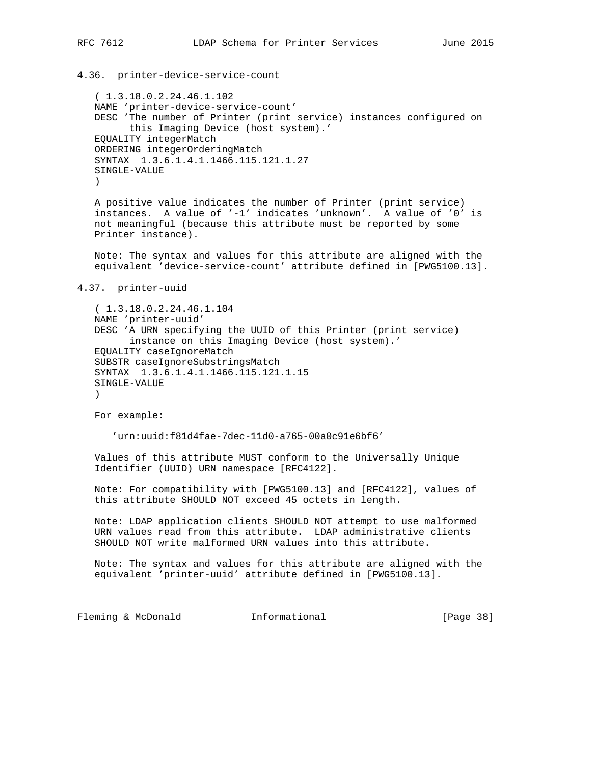### 4.36. printer-device-service-count

```
( 1.3.18.0.2.24.46.1.102
NAME 'printer-device-service-count'
DESC 'The number of Printer (print service) instances configured on
      this Imaging Device (host system).'
EQUALITY integerMatch
ORDERING integerOrderingMatch
SYNTAX  1.3.6.1.4.1.1466.115.121.1.27
SINGLE-VALUE
)
```

A positive value indicates the number of Printer (print service) instances. A value of '-1' indicates 'unknown'. A value of '0' is not meaningful (because this attribute must be reported by some Printer instance).

Note: The syntax and values for this attribute are aligned with the equivalent 'device-service-count' attribute defined in [PWG5100.13].

### 4.37. printer-uuid

```
( 1.3.18.0.2.24.46.1.104
NAME 'printer-uuid'
DESC 'A URN specifying the UUID of this Printer (print service)
      instance on this Imaging Device (host system).'
EQUALITY caseIgnoreMatch
SUBSTR caseIgnoreSubstringsMatch
SYNTAX  1.3.6.1.4.1.1466.115.121.1.15
SINGLE-VALUE
)
```

For example:

```
'urn:uuid:f81d4fae-7dec-11d0-a765-00a0c91e6bf6'
```

Values of this attribute MUST conform to the Universally Unique Identifier (UUID) URN namespace [RFC4122].

Note: For compatibility with [PWG5100.13] and [RFC4122], values of this attribute SHOULD NOT exceed 45 octets in length.

Note: LDAP application clients SHOULD NOT attempt to use malformed URN values read from this attribute. LDAP administrative clients SHOULD NOT write malformed URN values into this attribute.

Note: The syntax and values for this attribute are aligned with the equivalent 'printer-uuid' attribute defined in [PWG5100.13].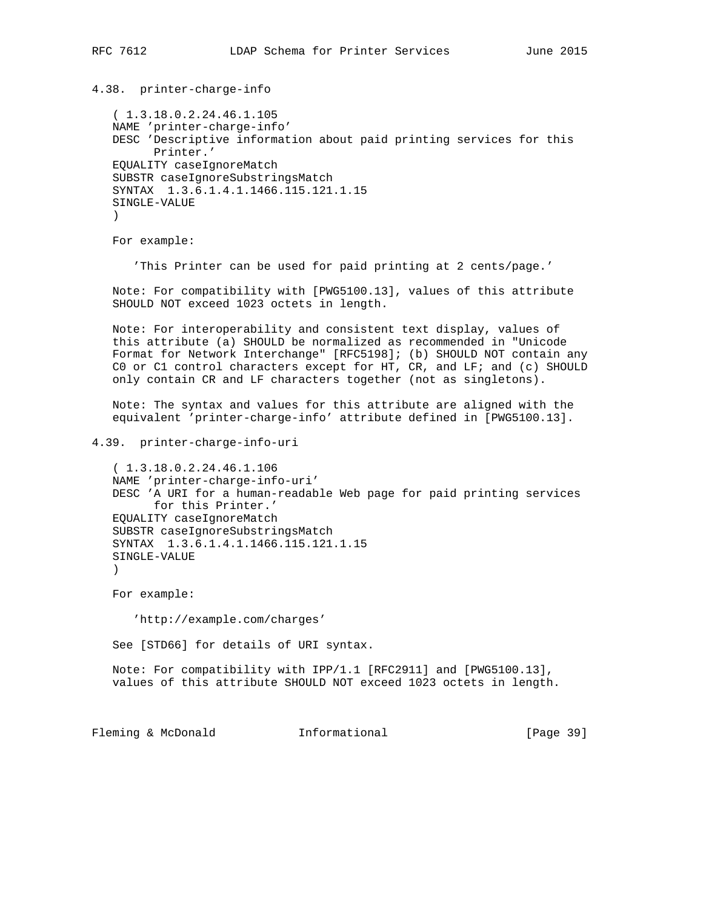### 4.38. printer-charge-info

```
( 1.3.18.0.2.24.46.1.105
NAME 'printer-charge-info'
DESC 'Descriptive information about paid printing services for this
      Printer.'
EQUALITY caseIgnoreMatch
SUBSTR caseIgnoreSubstringsMatch
SYNTAX  1.3.6.1.4.1.1466.115.121.1.15
SINGLE-VALUE
)
```

For example:

```
'This Printer can be used for paid printing at 2 cents/page.'
```

Note: For compatibility with [PWG5100.13], values of this attribute SHOULD NOT exceed 1023 octets in length.

Note: For interoperability and consistent text display, values of this attribute (a) SHOULD be normalized as recommended in "Unicode Format for Network Interchange" [RFC5198]; (b) SHOULD NOT contain any C0 or C1 control characters except for HT, CR, and LF; and (c) SHOULD only contain CR and LF characters together (not as singletons).

Note: The syntax and values for this attribute are aligned with the equivalent 'printer-charge-info' attribute defined in [PWG5100.13].

### 4.39. printer-charge-info-uri

```
( 1.3.18.0.2.24.46.1.106
NAME 'printer-charge-info-uri'
DESC 'A URI for a human-readable Web page for paid printing services
      for this Printer.'
EQUALITY caseIgnoreMatch
SUBSTR caseIgnoreSubstringsMatch
SYNTAX  1.3.6.1.4.1.1466.115.121.1.15
SINGLE-VALUE
)
```

For example:

```
'http://example.com/charges'
```

See [STD66] for details of URI syntax.

Note: For compatibility with IPP/1.1 [RFC2911] and [PWG5100.13], values of this attribute SHOULD NOT exceed 1023 octets in length.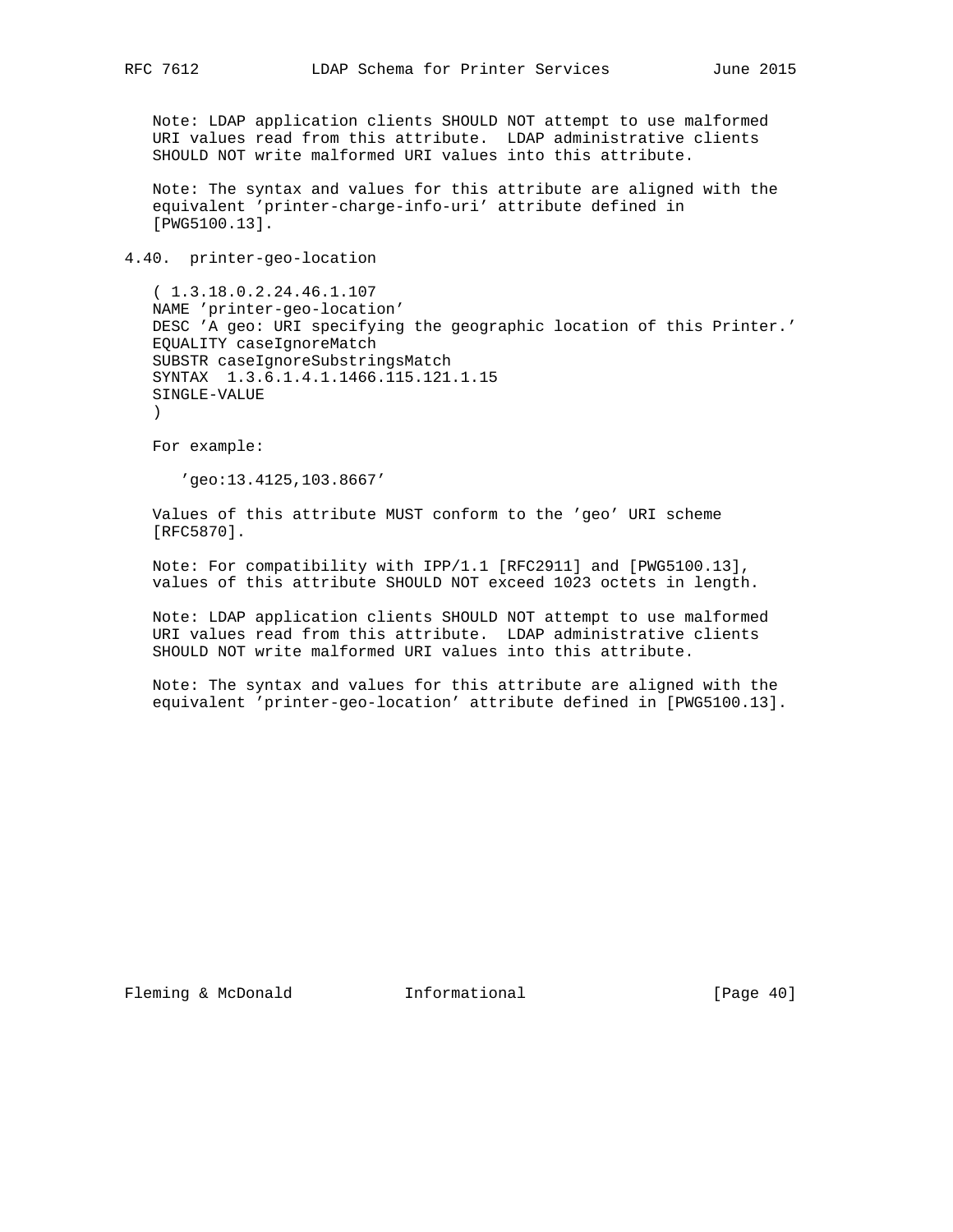Note: LDAP application clients SHOULD NOT attempt to use malformed URI values read from this attribute. LDAP administrative clients SHOULD NOT write malformed URI values into this attribute.

Note: The syntax and values for this attribute are aligned with the equivalent 'printer-charge-info-uri' attribute defined in [PWG5100.13].

## 4.40. printer-geo-location

```
( 1.3.18.0.2.24.46.1.107
NAME 'printer-geo-location'
DESC 'A geo: URI specifying the geographic location of this Printer.'
EQUALITY caseIgnoreMatch
SUBSTR caseIgnoreSubstringsMatch
SYNTAX  1.3.6.1.4.1.1466.115.121.1.15
SINGLE-VALUE
)
```

For example:

```
'geo:13.4125,103.8667'
```

Values of this attribute MUST conform to the 'geo' URI scheme [RFC5870].

Note: For compatibility with IPP/1.1 [RFC2911] and [PWG5100.13], values of this attribute SHOULD NOT exceed 1023 octets in length.

Note: LDAP application clients SHOULD NOT attempt to use malformed URI values read from this attribute. LDAP administrative clients SHOULD NOT write malformed URI values into this attribute.

Note: The syntax and values for this attribute are aligned with the equivalent 'printer-geo-location' attribute defined in [PWG5100.13].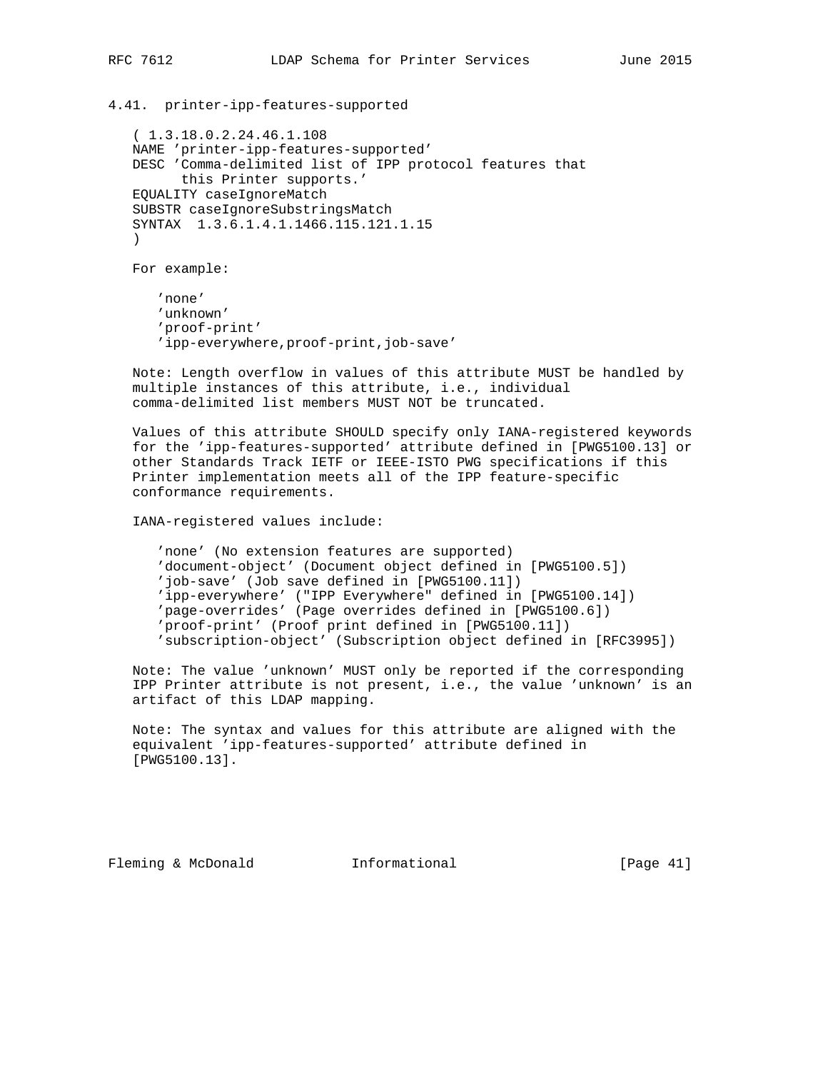### 4.41. printer-ipp-features-supported

```
( 1.3.18.0.2.24.46.1.108
NAME 'printer-ipp-features-supported'
DESC 'Comma-delimited list of IPP protocol features that
      this Printer supports.'
EQUALITY caseIgnoreMatch
SUBSTR caseIgnoreSubstringsMatch
SYNTAX  1.3.6.1.4.1.1466.115.121.1.15
)
```

For example:

```
'none'
'unknown'
'proof-print'
'ipp-everywhere,proof-print,job-save'
```

Note: Length overflow in values of this attribute MUST be handled by multiple instances of this attribute, i.e., individual comma-delimited list members MUST NOT be truncated.

Values of this attribute SHOULD specify only IANA-registered keywords for the 'ipp-features-supported' attribute defined in [PWG5100.13] or other Standards Track IETF or IEEE-ISTO PWG specifications if this Printer implementation meets all of the IPP feature-specific conformance requirements.

IANA-registered values include:

```
'none' (No extension features are supported)
'document-object' (Document object defined in [PWG5100.5])
'job-save' (Job save defined in [PWG5100.11])
'ipp-everywhere' ("IPP Everywhere" defined in [PWG5100.14])
'page-overrides' (Page overrides defined in [PWG5100.6])
'proof-print' (Proof print defined in [PWG5100.11])
'subscription-object' (Subscription object defined in [RFC3995])
```

Note: The value 'unknown' MUST only be reported if the corresponding IPP Printer attribute is not present, i.e., the value 'unknown' is an artifact of this LDAP mapping.

Note: The syntax and values for this attribute are aligned with the equivalent 'ipp-features-supported' attribute defined in [PWG5100.13].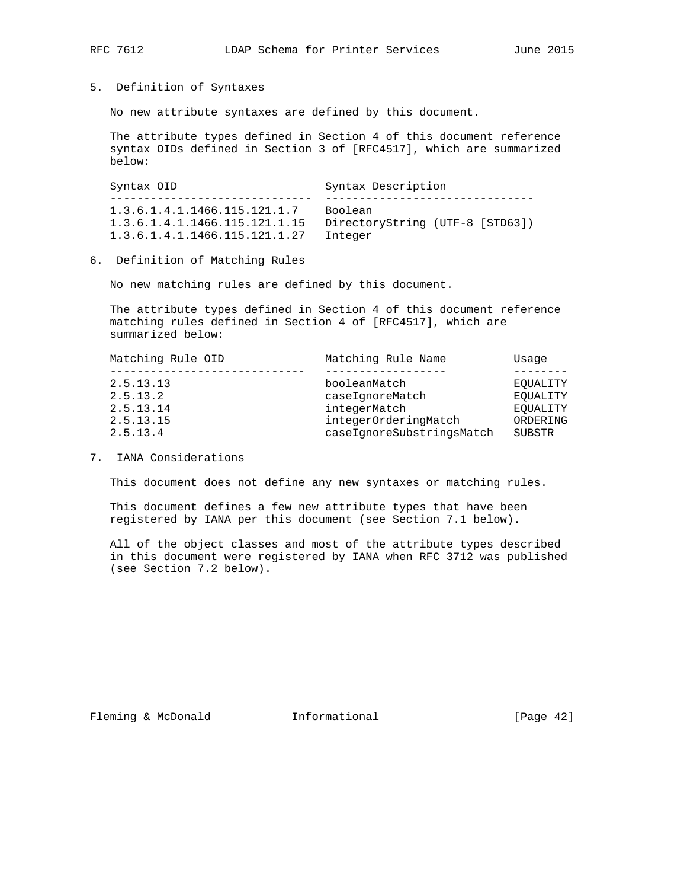## 5. Definition of Syntaxes

No new attribute syntaxes are defined by this document.

The attribute types defined in Section 4 of this document reference syntax OIDs defined in Section 3 of [RFC4517], which are summarized below:

| Syntax OID | Syntax Description |
|---|---|
| 1.3.6.1.4.1.1466.115.121.1.7 | Boolean |
| 1.3.6.1.4.1.1466.115.121.1.15 | DirectoryString (UTF-8 [STD63]) |
| 1.3.6.1.4.1.1466.115.121.1.27 | Integer |

## 6. Definition of Matching Rules

No new matching rules are defined by this document.

The attribute types defined in Section 4 of this document reference matching rules defined in Section 4 of [RFC4517], which are summarized below:

| Matching Rule OID | Matching Rule Name | Usage |
|---|---|---|
| 2.5.13.13 | booleanMatch | EQUALITY |
| 2.5.13.2 | caseIgnoreMatch | EQUALITY |
| 2.5.13.14 | integerMatch | EQUALITY |
| 2.5.13.15 | integerOrderingMatch | ORDERING |
| 2.5.13.4 | caseIgnoreSubstringsMatch | SUBSTR |

## 7. IANA Considerations

This document does not define any new syntaxes or matching rules.

This document defines a few new attribute types that have been registered by IANA per this document (see Section 7.1 below).

All of the object classes and most of the attribute types described in this document were registered by IANA when RFC 3712 was published (see Section 7.2 below).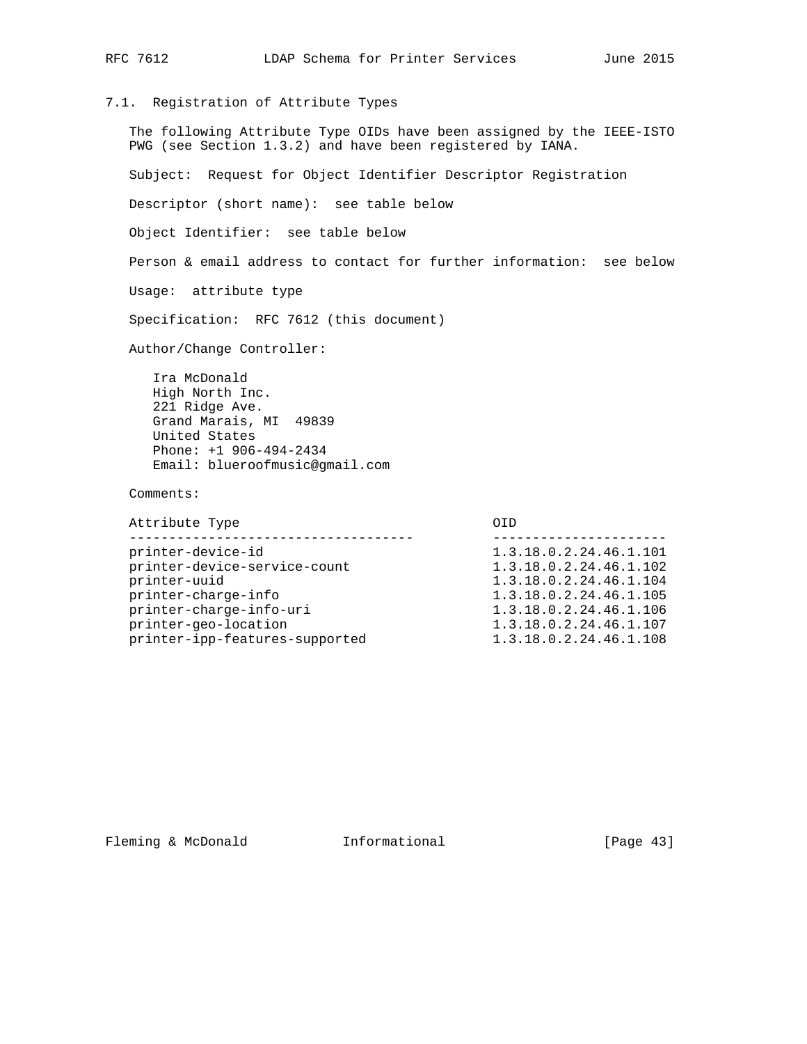### 7.1. Registration of Attribute Types

The following Attribute Type OIDs have been assigned by the IEEE-ISTO PWG (see Section 1.3.2) and have been registered by IANA.

Subject: Request for Object Identifier Descriptor Registration

Descriptor (short name): see table below

Object Identifier: see table below

Person & email address to contact for further information: see below

Usage: attribute type

Specification: RFC 7612 (this document)

Author/Change Controller:

Ira McDonald
High North Inc.
221 Ridge Ave.
Grand Marais, MI 49839
United States
Phone: +1 906-494-2434
Email: blueroofmusic@gmail.com

Comments:

| Attribute Type | OID |
| --- | --- |
| printer-device-id | 1.3.18.0.2.24.46.1.101 |
| printer-device-service-count | 1.3.18.0.2.24.46.1.102 |
| printer-uuid | 1.3.18.0.2.24.46.1.104 |
| printer-charge-info | 1.3.18.0.2.24.46.1.105 |
| printer-charge-info-uri | 1.3.18.0.2.24.46.1.106 |
| printer-geo-location | 1.3.18.0.2.24.46.1.107 |
| printer-ipp-features-supported | 1.3.18.0.2.24.46.1.108 |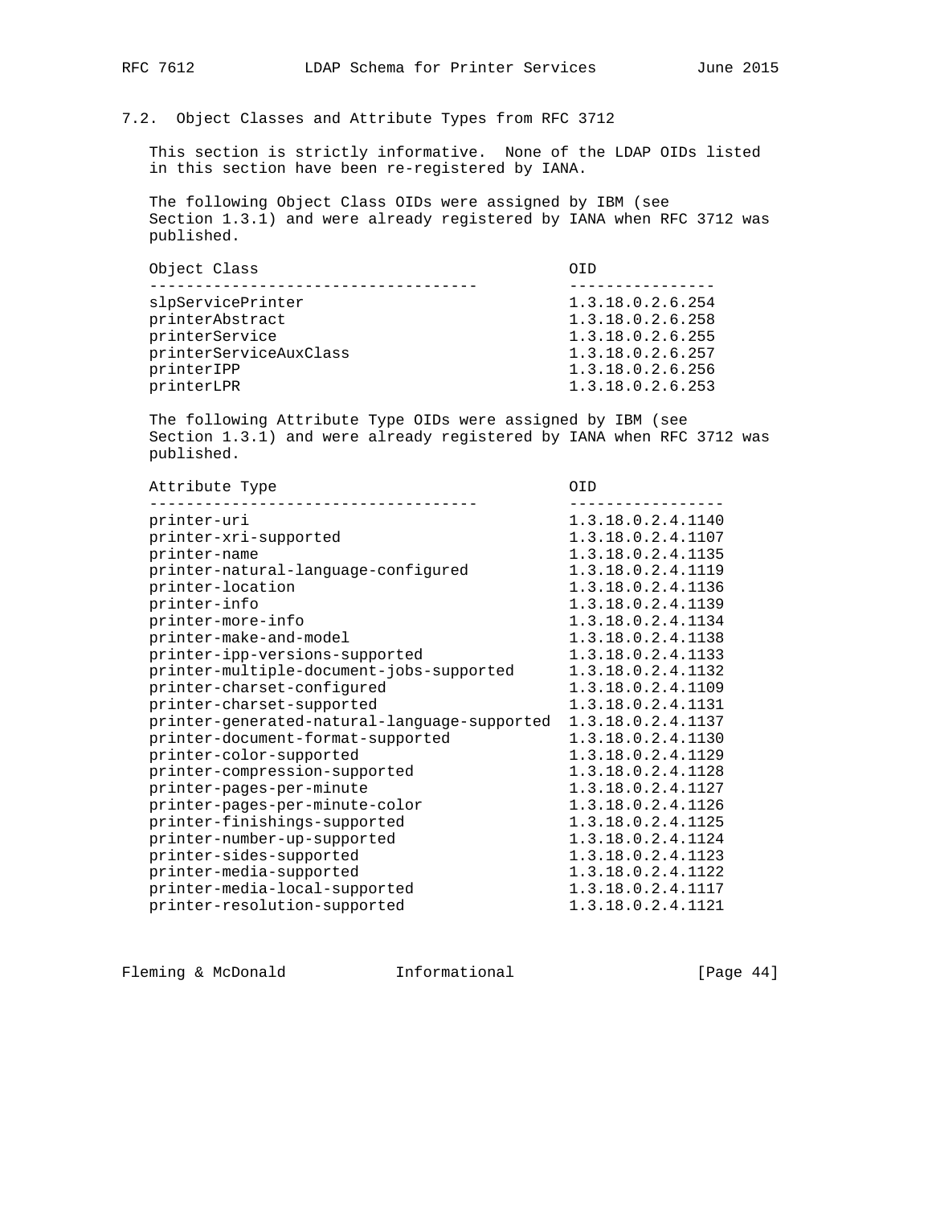### 7.2. Object Classes and Attribute Types from RFC 3712

This section is strictly informative. None of the LDAP OIDs listed in this section have been re-registered by IANA.

The following Object Class OIDs were assigned by IBM (see Section 1.3.1) and were already registered by IANA when RFC 3712 was published.

| Object Class | OID |
|---|---|
| slpServicePrinter | 1.3.18.0.2.6.254 |
| printerAbstract | 1.3.18.0.2.6.258 |
| printerService | 1.3.18.0.2.6.255 |
| printerServiceAuxClass | 1.3.18.0.2.6.257 |
| printerIPP | 1.3.18.0.2.6.256 |
| printerLPR | 1.3.18.0.2.6.253 |

The following Attribute Type OIDs were assigned by IBM (see Section 1.3.1) and were already registered by IANA when RFC 3712 was published.

| Attribute Type | OID |
|---|---|
| printer-uri | 1.3.18.0.2.4.1140 |
| printer-xri-supported | 1.3.18.0.2.4.1107 |
| printer-name | 1.3.18.0.2.4.1135 |
| printer-natural-language-configured | 1.3.18.0.2.4.1119 |
| printer-location | 1.3.18.0.2.4.1136 |
| printer-info | 1.3.18.0.2.4.1139 |
| printer-more-info | 1.3.18.0.2.4.1134 |
| printer-make-and-model | 1.3.18.0.2.4.1138 |
| printer-ipp-versions-supported | 1.3.18.0.2.4.1133 |
| printer-multiple-document-jobs-supported | 1.3.18.0.2.4.1132 |
| printer-charset-configured | 1.3.18.0.2.4.1109 |
| printer-charset-supported | 1.3.18.0.2.4.1131 |
| printer-generated-natural-language-supported | 1.3.18.0.2.4.1137 |
| printer-document-format-supported | 1.3.18.0.2.4.1130 |
| printer-color-supported | 1.3.18.0.2.4.1129 |
| printer-compression-supported | 1.3.18.0.2.4.1128 |
| printer-pages-per-minute | 1.3.18.0.2.4.1127 |
| printer-pages-per-minute-color | 1.3.18.0.2.4.1126 |
| printer-finishings-supported | 1.3.18.0.2.4.1125 |
| printer-number-up-supported | 1.3.18.0.2.4.1124 |
| printer-sides-supported | 1.3.18.0.2.4.1123 |
| printer-media-supported | 1.3.18.0.2.4.1122 |
| printer-media-local-supported | 1.3.18.0.2.4.1117 |
| printer-resolution-supported | 1.3.18.0.2.4.1121 |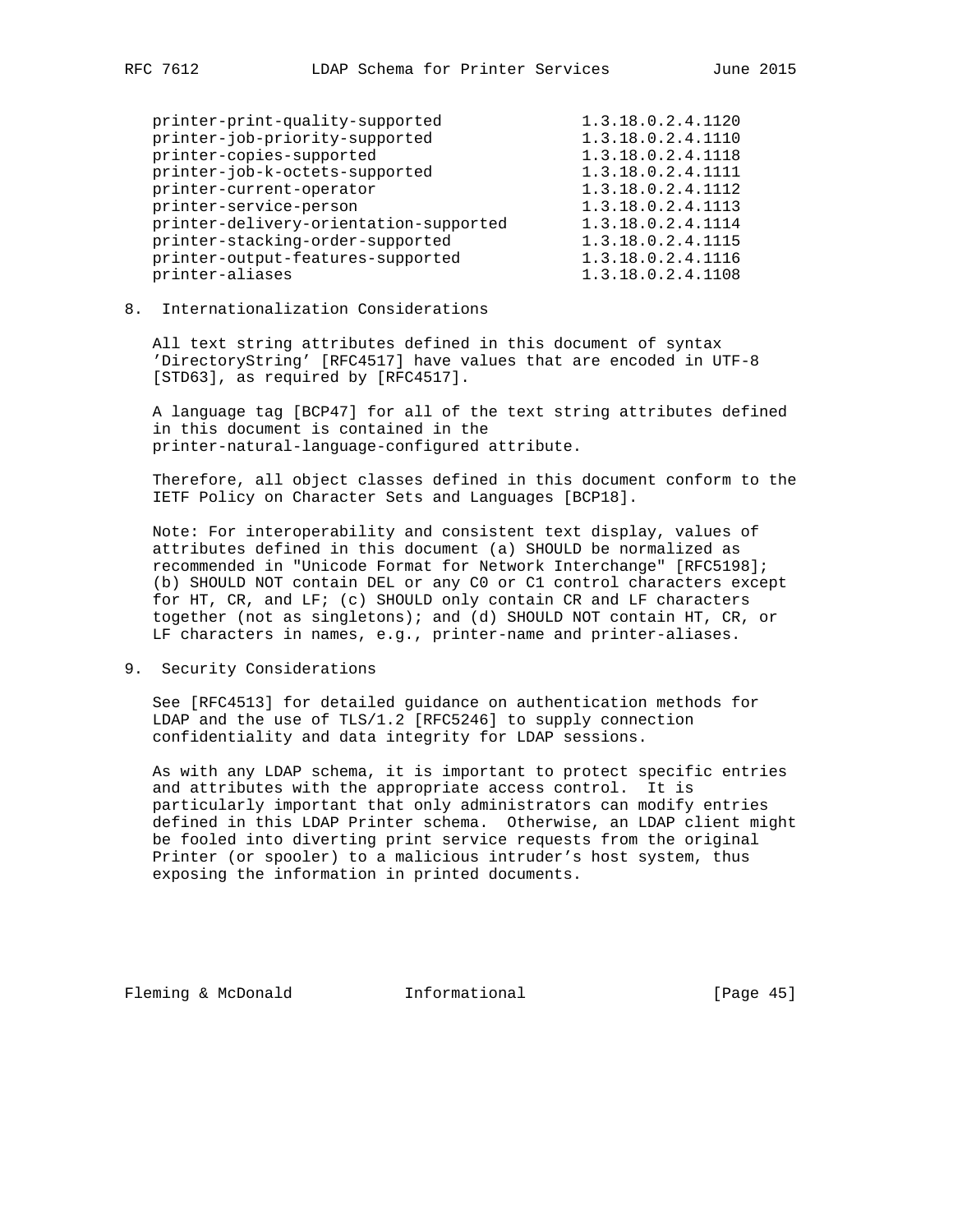| | |
|---|---|
| printer-print-quality-supported | 1.3.18.0.2.4.1120 |
| printer-job-priority-supported | 1.3.18.0.2.4.1110 |
| printer-copies-supported | 1.3.18.0.2.4.1118 |
| printer-job-k-octets-supported | 1.3.18.0.2.4.1111 |
| printer-current-operator | 1.3.18.0.2.4.1112 |
| printer-service-person | 1.3.18.0.2.4.1113 |
| printer-delivery-orientation-supported | 1.3.18.0.2.4.1114 |
| printer-stacking-order-supported | 1.3.18.0.2.4.1115 |
| printer-output-features-supported | 1.3.18.0.2.4.1116 |
| printer-aliases | 1.3.18.0.2.4.1108 |

## 8. Internationalization Considerations

All text string attributes defined in this document of syntax 'DirectoryString' [RFC4517] have values that are encoded in UTF-8 [STD63], as required by [RFC4517].

A language tag [BCP47] for all of the text string attributes defined in this document is contained in the printer-natural-language-configured attribute.

Therefore, all object classes defined in this document conform to the IETF Policy on Character Sets and Languages [BCP18].

Note: For interoperability and consistent text display, values of attributes defined in this document (a) SHOULD be normalized as recommended in "Unicode Format for Network Interchange" [RFC5198]; (b) SHOULD NOT contain DEL or any C0 or C1 control characters except for HT, CR, and LF; (c) SHOULD only contain CR and LF characters together (not as singletons); and (d) SHOULD NOT contain HT, CR, or LF characters in names, e.g., printer-name and printer-aliases.

## 9. Security Considerations

See [RFC4513] for detailed guidance on authentication methods for LDAP and the use of TLS/1.2 [RFC5246] to supply connection confidentiality and data integrity for LDAP sessions.

As with any LDAP schema, it is important to protect specific entries and attributes with the appropriate access control. It is particularly important that only administrators can modify entries defined in this LDAP Printer schema. Otherwise, an LDAP client might be fooled into diverting print service requests from the original Printer (or spooler) to a malicious intruder's host system, thus exposing the information in printed documents.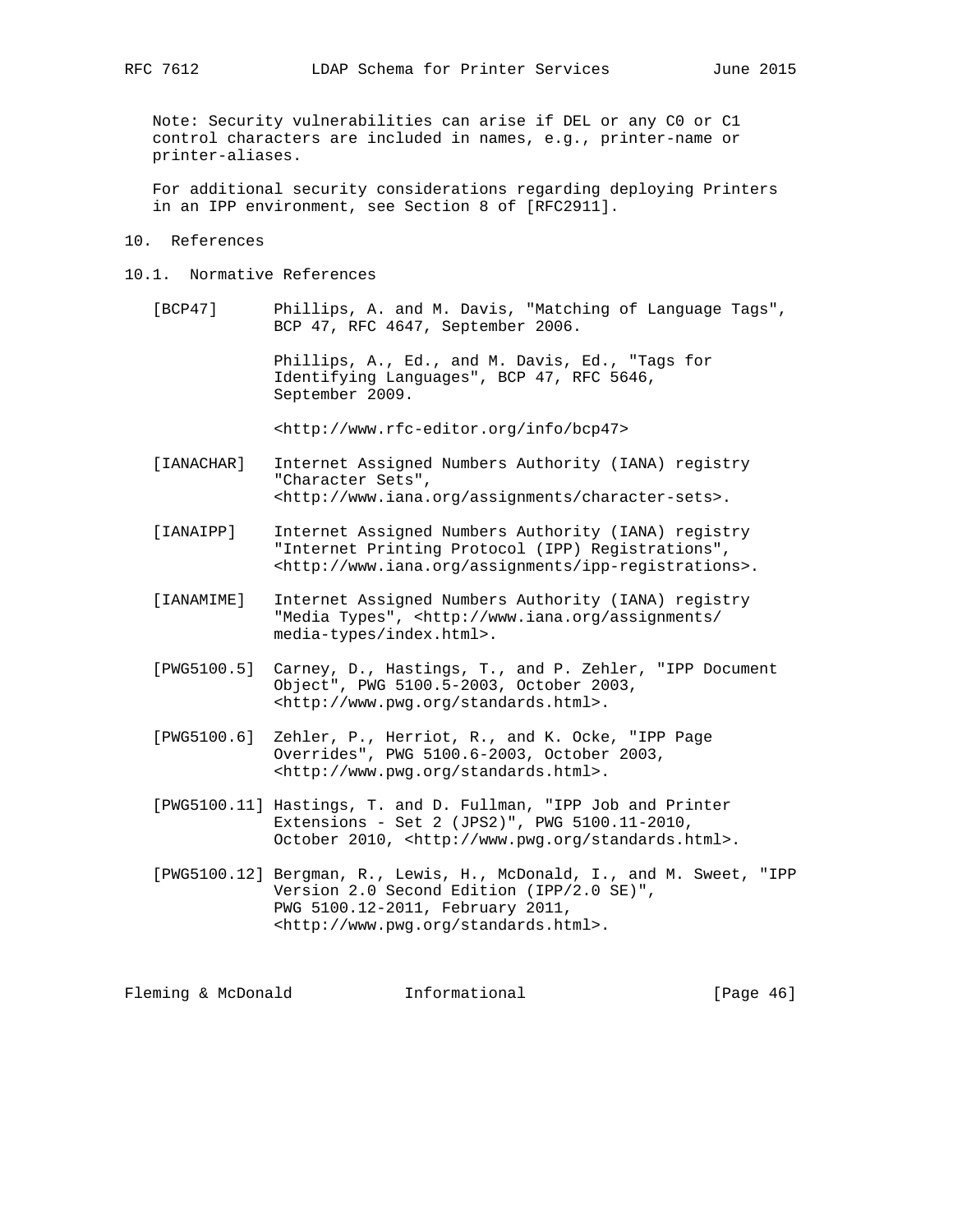Note: Security vulnerabilities can arise if DEL or any C0 or C1 control characters are included in names, e.g., printer-name or printer-aliases.

For additional security considerations regarding deploying Printers in an IPP environment, see Section 8 of [RFC2911].

## 10. References

### 10.1. Normative References

[BCP47] Phillips, A. and M. Davis, "Matching of Language Tags", BCP 47, RFC 4647, September 2006.

Phillips, A., Ed., and M. Davis, Ed., "Tags for Identifying Languages", BCP 47, RFC 5646, September 2009.

<http://www.rfc-editor.org/info/bcp47>

[IANACHAR] Internet Assigned Numbers Authority (IANA) registry "Character Sets", <http://www.iana.org/assignments/character-sets>.

[IANAIPP] Internet Assigned Numbers Authority (IANA) registry "Internet Printing Protocol (IPP) Registrations", <http://www.iana.org/assignments/ipp-registrations>.

[IANAMIME] Internet Assigned Numbers Authority (IANA) registry "Media Types", <http://www.iana.org/assignments/media-types/index.html>.

[PWG5100.5] Carney, D., Hastings, T., and P. Zehler, "IPP Document Object", PWG 5100.5-2003, October 2003, <http://www.pwg.org/standards.html>.

[PWG5100.6] Zehler, P., Herriot, R., and K. Ocke, "IPP Page Overrides", PWG 5100.6-2003, October 2003, <http://www.pwg.org/standards.html>.

[PWG5100.11] Hastings, T. and D. Fullman, "IPP Job and Printer Extensions - Set 2 (JPS2)", PWG 5100.11-2010, October 2010, <http://www.pwg.org/standards.html>.

[PWG5100.12] Bergman, R., Lewis, H., McDonald, I., and M. Sweet, "IPP Version 2.0 Second Edition (IPP/2.0 SE)", PWG 5100.12-2011, February 2011, <http://www.pwg.org/standards.html>.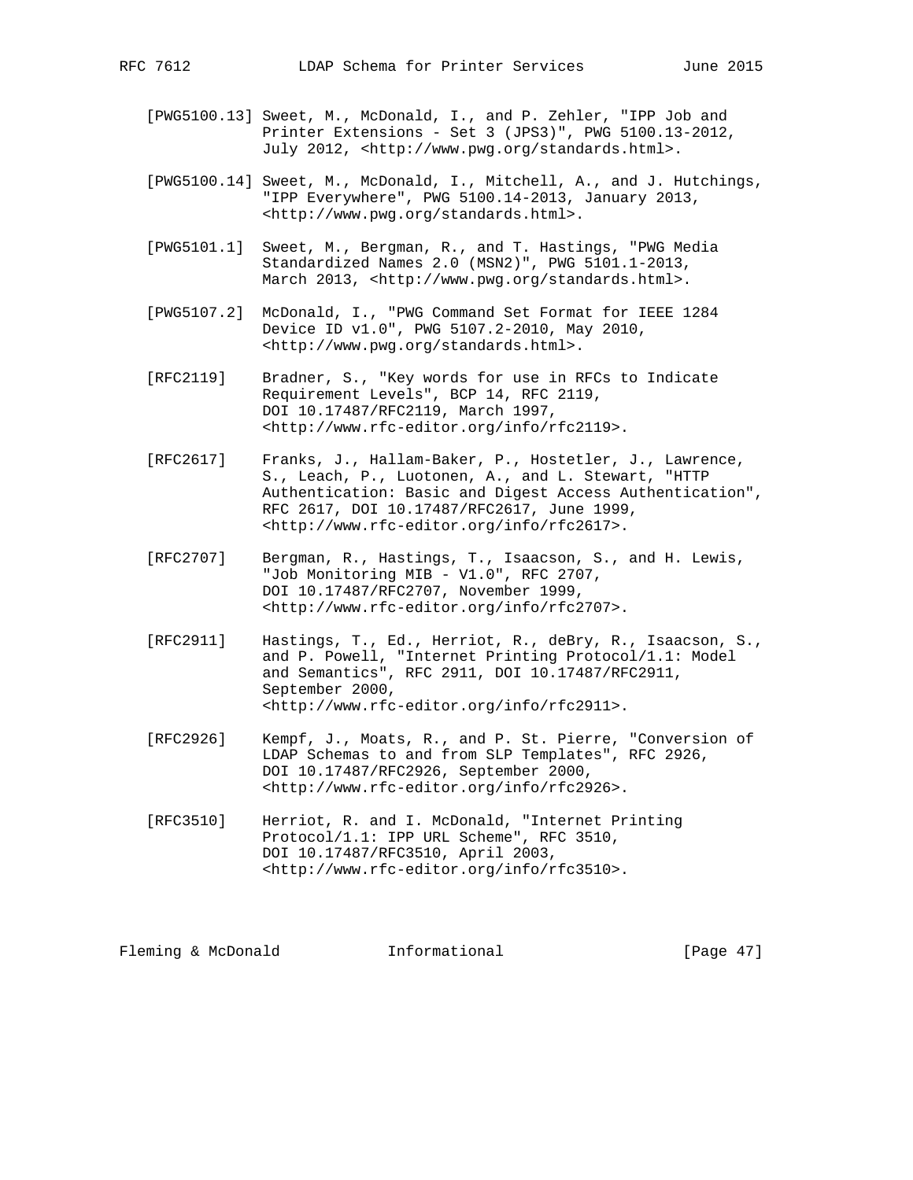[PWG5100.13] Sweet, M., McDonald, I., and P. Zehler, "IPP Job and Printer Extensions - Set 3 (JPS3)", PWG 5100.13-2012, July 2012, <http://www.pwg.org/standards.html>.

[PWG5100.14] Sweet, M., McDonald, I., Mitchell, A., and J. Hutchings, "IPP Everywhere", PWG 5100.14-2013, January 2013, <http://www.pwg.org/standards.html>.

[PWG5101.1] Sweet, M., Bergman, R., and T. Hastings, "PWG Media Standardized Names 2.0 (MSN2)", PWG 5101.1-2013, March 2013, <http://www.pwg.org/standards.html>.

[PWG5107.2] McDonald, I., "PWG Command Set Format for IEEE 1284 Device ID v1.0", PWG 5107.2-2010, May 2010, <http://www.pwg.org/standards.html>.

[RFC2119] Bradner, S., "Key words for use in RFCs to Indicate Requirement Levels", BCP 14, RFC 2119, DOI 10.17487/RFC2119, March 1997, <http://www.rfc-editor.org/info/rfc2119>.

[RFC2617] Franks, J., Hallam-Baker, P., Hostetler, J., Lawrence, S., Leach, P., Luotonen, A., and L. Stewart, "HTTP Authentication: Basic and Digest Access Authentication", RFC 2617, DOI 10.17487/RFC2617, June 1999, <http://www.rfc-editor.org/info/rfc2617>.

[RFC2707] Bergman, R., Hastings, T., Isaacson, S., and H. Lewis, "Job Monitoring MIB - V1.0", RFC 2707, DOI 10.17487/RFC2707, November 1999, <http://www.rfc-editor.org/info/rfc2707>.

[RFC2911] Hastings, T., Ed., Herriot, R., deBry, R., Isaacson, S., and P. Powell, "Internet Printing Protocol/1.1: Model and Semantics", RFC 2911, DOI 10.17487/RFC2911, September 2000, <http://www.rfc-editor.org/info/rfc2911>.

[RFC2926] Kempf, J., Moats, R., and P. St. Pierre, "Conversion of LDAP Schemas to and from SLP Templates", RFC 2926, DOI 10.17487/RFC2926, September 2000, <http://www.rfc-editor.org/info/rfc2926>.

[RFC3510] Herriot, R. and I. McDonald, "Internet Printing Protocol/1.1: IPP URL Scheme", RFC 3510, DOI 10.17487/RFC3510, April 2003, <http://www.rfc-editor.org/info/rfc3510>.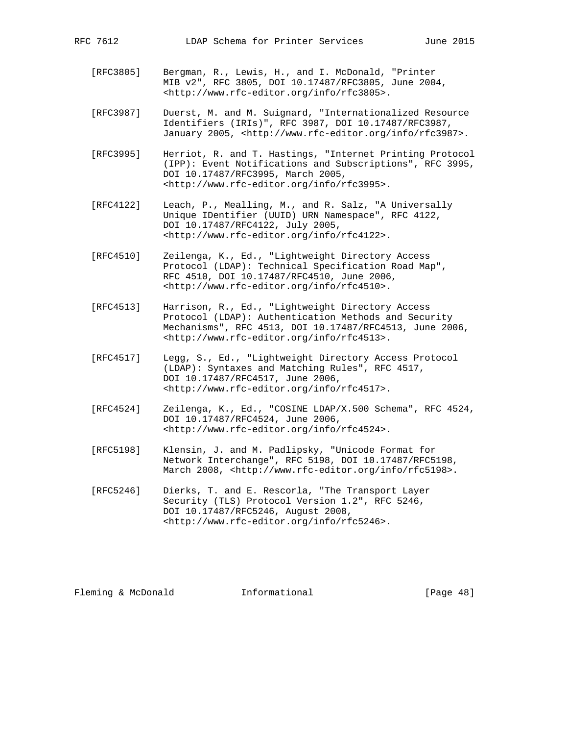[RFC3805] Bergman, R., Lewis, H., and I. McDonald, "Printer MIB v2", RFC 3805, DOI 10.17487/RFC3805, June 2004, <http://www.rfc-editor.org/info/rfc3805>.

[RFC3987] Duerst, M. and M. Suignard, "Internationalized Resource Identifiers (IRIs)", RFC 3987, DOI 10.17487/RFC3987, January 2005, <http://www.rfc-editor.org/info/rfc3987>.

[RFC3995] Herriot, R. and T. Hastings, "Internet Printing Protocol (IPP): Event Notifications and Subscriptions", RFC 3995, DOI 10.17487/RFC3995, March 2005, <http://www.rfc-editor.org/info/rfc3995>.

[RFC4122] Leach, P., Mealling, M., and R. Salz, "A Universally Unique IDentifier (UUID) URN Namespace", RFC 4122, DOI 10.17487/RFC4122, July 2005, <http://www.rfc-editor.org/info/rfc4122>.

[RFC4510] Zeilenga, K., Ed., "Lightweight Directory Access Protocol (LDAP): Technical Specification Road Map", RFC 4510, DOI 10.17487/RFC4510, June 2006, <http://www.rfc-editor.org/info/rfc4510>.

[RFC4513] Harrison, R., Ed., "Lightweight Directory Access Protocol (LDAP): Authentication Methods and Security Mechanisms", RFC 4513, DOI 10.17487/RFC4513, June 2006, <http://www.rfc-editor.org/info/rfc4513>.

[RFC4517] Legg, S., Ed., "Lightweight Directory Access Protocol (LDAP): Syntaxes and Matching Rules", RFC 4517, DOI 10.17487/RFC4517, June 2006, <http://www.rfc-editor.org/info/rfc4517>.

[RFC4524] Zeilenga, K., Ed., "COSINE LDAP/X.500 Schema", RFC 4524, DOI 10.17487/RFC4524, June 2006, <http://www.rfc-editor.org/info/rfc4524>.

[RFC5198] Klensin, J. and M. Padlipsky, "Unicode Format for Network Interchange", RFC 5198, DOI 10.17487/RFC5198, March 2008, <http://www.rfc-editor.org/info/rfc5198>.

[RFC5246] Dierks, T. and E. Rescorla, "The Transport Layer Security (TLS) Protocol Version 1.2", RFC 5246, DOI 10.17487/RFC5246, August 2008, <http://www.rfc-editor.org/info/rfc5246>.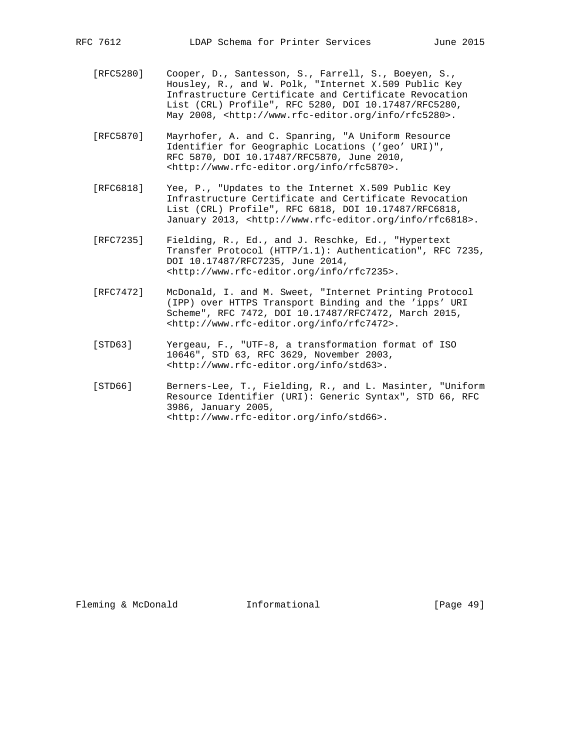[RFC5280] Cooper, D., Santesson, S., Farrell, S., Boeyen, S., Housley, R., and W. Polk, "Internet X.509 Public Key Infrastructure Certificate and Certificate Revocation List (CRL) Profile", RFC 5280, DOI 10.17487/RFC5280, May 2008, <http://www.rfc-editor.org/info/rfc5280>.

[RFC5870] Mayrhofer, A. and C. Spanring, "A Uniform Resource Identifier for Geographic Locations ('geo' URI)", RFC 5870, DOI 10.17487/RFC5870, June 2010, <http://www.rfc-editor.org/info/rfc5870>.

[RFC6818] Yee, P., "Updates to the Internet X.509 Public Key Infrastructure Certificate and Certificate Revocation List (CRL) Profile", RFC 6818, DOI 10.17487/RFC6818, January 2013, <http://www.rfc-editor.org/info/rfc6818>.

[RFC7235] Fielding, R., Ed., and J. Reschke, Ed., "Hypertext Transfer Protocol (HTTP/1.1): Authentication", RFC 7235, DOI 10.17487/RFC7235, June 2014, <http://www.rfc-editor.org/info/rfc7235>.

[RFC7472] McDonald, I. and M. Sweet, "Internet Printing Protocol (IPP) over HTTPS Transport Binding and the 'ipps' URI Scheme", RFC 7472, DOI 10.17487/RFC7472, March 2015, <http://www.rfc-editor.org/info/rfc7472>.

[STD63] Yergeau, F., "UTF-8, a transformation format of ISO 10646", STD 63, RFC 3629, November 2003, <http://www.rfc-editor.org/info/std63>.

[STD66] Berners-Lee, T., Fielding, R., and L. Masinter, "Uniform Resource Identifier (URI): Generic Syntax", STD 66, RFC 3986, January 2005, <http://www.rfc-editor.org/info/std66>.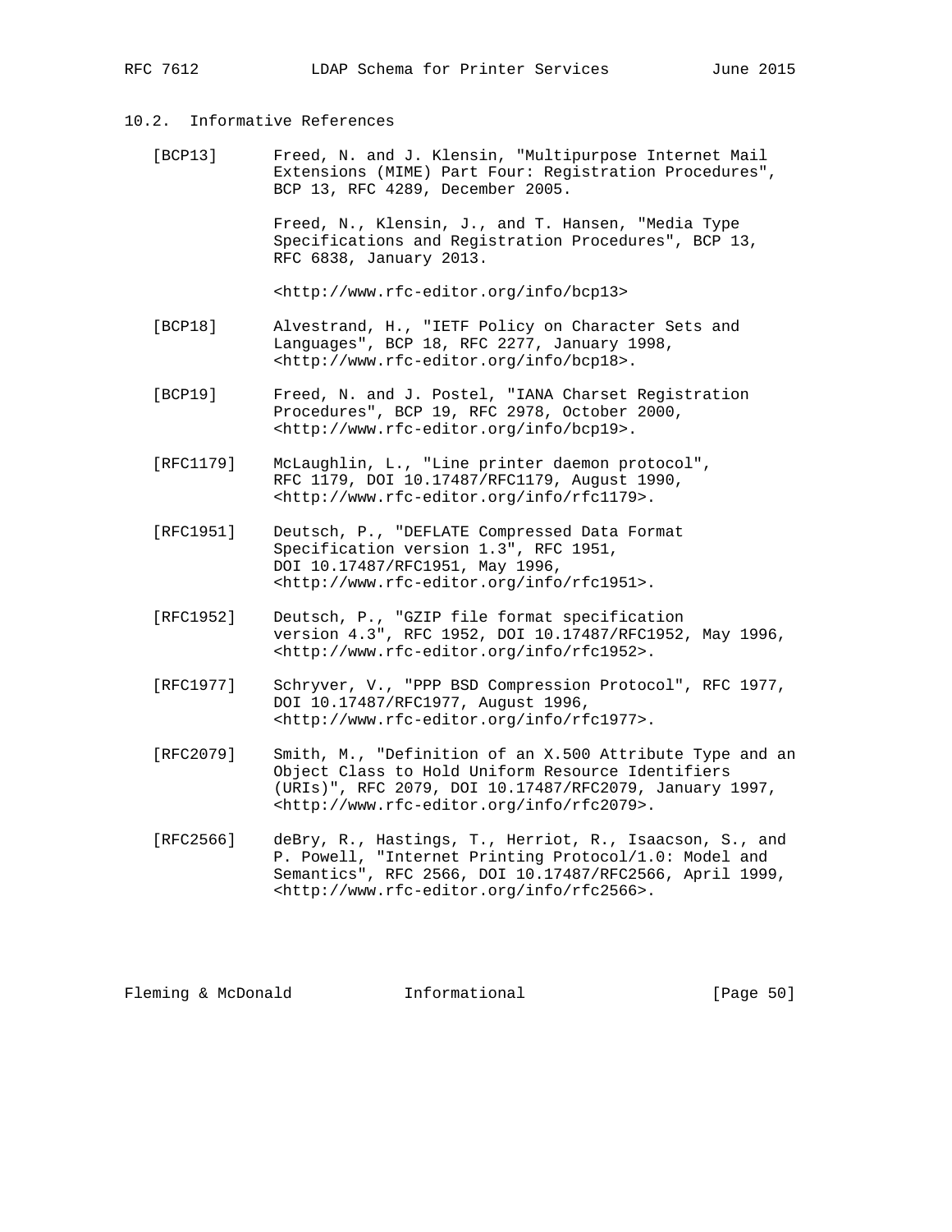## 10.2. Informative References

[BCP13] Freed, N. and J. Klensin, "Multipurpose Internet Mail Extensions (MIME) Part Four: Registration Procedures", BCP 13, RFC 4289, December 2005.

Freed, N., Klensin, J., and T. Hansen, "Media Type Specifications and Registration Procedures", BCP 13, RFC 6838, January 2013.

<http://www.rfc-editor.org/info/bcp13>

[BCP18] Alvestrand, H., "IETF Policy on Character Sets and Languages", BCP 18, RFC 2277, January 1998, <http://www.rfc-editor.org/info/bcp18>.

[BCP19] Freed, N. and J. Postel, "IANA Charset Registration Procedures", BCP 19, RFC 2978, October 2000, <http://www.rfc-editor.org/info/bcp19>.

[RFC1179] McLaughlin, L., "Line printer daemon protocol", RFC 1179, DOI 10.17487/RFC1179, August 1990, <http://www.rfc-editor.org/info/rfc1179>.

[RFC1951] Deutsch, P., "DEFLATE Compressed Data Format Specification version 1.3", RFC 1951, DOI 10.17487/RFC1951, May 1996, <http://www.rfc-editor.org/info/rfc1951>.

[RFC1952] Deutsch, P., "GZIP file format specification version 4.3", RFC 1952, DOI 10.17487/RFC1952, May 1996, <http://www.rfc-editor.org/info/rfc1952>.

[RFC1977] Schryver, V., "PPP BSD Compression Protocol", RFC 1977, DOI 10.17487/RFC1977, August 1996, <http://www.rfc-editor.org/info/rfc1977>.

[RFC2079] Smith, M., "Definition of an X.500 Attribute Type and an Object Class to Hold Uniform Resource Identifiers (URIs)", RFC 2079, DOI 10.17487/RFC2079, January 1997, <http://www.rfc-editor.org/info/rfc2079>.

[RFC2566] deBry, R., Hastings, T., Herriot, R., Isaacson, S., and P. Powell, "Internet Printing Protocol/1.0: Model and Semantics", RFC 2566, DOI 10.17487/RFC2566, April 1999, <http://www.rfc-editor.org/info/rfc2566>.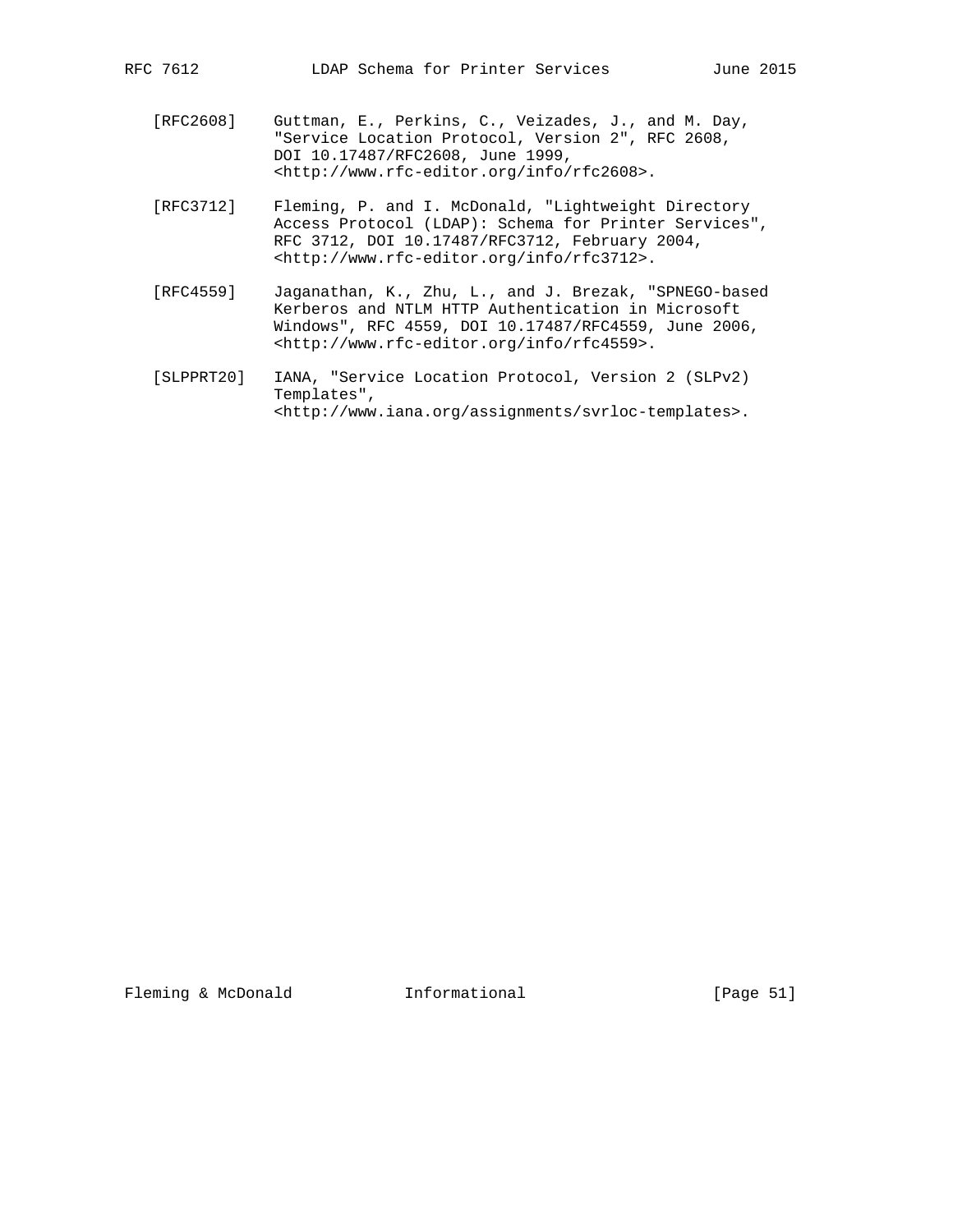[RFC2608] Guttman, E., Perkins, C., Veizades, J., and M. Day, "Service Location Protocol, Version 2", RFC 2608, DOI 10.17487/RFC2608, June 1999, <http://www.rfc-editor.org/info/rfc2608>.

[RFC3712] Fleming, P. and I. McDonald, "Lightweight Directory Access Protocol (LDAP): Schema for Printer Services", RFC 3712, DOI 10.17487/RFC3712, February 2004, <http://www.rfc-editor.org/info/rfc3712>.

[RFC4559] Jaganathan, K., Zhu, L., and J. Brezak, "SPNEGO-based Kerberos and NTLM HTTP Authentication in Microsoft Windows", RFC 4559, DOI 10.17487/RFC4559, June 2006, <http://www.rfc-editor.org/info/rfc4559>.

[SLPPRT20] IANA, "Service Location Protocol, Version 2 (SLPv2) Templates", <http://www.iana.org/assignments/svrloc-templates>.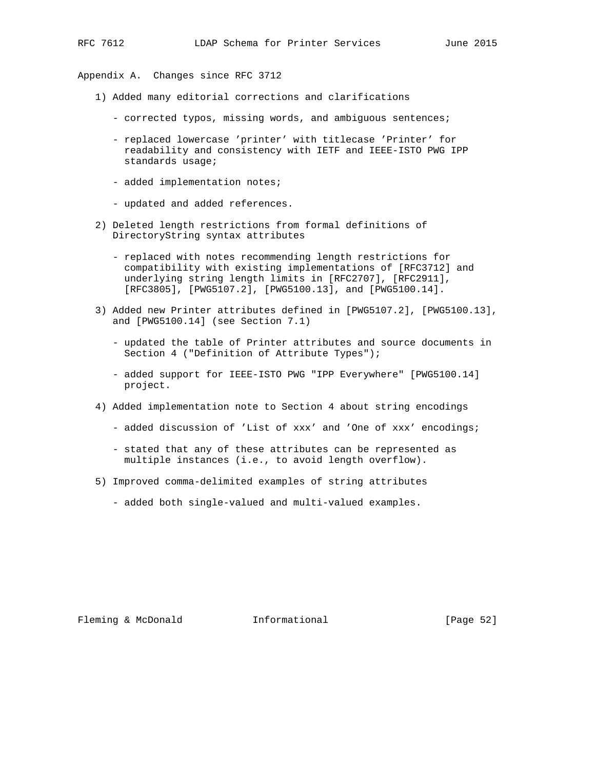## Appendix A. Changes since RFC 3712

1) Added many editorial corrections and clarifications

   - corrected typos, missing words, and ambiguous sentences;

   - replaced lowercase 'printer' with titlecase 'Printer' for readability and consistency with IETF and IEEE-ISTO PWG IPP standards usage;

   - added implementation notes;

   - updated and added references.

2) Deleted length restrictions from formal definitions of DirectoryString syntax attributes

   - replaced with notes recommending length restrictions for compatibility with existing implementations of [RFC3712] and underlying string length limits in [RFC2707], [RFC2911], [RFC3805], [PWG5107.2], [PWG5100.13], and [PWG5100.14].

3) Added new Printer attributes defined in [PWG5107.2], [PWG5100.13], and [PWG5100.14] (see Section 7.1)

   - updated the table of Printer attributes and source documents in Section 4 ("Definition of Attribute Types");

   - added support for IEEE-ISTO PWG "IPP Everywhere" [PWG5100.14] project.

4) Added implementation note to Section 4 about string encodings

   - added discussion of 'List of xxx' and 'One of xxx' encodings;

   - stated that any of these attributes can be represented as multiple instances (i.e., to avoid length overflow).

5) Improved comma-delimited examples of string attributes

   - added both single-valued and multi-valued examples.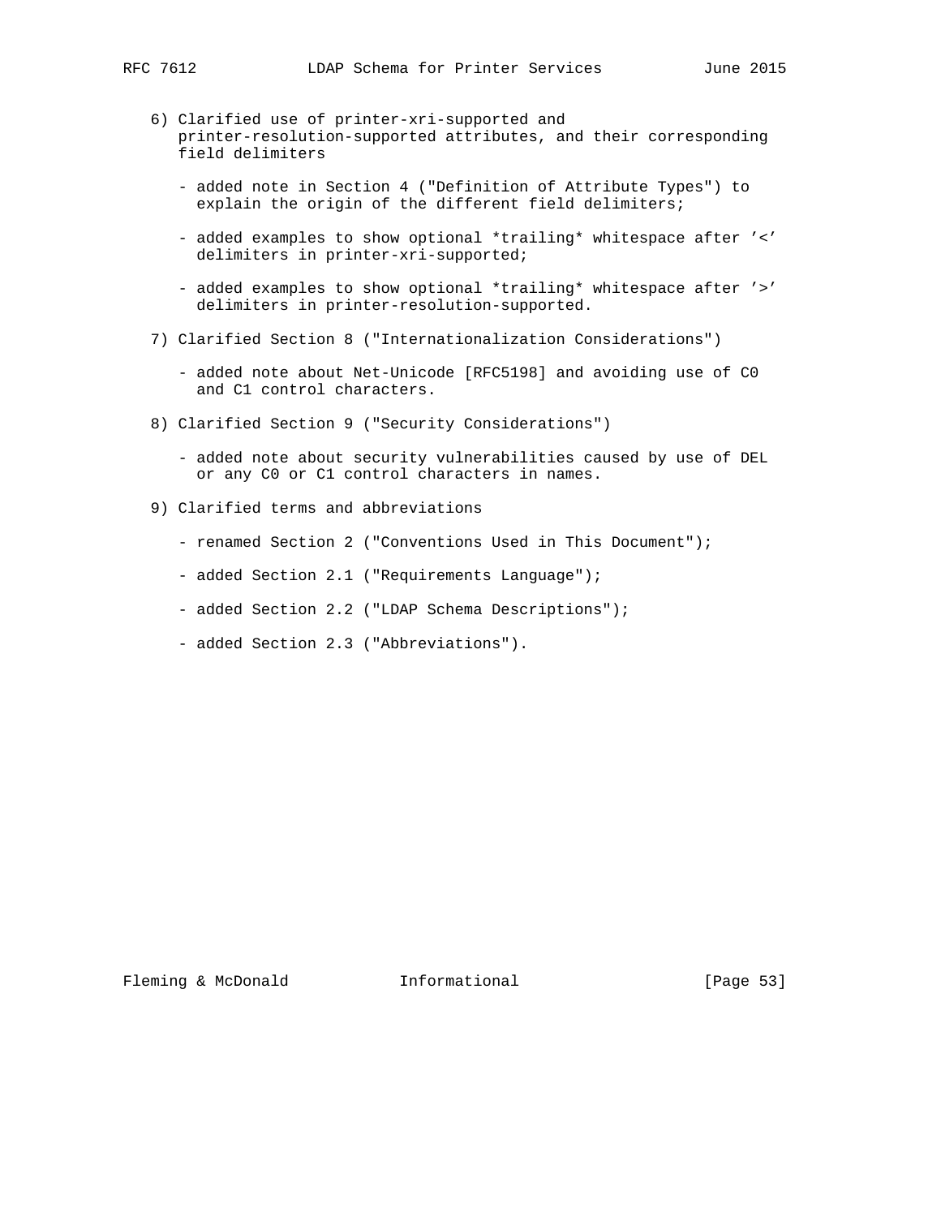6) Clarified use of printer-xri-supported and printer-resolution-supported attributes, and their corresponding field delimiters

   - added note in Section 4 ("Definition of Attribute Types") to explain the origin of the different field delimiters;

   - added examples to show optional *trailing* whitespace after '<' delimiters in printer-xri-supported;

   - added examples to show optional *trailing* whitespace after '>' delimiters in printer-resolution-supported.

7) Clarified Section 8 ("Internationalization Considerations")

   - added note about Net-Unicode [RFC5198] and avoiding use of C0 and C1 control characters.

8) Clarified Section 9 ("Security Considerations")

   - added note about security vulnerabilities caused by use of DEL or any C0 or C1 control characters in names.

9) Clarified terms and abbreviations

   - renamed Section 2 ("Conventions Used in This Document");

   - added Section 2.1 ("Requirements Language");

   - added Section 2.2 ("LDAP Schema Descriptions");

   - added Section 2.3 ("Abbreviations").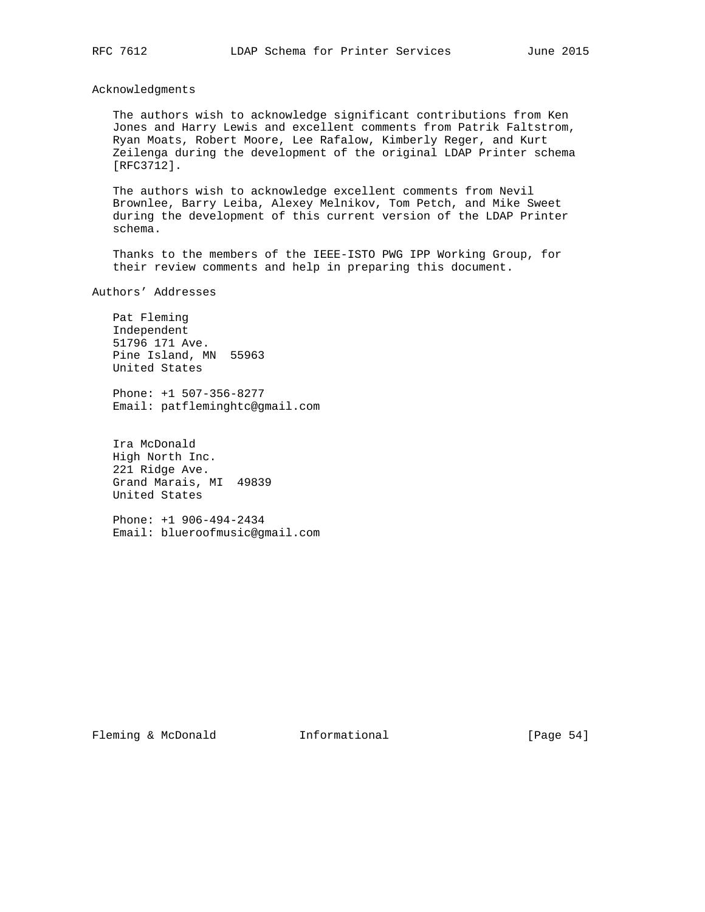## Acknowledgments

The authors wish to acknowledge significant contributions from Ken Jones and Harry Lewis and excellent comments from Patrik Faltstrom, Ryan Moats, Robert Moore, Lee Rafalow, Kimberly Reger, and Kurt Zeilenga during the development of the original LDAP Printer schema [RFC3712].

The authors wish to acknowledge excellent comments from Nevil Brownlee, Barry Leiba, Alexey Melnikov, Tom Petch, and Mike Sweet during the development of this current version of the LDAP Printer schema.

Thanks to the members of the IEEE-ISTO PWG IPP Working Group, for their review comments and help in preparing this document.

## Authors' Addresses

Pat Fleming
Independent
51796 171 Ave.
Pine Island, MN  55963
United States

Phone: +1 507-356-8277
Email: patfleminghtc@gmail.com

Ira McDonald
High North Inc.
221 Ridge Ave.
Grand Marais, MI  49839
United States

Phone: +1 906-494-2434
Email: blueroofmusic@gmail.com